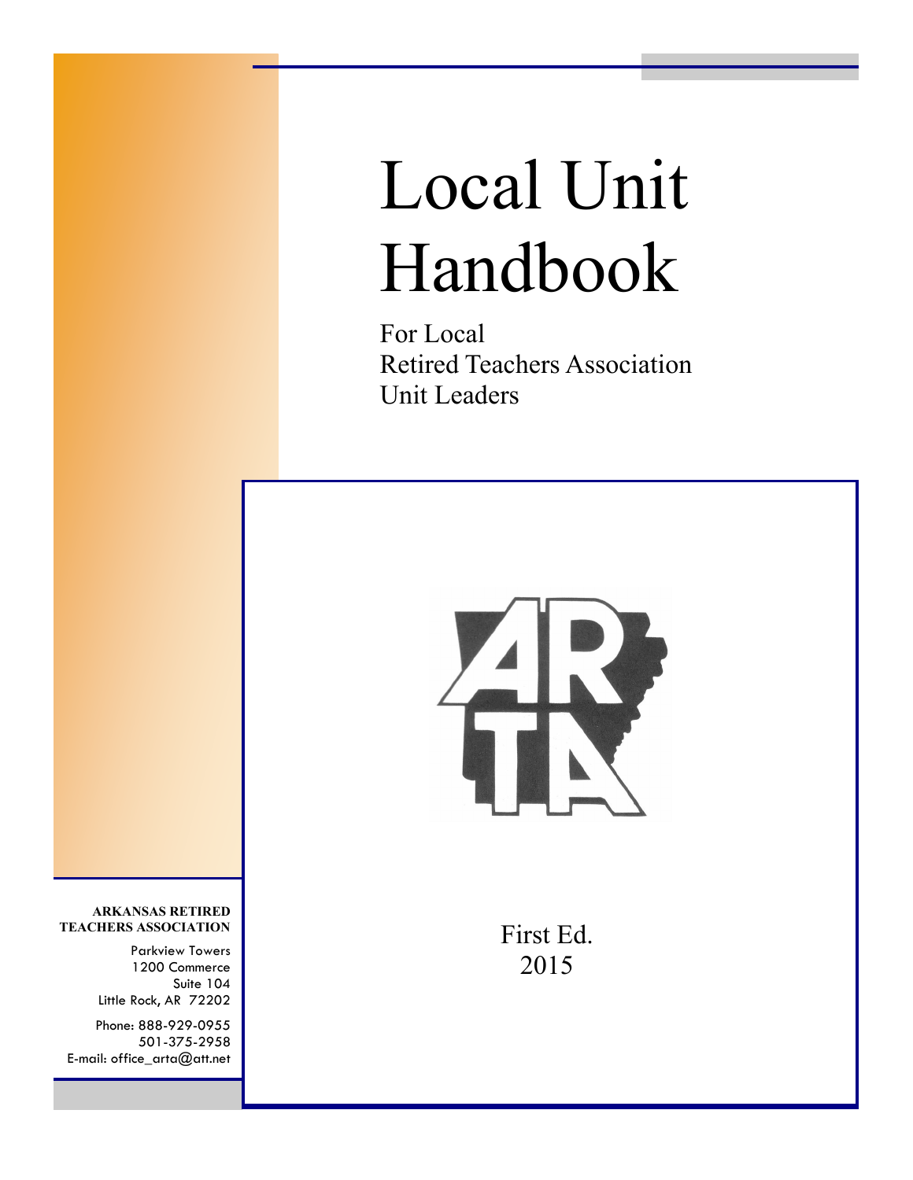# Local Unit Handbook

For Local
Retired Teachers Association
Unit Leaders

First Ed.
2015

**ARKANSAS RETIRED TEACHERS ASSOCIATION**

Parkview Towers
1200 Commerce
Suite 104
Little Rock, AR 72202

Phone: 888-929-0955
501-375-2958
E-mail: office_arta@att.net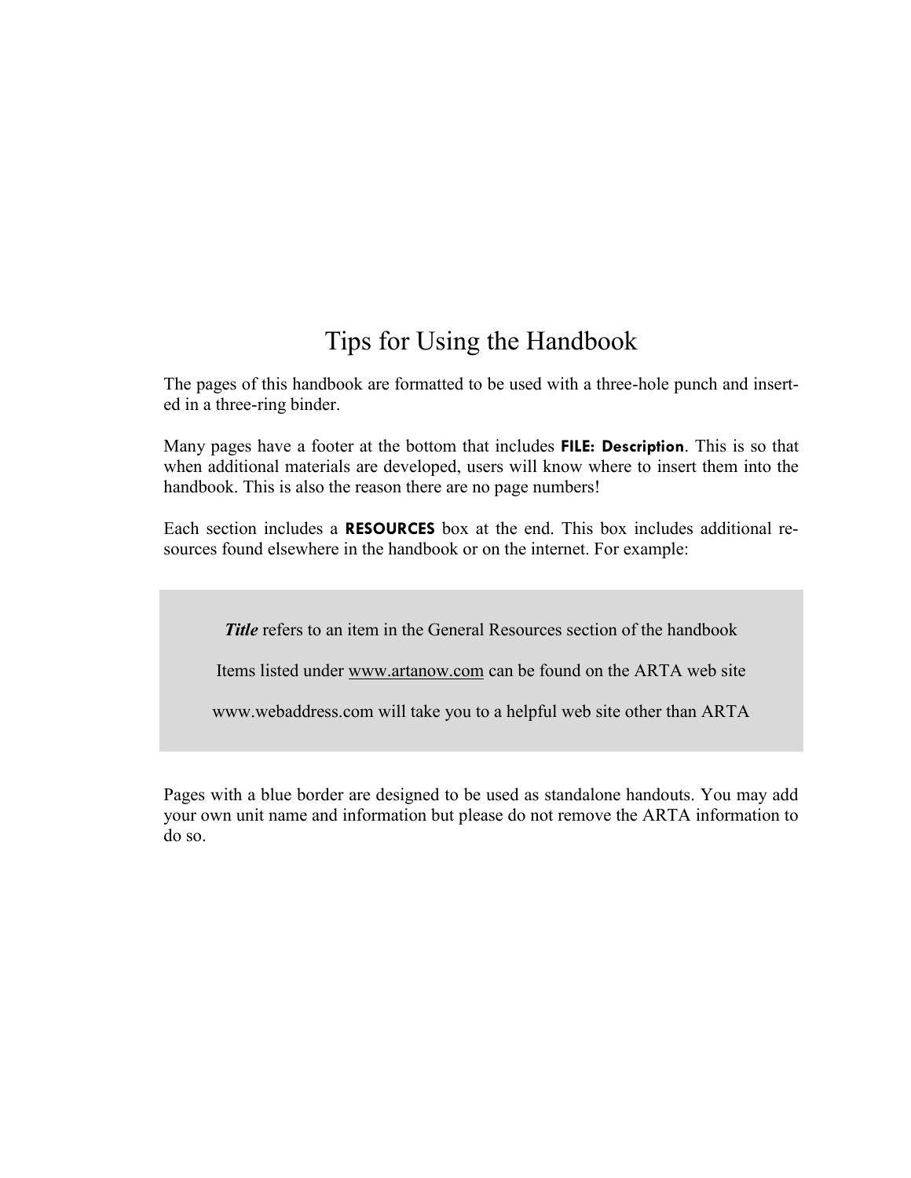# Tips for Using the Handbook

The pages of this handbook are formatted to be used with a three-hole punch and inserted in a three-ring binder.

Many pages have a footer at the bottom that includes **FILE: Description**. This is so that when additional materials are developed, users will know where to insert them into the handbook. This is also the reason there are no page numbers!

Each section includes a **RESOURCES** box at the end. This box includes additional resources found elsewhere in the handbook or on the internet. For example:

> ***Title*** refers to an item in the General Resources section of the handbook
>
> Items listed under www.artanow.com can be found on the ARTA web site
>
> www.webaddress.com will take you to a helpful web site other than ARTA

Pages with a blue border are designed to be used as standalone handouts. You may add your own unit name and information but please do not remove the ARTA information to do so.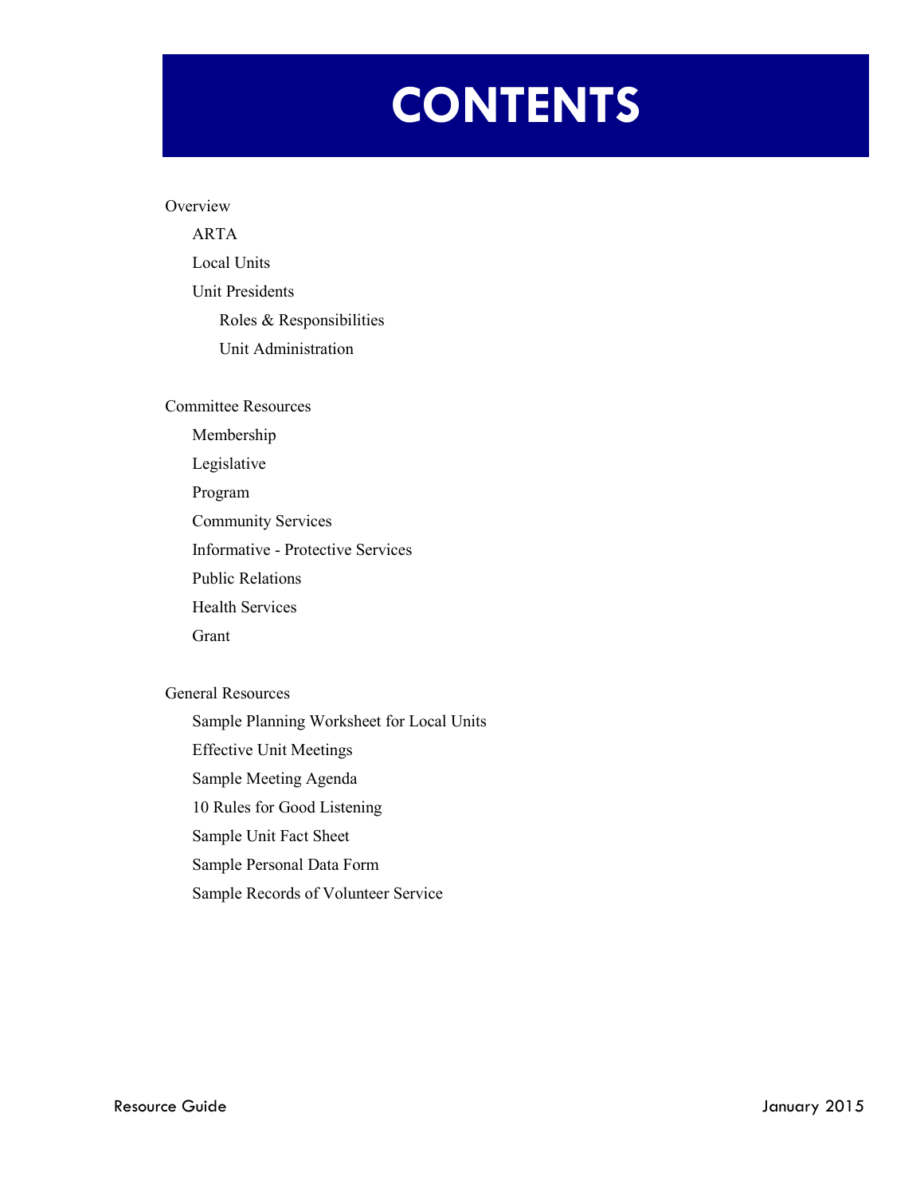# CONTENTS

Overview

- ARTA
- Local Units
- Unit Presidents
  - Roles & Responsibilities
  - Unit Administration

Committee Resources

- Membership
- Legislative
- Program
- Community Services
- Informative - Protective Services
- Public Relations
- Health Services
- Grant

General Resources

- Sample Planning Worksheet for Local Units
- Effective Unit Meetings
- Sample Meeting Agenda
- 10 Rules for Good Listening
- Sample Unit Fact Sheet
- Sample Personal Data Form
- Sample Records of Volunteer Service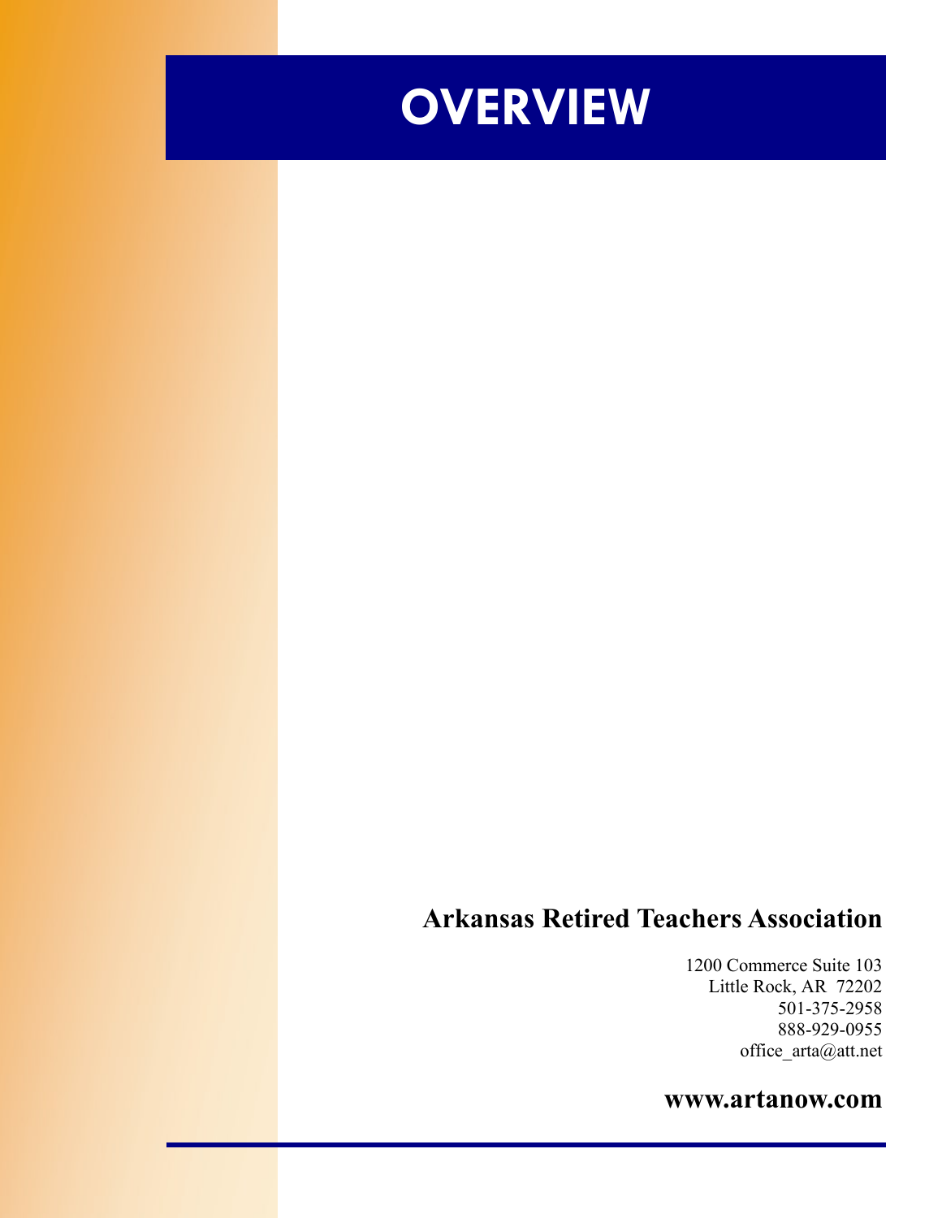# OVERVIEW

**Arkansas Retired Teachers Association**

1200 Commerce Suite 103
Little Rock, AR  72202
501-375-2958
888-929-0955
office_arta@att.net

**www.artanow.com**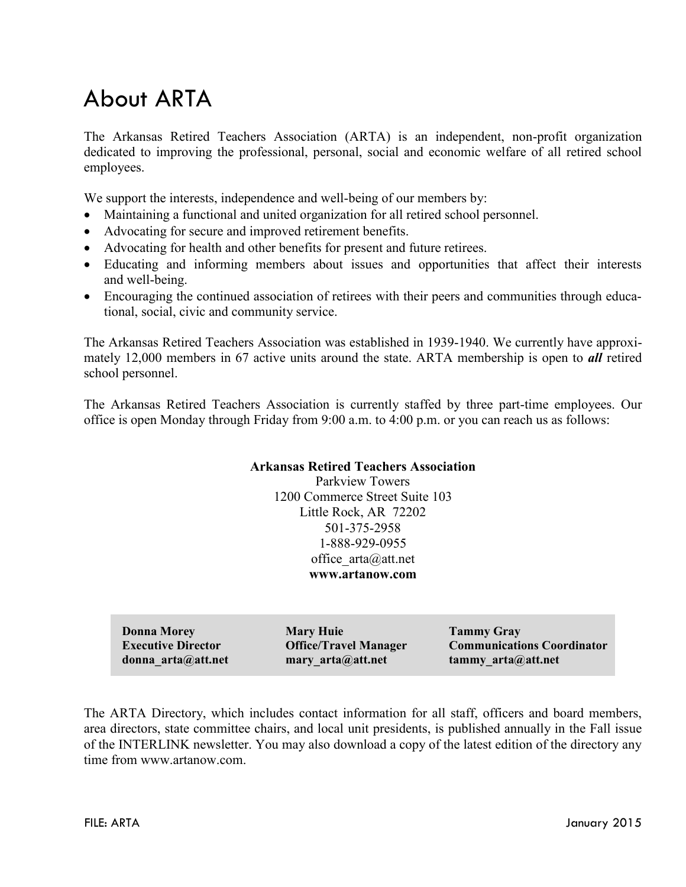# About ARTA

The Arkansas Retired Teachers Association (ARTA) is an independent, non-profit organization dedicated to improving the professional, personal, social and economic welfare of all retired school employees.

We support the interests, independence and well-being of our members by:

- Maintaining a functional and united organization for all retired school personnel.
- Advocating for secure and improved retirement benefits.
- Advocating for health and other benefits for present and future retirees.
- Educating and informing members about issues and opportunities that affect their interests and well-being.
- Encouraging the continued association of retirees with their peers and communities through educational, social, civic and community service.

The Arkansas Retired Teachers Association was established in 1939-1940. We currently have approximately 12,000 members in 67 active units around the state. ARTA membership is open to ***all*** retired school personnel.

The Arkansas Retired Teachers Association is currently staffed by three part-time employees. Our office is open Monday through Friday from 9:00 a.m. to 4:00 p.m. or you can reach us as follows:

**Arkansas Retired Teachers Association**
Parkview Towers
1200 Commerce Street Suite 103
Little Rock, AR 72202
501-375-2958
1-888-929-0955
office_arta@att.net
**www.artanow.com**

| **Donna Morey** | **Mary Huie** | **Tammy Gray** |
|---|---|---|
| **Executive Director** | **Office/Travel Manager** | **Communications Coordinator** |
| **donna_arta@att.net** | **mary_arta@att.net** | **tammy_arta@att.net** |

The ARTA Directory, which includes contact information for all staff, officers and board members, area directors, state committee chairs, and local unit presidents, is published annually in the Fall issue of the INTERLINK newsletter. You may also download a copy of the latest edition of the directory any time from www.artanow.com.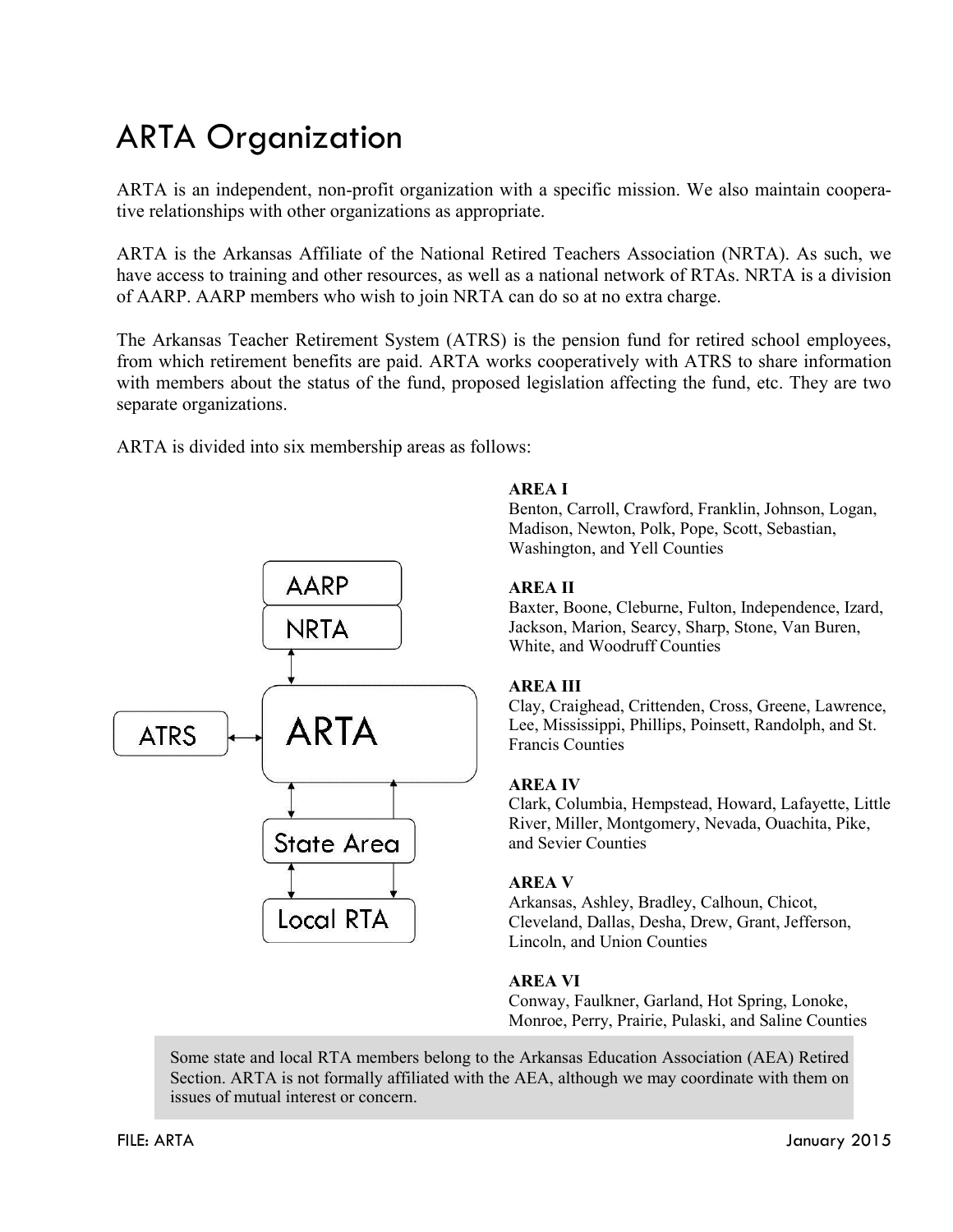# ARTA Organization

ARTA is an independent, non-profit organization with a specific mission. We also maintain cooperative relationships with other organizations as appropriate.

ARTA is the Arkansas Affiliate of the National Retired Teachers Association (NRTA). As such, we have access to training and other resources, as well as a national network of RTAs. NRTA is a division of AARP. AARP members who wish to join NRTA can do so at no extra charge.

The Arkansas Teacher Retirement System (ATRS) is the pension fund for retired school employees, from which retirement benefits are paid. ARTA works cooperatively with ATRS to share information with members about the status of the fund, proposed legislation affecting the fund, etc. They are two separate organizations.

ARTA is divided into six membership areas as follows:

AARP

NRTA

ATRS

ARTA

State Area

Local RTA

**AREA I**
Benton, Carroll, Crawford, Franklin, Johnson, Logan, Madison, Newton, Polk, Pope, Scott, Sebastian, Washington, and Yell Counties

**AREA II**
Baxter, Boone, Cleburne, Fulton, Independence, Izard, Jackson, Marion, Searcy, Sharp, Stone, Van Buren, White, and Woodruff Counties

**AREA III**
Clay, Craighead, Crittenden, Cross, Greene, Lawrence, Lee, Mississippi, Phillips, Poinsett, Randolph, and St. Francis Counties

**AREA IV**
Clark, Columbia, Hempstead, Howard, Lafayette, Little River, Miller, Montgomery, Nevada, Ouachita, Pike, and Sevier Counties

**AREA V**
Arkansas, Ashley, Bradley, Calhoun, Chicot, Cleveland, Dallas, Desha, Drew, Grant, Jefferson, Lincoln, and Union Counties

**AREA VI**
Conway, Faulkner, Garland, Hot Spring, Lonoke, Monroe, Perry, Prairie, Pulaski, and Saline Counties

Some state and local RTA members belong to the Arkansas Education Association (AEA) Retired Section. ARTA is not formally affiliated with the AEA, although we may coordinate with them on issues of mutual interest or concern.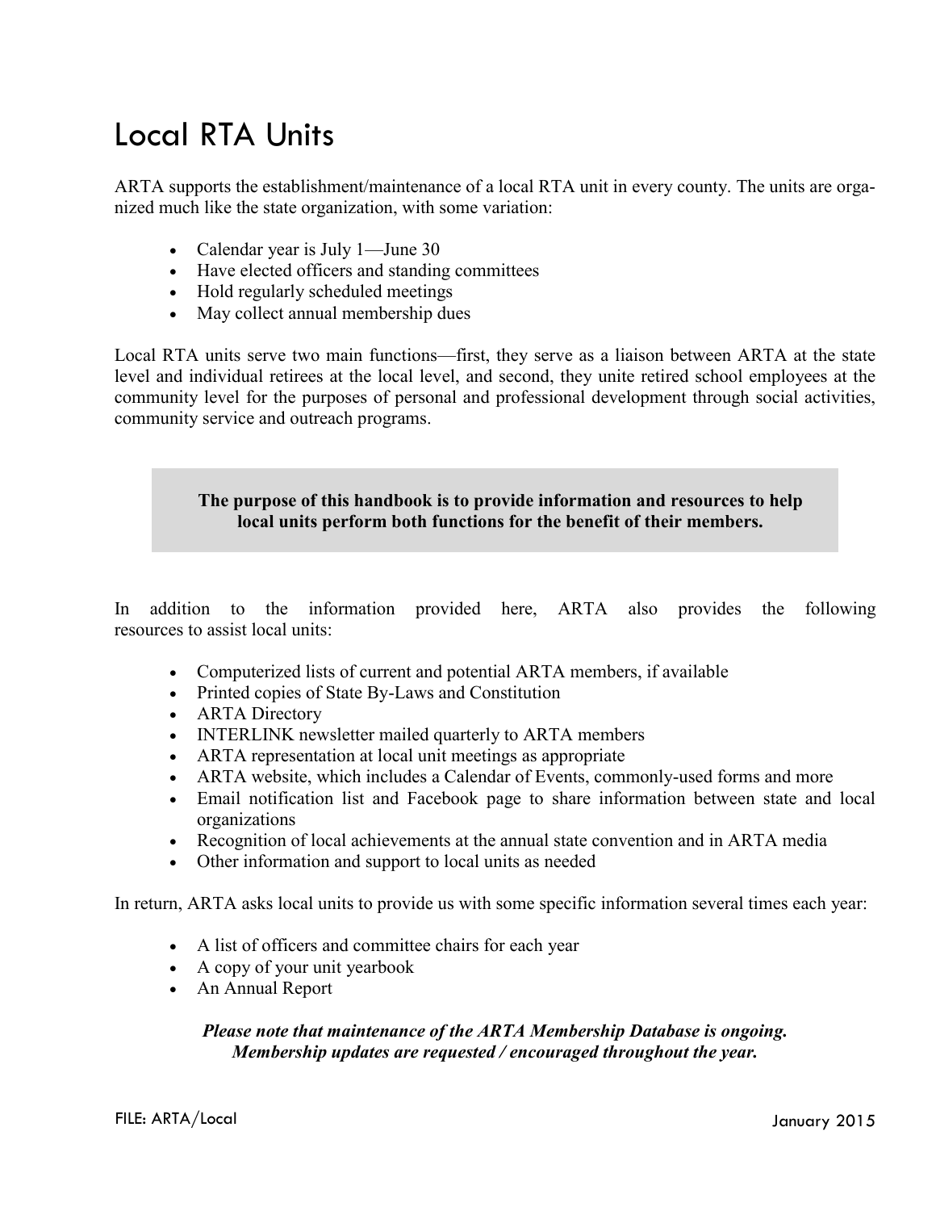# Local RTA Units

ARTA supports the establishment/maintenance of a local RTA unit in every county. The units are organized much like the state organization, with some variation:

- Calendar year is July 1—June 30
- Have elected officers and standing committees
- Hold regularly scheduled meetings
- May collect annual membership dues

Local RTA units serve two main functions—first, they serve as a liaison between ARTA at the state level and individual retirees at the local level, and second, they unite retired school employees at the community level for the purposes of personal and professional development through social activities, community service and outreach programs.

**The purpose of this handbook is to provide information and resources to help local units perform both functions for the benefit of their members.**

In addition to the information provided here, ARTA also provides the following resources to assist local units:

- Computerized lists of current and potential ARTA members, if available
- Printed copies of State By-Laws and Constitution
- ARTA Directory
- INTERLINK newsletter mailed quarterly to ARTA members
- ARTA representation at local unit meetings as appropriate
- ARTA website, which includes a Calendar of Events, commonly-used forms and more
- Email notification list and Facebook page to share information between state and local organizations
- Recognition of local achievements at the annual state convention and in ARTA media
- Other information and support to local units as needed

In return, ARTA asks local units to provide us with some specific information several times each year:

- A list of officers and committee chairs for each year
- A copy of your unit yearbook
- An Annual Report

***Please note that maintenance of the ARTA Membership Database is ongoing. Membership updates are requested / encouraged throughout the year.***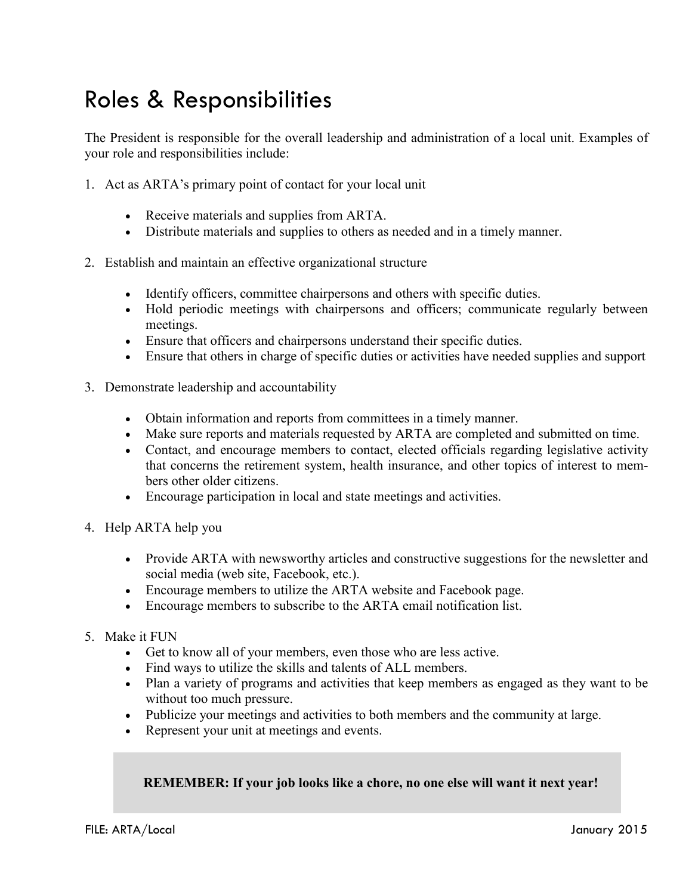# Roles & Responsibilities

The President is responsible for the overall leadership and administration of a local unit. Examples of your role and responsibilities include:

1. Act as ARTA's primary point of contact for your local unit

    - Receive materials and supplies from ARTA.
    - Distribute materials and supplies to others as needed and in a timely manner.

2. Establish and maintain an effective organizational structure

    - Identify officers, committee chairpersons and others with specific duties.
    - Hold periodic meetings with chairpersons and officers; communicate regularly between meetings.
    - Ensure that officers and chairpersons understand their specific duties.
    - Ensure that others in charge of specific duties or activities have needed supplies and support

3. Demonstrate leadership and accountability

    - Obtain information and reports from committees in a timely manner.
    - Make sure reports and materials requested by ARTA are completed and submitted on time.
    - Contact, and encourage members to contact, elected officials regarding legislative activity that concerns the retirement system, health insurance, and other topics of interest to members other older citizens.
    - Encourage participation in local and state meetings and activities.

4. Help ARTA help you

    - Provide ARTA with newsworthy articles and constructive suggestions for the newsletter and social media (web site, Facebook, etc.).
    - Encourage members to utilize the ARTA website and Facebook page.
    - Encourage members to subscribe to the ARTA email notification list.

5. Make it FUN
    - Get to know all of your members, even those who are less active.
    - Find ways to utilize the skills and talents of ALL members.
    - Plan a variety of programs and activities that keep members as engaged as they want to be without too much pressure.
    - Publicize your meetings and activities to both members and the community at large.
    - Represent your unit at meetings and events.

**REMEMBER: If your job looks like a chore, no one else will want it next year!**

FILE: ARTA/Local January 2015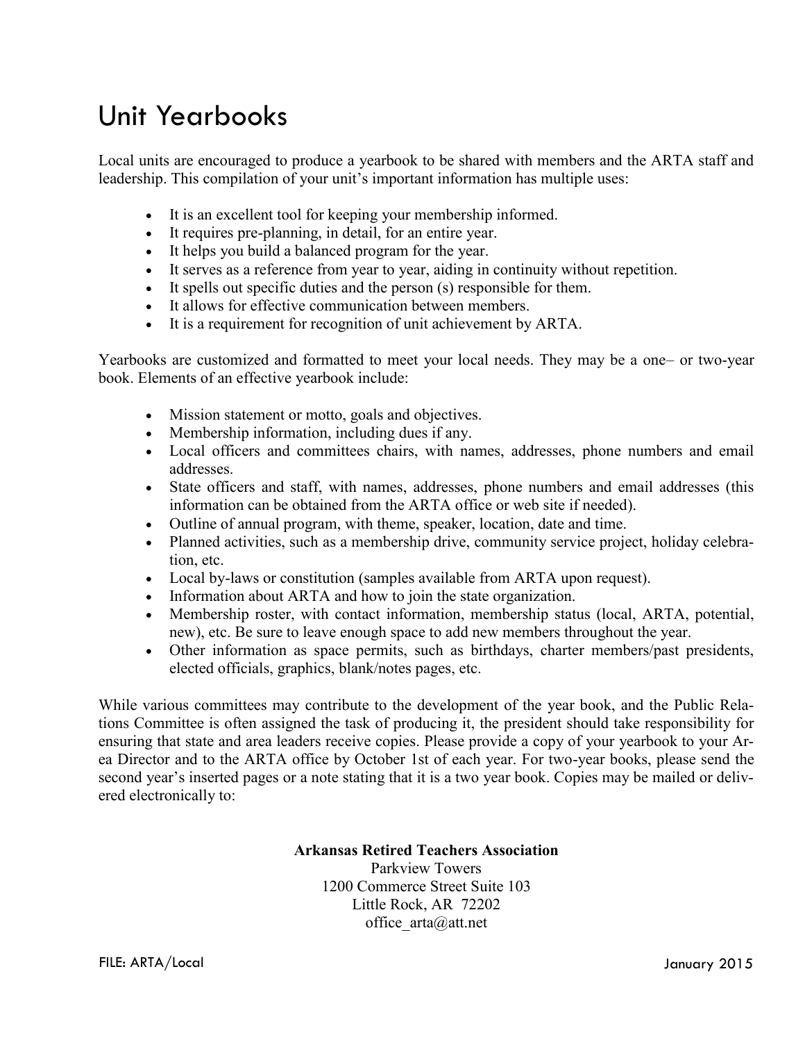# Unit Yearbooks

Local units are encouraged to produce a yearbook to be shared with members and the ARTA staff and leadership. This compilation of your unit's important information has multiple uses:

- It is an excellent tool for keeping your membership informed.
- It requires pre-planning, in detail, for an entire year.
- It helps you build a balanced program for the year.
- It serves as a reference from year to year, aiding in continuity without repetition.
- It spells out specific duties and the person (s) responsible for them.
- It allows for effective communication between members.
- It is a requirement for recognition of unit achievement by ARTA.

Yearbooks are customized and formatted to meet your local needs. They may be a one– or two-year book. Elements of an effective yearbook include:

- Mission statement or motto, goals and objectives.
- Membership information, including dues if any.
- Local officers and committees chairs, with names, addresses, phone numbers and email addresses.
- State officers and staff, with names, addresses, phone numbers and email addresses (this information can be obtained from the ARTA office or web site if needed).
- Outline of annual program, with theme, speaker, location, date and time.
- Planned activities, such as a membership drive, community service project, holiday celebration, etc.
- Local by-laws or constitution (samples available from ARTA upon request).
- Information about ARTA and how to join the state organization.
- Membership roster, with contact information, membership status (local, ARTA, potential, new), etc. Be sure to leave enough space to add new members throughout the year.
- Other information as space permits, such as birthdays, charter members/past presidents, elected officials, graphics, blank/notes pages, etc.

While various committees may contribute to the development of the year book, and the Public Relations Committee is often assigned the task of producing it, the president should take responsibility for ensuring that state and area leaders receive copies. Please provide a copy of your yearbook to your Area Director and to the ARTA office by October 1st of each year. For two-year books, please send the second year's inserted pages or a note stating that it is a two year book. Copies may be mailed or delivered electronically to:

**Arkansas Retired Teachers Association**
Parkview Towers
1200 Commerce Street Suite 103
Little Rock, AR 72202
office_arta@att.net

FILE: ARTA/Local                                                                                                    January 2015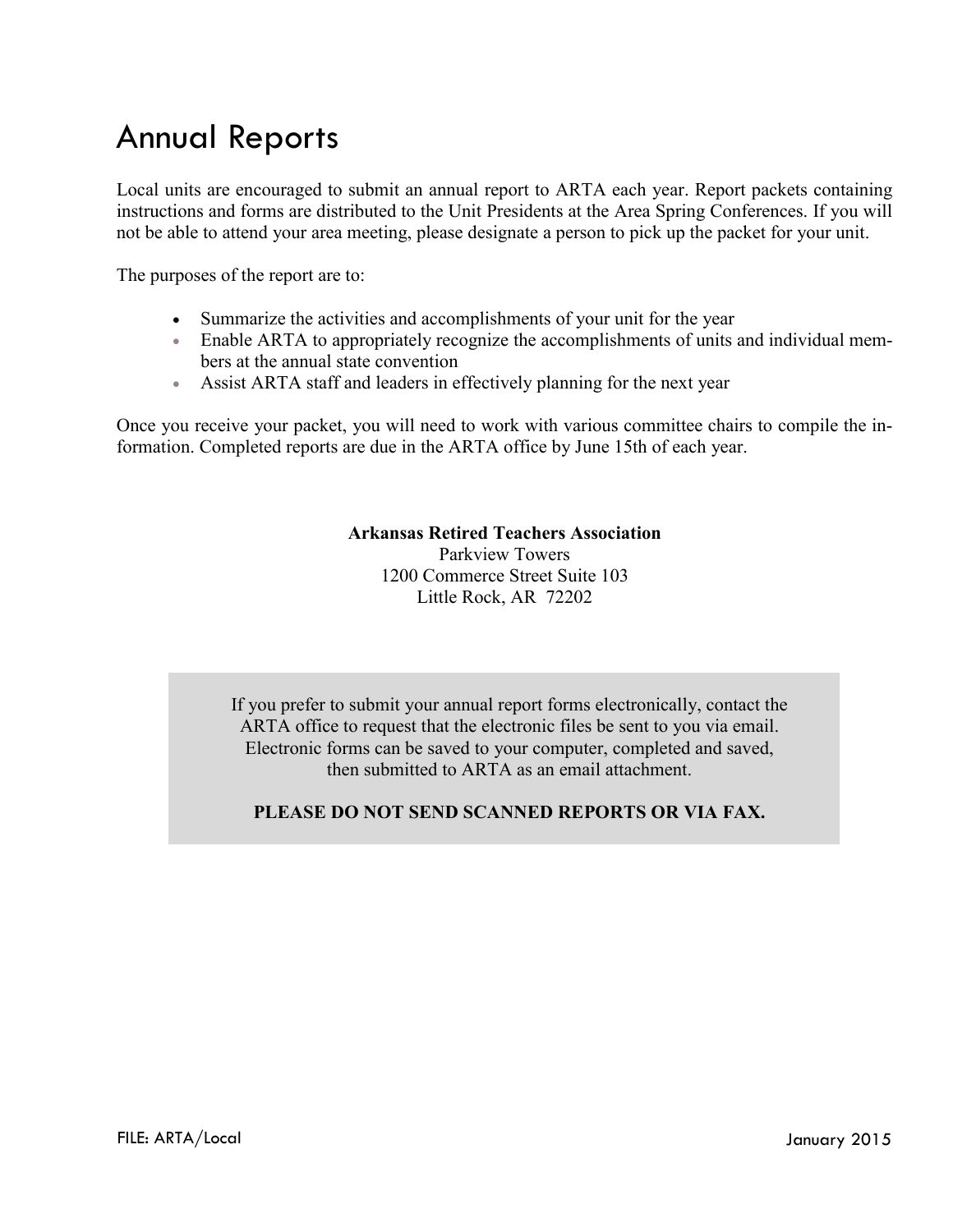# Annual Reports

Local units are encouraged to submit an annual report to ARTA each year. Report packets containing instructions and forms are distributed to the Unit Presidents at the Area Spring Conferences. If you will not be able to attend your area meeting, please designate a person to pick up the packet for your unit.

The purposes of the report are to:

- Summarize the activities and accomplishments of your unit for the year
- Enable ARTA to appropriately recognize the accomplishments of units and individual members at the annual state convention
- Assist ARTA staff and leaders in effectively planning for the next year

Once you receive your packet, you will need to work with various committee chairs to compile the information. Completed reports are due in the ARTA office by June 15th of each year.

**Arkansas Retired Teachers Association**
Parkview Towers
1200 Commerce Street Suite 103
Little Rock, AR 72202

If you prefer to submit your annual report forms electronically, contact the ARTA office to request that the electronic files be sent to you via email. Electronic forms can be saved to your computer, completed and saved, then submitted to ARTA as an email attachment.

**PLEASE DO NOT SEND SCANNED REPORTS OR VIA FAX.**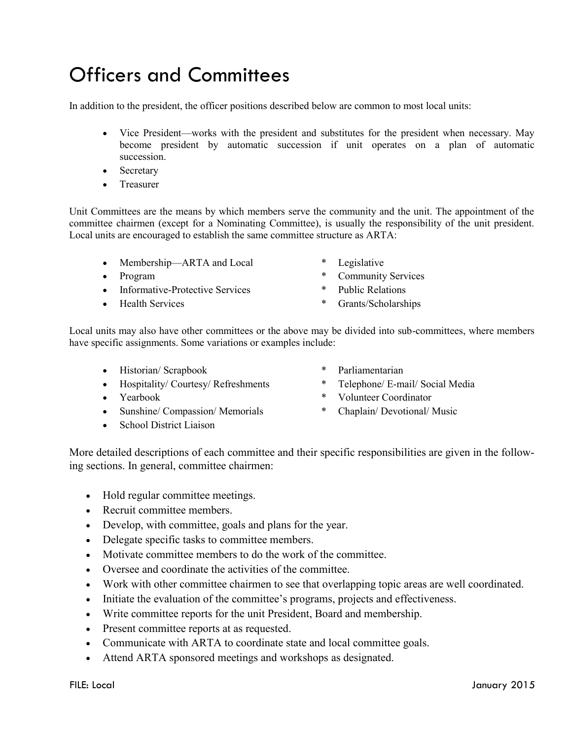# Officers and Committees

In addition to the president, the officer positions described below are common to most local units:

- Vice President—works with the president and substitutes for the president when necessary. May become president by automatic succession if unit operates on a plan of automatic succession.
- Secretary
- Treasurer

Unit Committees are the means by which members serve the community and the unit. The appointment of the committee chairmen (except for a Nominating Committee), is usually the responsibility of the unit president. Local units are encouraged to establish the same committee structure as ARTA:

- Membership—ARTA and Local
- Program
- Informative-Protective Services
- Health Services
- Legislative
- Community Services
- Public Relations
- Grants/Scholarships

Local units may also have other committees or the above may be divided into sub-committees, where members have specific assignments. Some variations or examples include:

- Historian/ Scrapbook
- Hospitality/ Courtesy/ Refreshments
- Yearbook
- Sunshine/ Compassion/ Memorials
- School District Liaison
- Parliamentarian
- Telephone/ E-mail/ Social Media
- Volunteer Coordinator
- Chaplain/ Devotional/ Music

More detailed descriptions of each committee and their specific responsibilities are given in the following sections. In general, committee chairmen:

- Hold regular committee meetings.
- Recruit committee members.
- Develop, with committee, goals and plans for the year.
- Delegate specific tasks to committee members.
- Motivate committee members to do the work of the committee.
- Oversee and coordinate the activities of the committee.
- Work with other committee chairmen to see that overlapping topic areas are well coordinated.
- Initiate the evaluation of the committee's programs, projects and effectiveness.
- Write committee reports for the unit President, Board and membership.
- Present committee reports at as requested.
- Communicate with ARTA to coordinate state and local committee goals.
- Attend ARTA sponsored meetings and workshops as designated.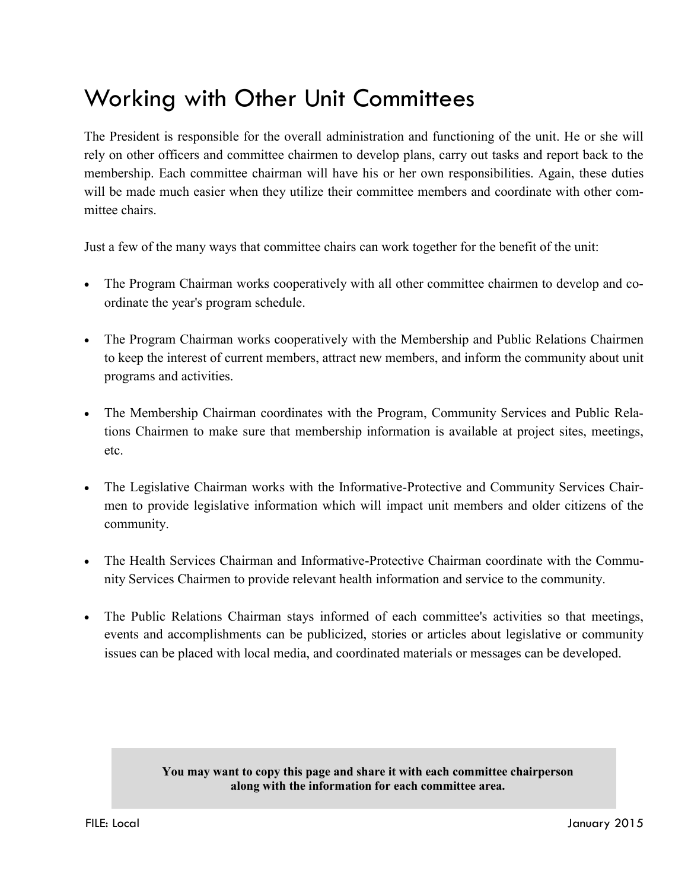# Working with Other Unit Committees

The President is responsible for the overall administration and functioning of the unit. He or she will rely on other officers and committee chairmen to develop plans, carry out tasks and report back to the membership. Each committee chairman will have his or her own responsibilities. Again, these duties will be made much easier when they utilize their committee members and coordinate with other committee chairs.

Just a few of the many ways that committee chairs can work together for the benefit of the unit:

- The Program Chairman works cooperatively with all other committee chairmen to develop and coordinate the year's program schedule.
- The Program Chairman works cooperatively with the Membership and Public Relations Chairmen to keep the interest of current members, attract new members, and inform the community about unit programs and activities.
- The Membership Chairman coordinates with the Program, Community Services and Public Relations Chairmen to make sure that membership information is available at project sites, meetings, etc.
- The Legislative Chairman works with the Informative-Protective and Community Services Chairmen to provide legislative information which will impact unit members and older citizens of the community.
- The Health Services Chairman and Informative-Protective Chairman coordinate with the Community Services Chairmen to provide relevant health information and service to the community.
- The Public Relations Chairman stays informed of each committee's activities so that meetings, events and accomplishments can be publicized, stories or articles about legislative or community issues can be placed with local media, and coordinated materials or messages can be developed.

**You may want to copy this page and share it with each committee chairperson along with the information for each committee area.**

FILE: Local

January 2015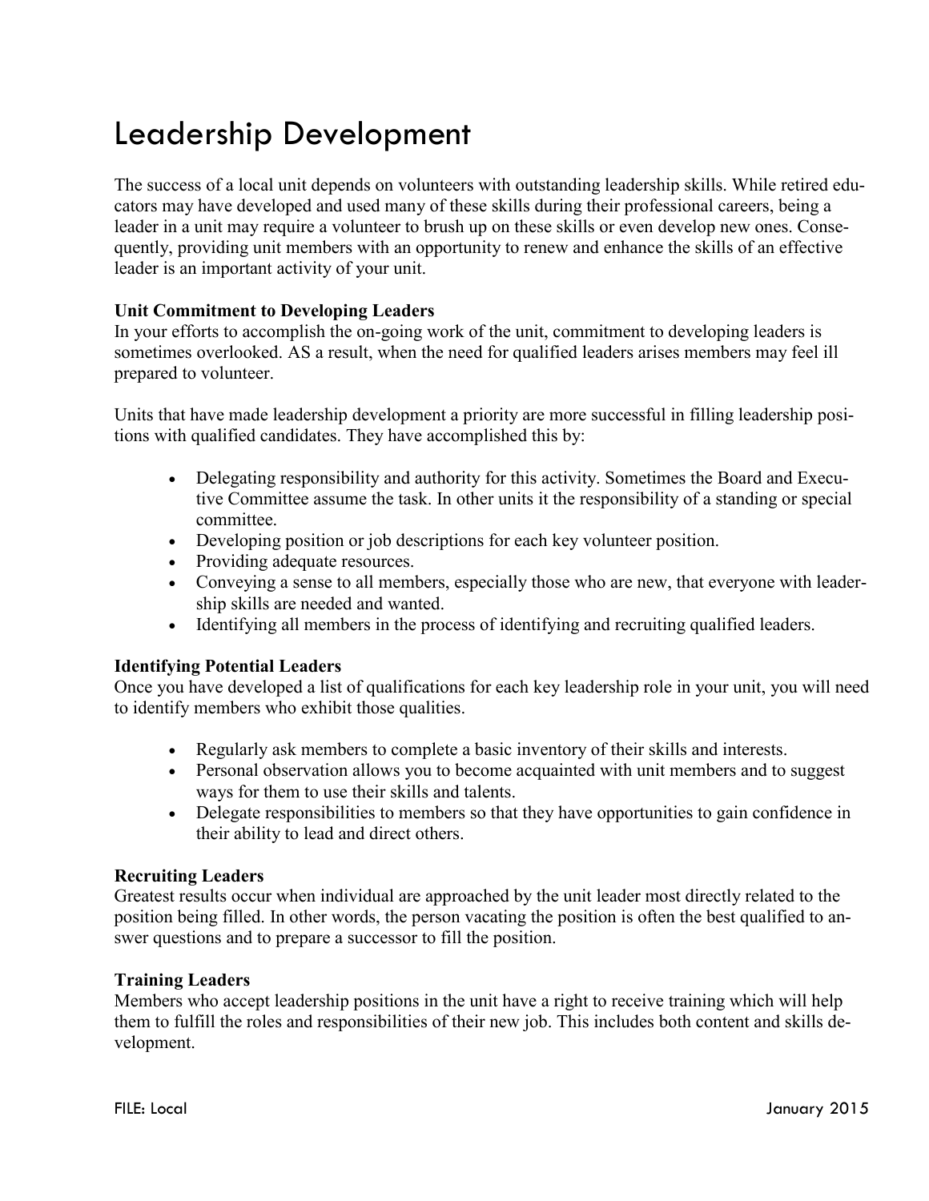# Leadership Development

The success of a local unit depends on volunteers with outstanding leadership skills. While retired educators may have developed and used many of these skills during their professional careers, being a leader in a unit may require a volunteer to brush up on these skills or even develop new ones. Consequently, providing unit members with an opportunity to renew and enhance the skills of an effective leader is an important activity of your unit.

**Unit Commitment to Developing Leaders**

In your efforts to accomplish the on-going work of the unit, commitment to developing leaders is sometimes overlooked. AS a result, when the need for qualified leaders arises members may feel ill prepared to volunteer.

Units that have made leadership development a priority are more successful in filling leadership positions with qualified candidates. They have accomplished this by:

- Delegating responsibility and authority for this activity. Sometimes the Board and Executive Committee assume the task. In other units it the responsibility of a standing or special committee.
- Developing position or job descriptions for each key volunteer position.
- Providing adequate resources.
- Conveying a sense to all members, especially those who are new, that everyone with leadership skills are needed and wanted.
- Identifying all members in the process of identifying and recruiting qualified leaders.

**Identifying Potential Leaders**

Once you have developed a list of qualifications for each key leadership role in your unit, you will need to identify members who exhibit those qualities.

- Regularly ask members to complete a basic inventory of their skills and interests.
- Personal observation allows you to become acquainted with unit members and to suggest ways for them to use their skills and talents.
- Delegate responsibilities to members so that they have opportunities to gain confidence in their ability to lead and direct others.

**Recruiting Leaders**

Greatest results occur when individual are approached by the unit leader most directly related to the position being filled. In other words, the person vacating the position is often the best qualified to answer questions and to prepare a successor to fill the position.

**Training Leaders**

Members who accept leadership positions in the unit have a right to receive training which will help them to fulfill the roles and responsibilities of their new job. This includes both content and skills development.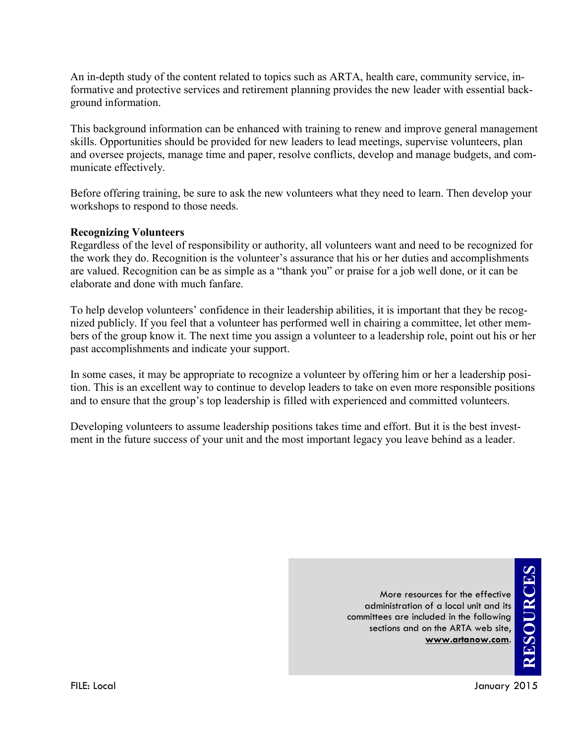An in-depth study of the content related to topics such as ARTA, health care, community service, informative and protective services and retirement planning provides the new leader with essential background information.

This background information can be enhanced with training to renew and improve general management skills. Opportunities should be provided for new leaders to lead meetings, supervise volunteers, plan and oversee projects, manage time and paper, resolve conflicts, develop and manage budgets, and communicate effectively.

Before offering training, be sure to ask the new volunteers what they need to learn. Then develop your workshops to respond to those needs.

**Recognizing Volunteers**

Regardless of the level of responsibility or authority, all volunteers want and need to be recognized for the work they do. Recognition is the volunteer's assurance that his or her duties and accomplishments are valued. Recognition can be as simple as a "thank you" or praise for a job well done, or it can be elaborate and done with much fanfare.

To help develop volunteers' confidence in their leadership abilities, it is important that they be recognized publicly. If you feel that a volunteer has performed well in chairing a committee, let other members of the group know it. The next time you assign a volunteer to a leadership role, point out his or her past accomplishments and indicate your support.

In some cases, it may be appropriate to recognize a volunteer by offering him or her a leadership position. This is an excellent way to continue to develop leaders to take on even more responsible positions and to ensure that the group's top leadership is filled with experienced and committed volunteers.

Developing volunteers to assume leadership positions takes time and effort. But it is the best investment in the future success of your unit and the most important legacy you leave behind as a leader.

**RESOURCES**

More resources for the effective administration of a local unit and its committees are included in the following sections and on the ARTA web site, **www.artanow.com**.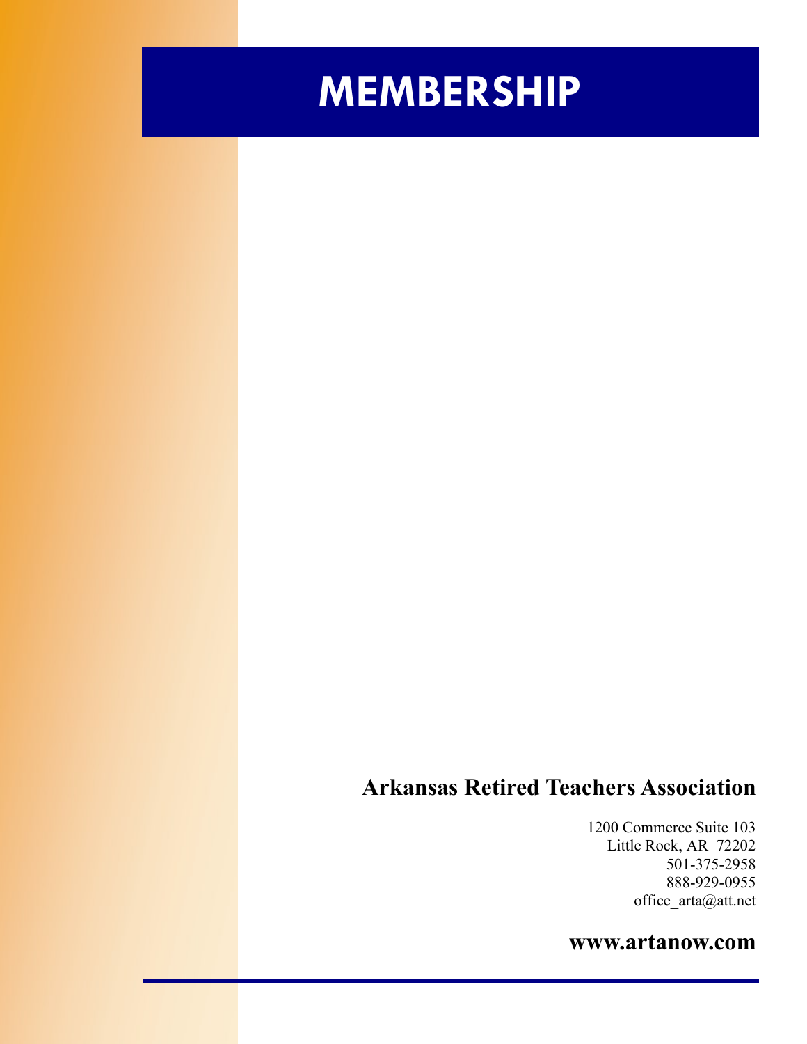# MEMBERSHIP

**Arkansas Retired Teachers Association**

1200 Commerce Suite 103
Little Rock, AR 72202
501-375-2958
888-929-0955
office_arta@att.net

**www.artanow.com**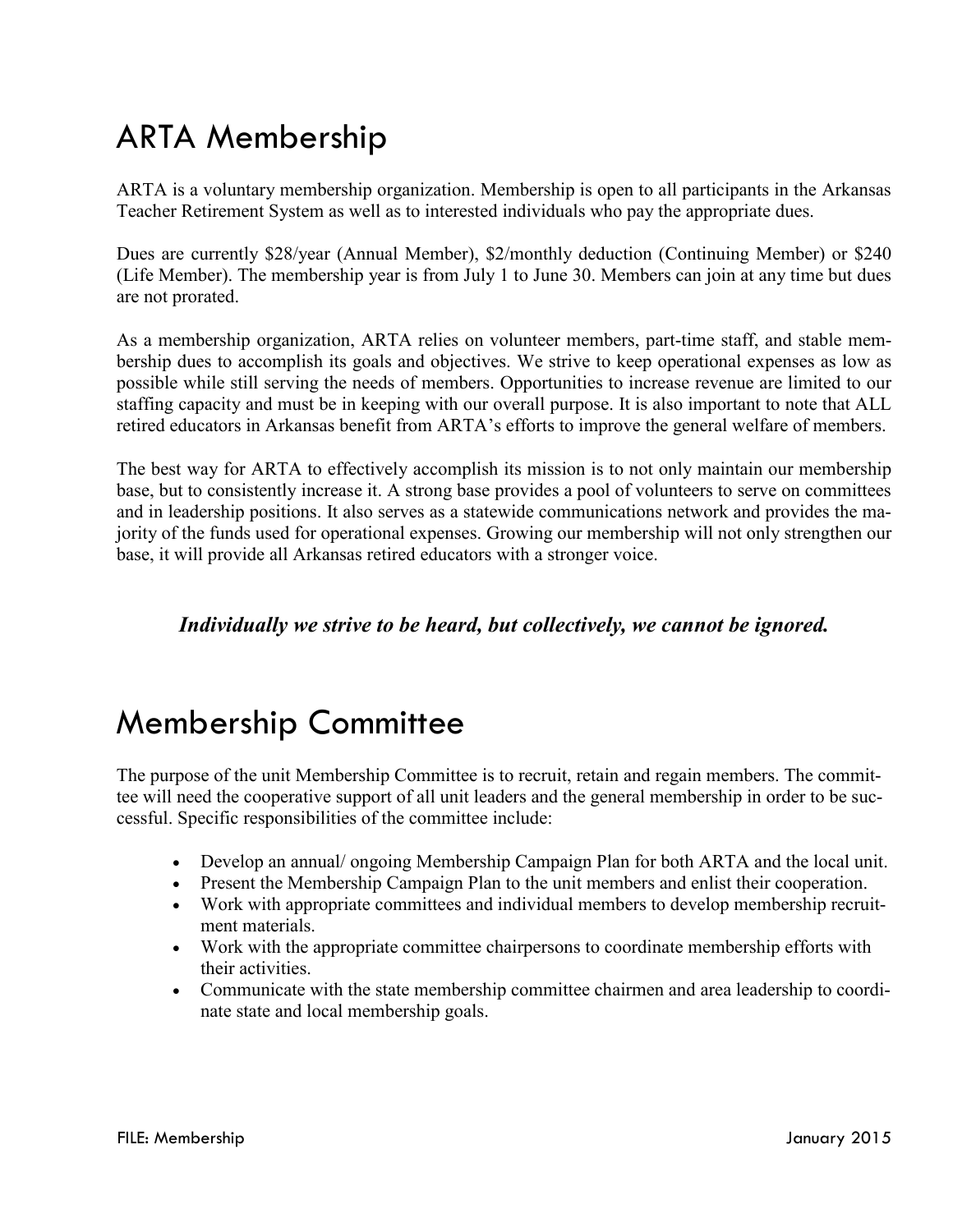# ARTA Membership

ARTA is a voluntary membership organization. Membership is open to all participants in the Arkansas Teacher Retirement System as well as to interested individuals who pay the appropriate dues.

Dues are currently $28/year (Annual Member), $2/monthly deduction (Continuing Member) or $240 (Life Member). The membership year is from July 1 to June 30. Members can join at any time but dues are not prorated.

As a membership organization, ARTA relies on volunteer members, part-time staff, and stable membership dues to accomplish its goals and objectives. We strive to keep operational expenses as low as possible while still serving the needs of members. Opportunities to increase revenue are limited to our staffing capacity and must be in keeping with our overall purpose. It is also important to note that ALL retired educators in Arkansas benefit from ARTA's efforts to improve the general welfare of members.

The best way for ARTA to effectively accomplish its mission is to not only maintain our membership base, but to consistently increase it. A strong base provides a pool of volunteers to serve on committees and in leadership positions. It also serves as a statewide communications network and provides the majority of the funds used for operational expenses. Growing our membership will not only strengthen our base, it will provide all Arkansas retired educators with a stronger voice.

***Individually we strive to be heard, but collectively, we cannot be ignored.***

# Membership Committee

The purpose of the unit Membership Committee is to recruit, retain and regain members. The committee will need the cooperative support of all unit leaders and the general membership in order to be successful. Specific responsibilities of the committee include:

- Develop an annual/ ongoing Membership Campaign Plan for both ARTA and the local unit.
- Present the Membership Campaign Plan to the unit members and enlist their cooperation.
- Work with appropriate committees and individual members to develop membership recruitment materials.
- Work with the appropriate committee chairpersons to coordinate membership efforts with their activities.
- Communicate with the state membership committee chairmen and area leadership to coordinate state and local membership goals.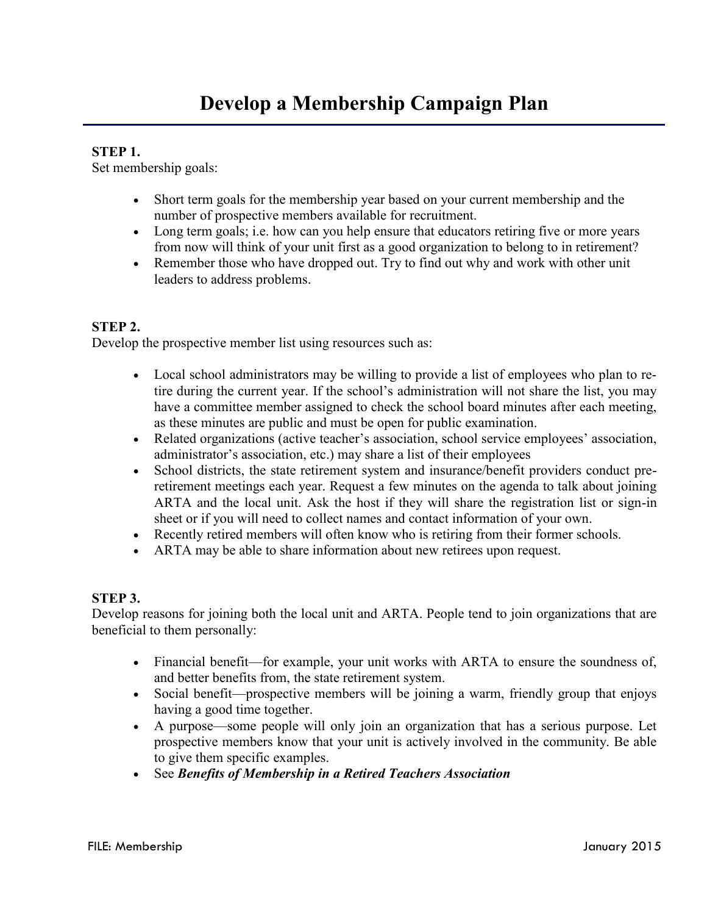# Develop a Membership Campaign Plan

**STEP 1.**
Set membership goals:

- Short term goals for the membership year based on your current membership and the number of prospective members available for recruitment.
- Long term goals; i.e. how can you help ensure that educators retiring five or more years from now will think of your unit first as a good organization to belong to in retirement?
- Remember those who have dropped out. Try to find out why and work with other unit leaders to address problems.

**STEP 2.**
Develop the prospective member list using resources such as:

- Local school administrators may be willing to provide a list of employees who plan to retire during the current year. If the school's administration will not share the list, you may have a committee member assigned to check the school board minutes after each meeting, as these minutes are public and must be open for public examination.
- Related organizations (active teacher's association, school service employees' association, administrator's association, etc.) may share a list of their employees
- School districts, the state retirement system and insurance/benefit providers conduct pre-retirement meetings each year. Request a few minutes on the agenda to talk about joining ARTA and the local unit. Ask the host if they will share the registration list or sign-in sheet or if you will need to collect names and contact information of your own.
- Recently retired members will often know who is retiring from their former schools.
- ARTA may be able to share information about new retirees upon request.

**STEP 3.**
Develop reasons for joining both the local unit and ARTA. People tend to join organizations that are beneficial to them personally:

- Financial benefit—for example, your unit works with ARTA to ensure the soundness of, and better benefits from, the state retirement system.
- Social benefit—prospective members will be joining a warm, friendly group that enjoys having a good time together.
- A purpose—some people will only join an organization that has a serious purpose. Let prospective members know that your unit is actively involved in the community. Be able to give them specific examples.
- See ***Benefits of Membership in a Retired Teachers Association***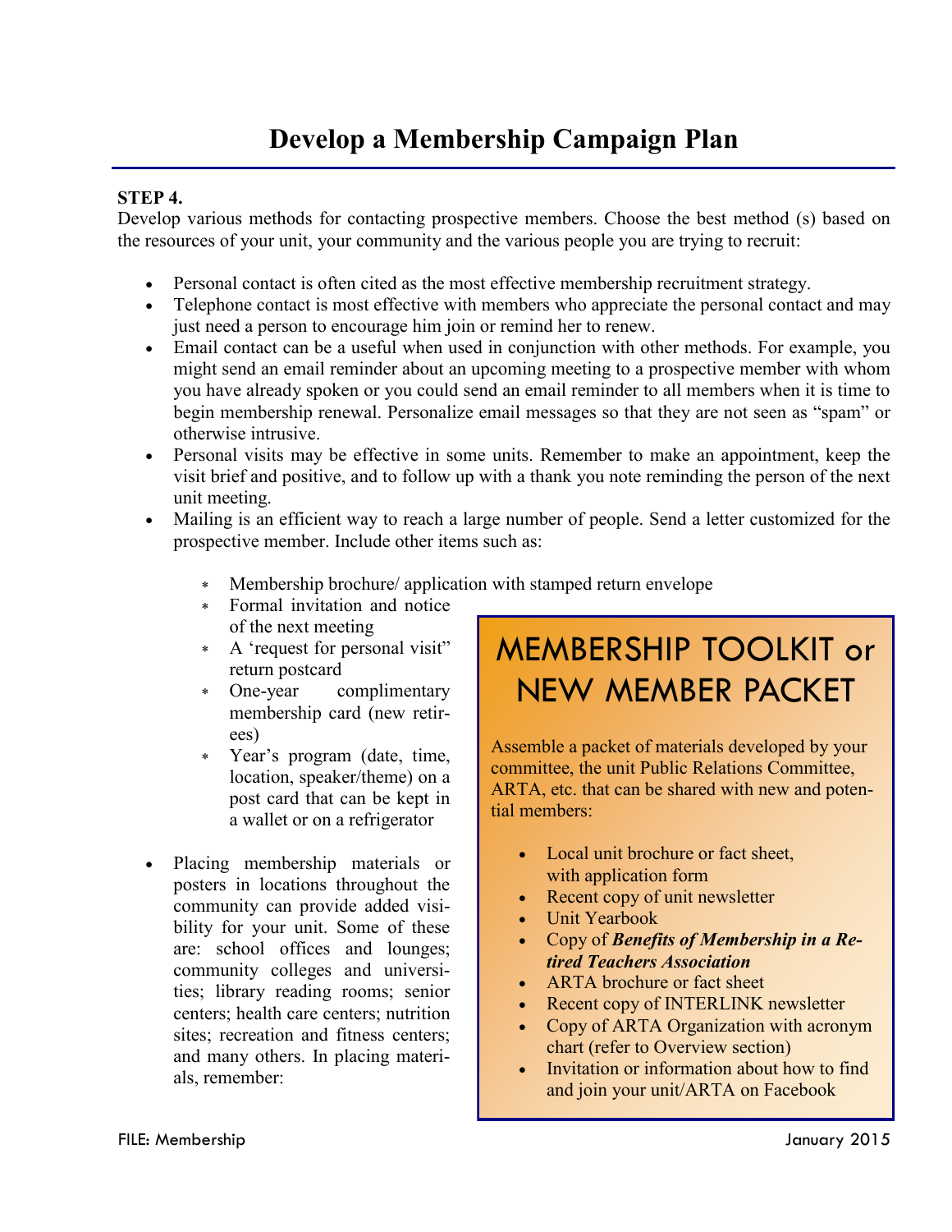# Develop a Membership Campaign Plan

**STEP 4.**
Develop various methods for contacting prospective members. Choose the best method (s) based on the resources of your unit, your community and the various people you are trying to recruit:

- Personal contact is often cited as the most effective membership recruitment strategy.
- Telephone contact is most effective with members who appreciate the personal contact and may just need a person to encourage him join or remind her to renew.
- Email contact can be a useful when used in conjunction with other methods. For example, you might send an email reminder about an upcoming meeting to a prospective member with whom you have already spoken or you could send an email reminder to all members when it is time to begin membership renewal. Personalize email messages so that they are not seen as "spam" or otherwise intrusive.
- Personal visits may be effective in some units. Remember to make an appointment, keep the visit brief and positive, and to follow up with a thank you note reminding the person of the next unit meeting.
- Mailing is an efficient way to reach a large number of people. Send a letter customized for the prospective member. Include other items such as:
  - Membership brochure/ application with stamped return envelope
  - Formal invitation and notice of the next meeting
  - A 'request for personal visit" return postcard
  - One-year complimentary membership card (new retirees)
  - Year's program (date, time, location, speaker/theme) on a post card that can be kept in a wallet or on a refrigerator
- Placing membership materials or posters in locations throughout the community can provide added visibility for your unit. Some of these are: school offices and lounges; community colleges and universities; library reading rooms; senior centers; health care centers; nutrition sites; recreation and fitness centers; and many others. In placing materials, remember:

## MEMBERSHIP TOOLKIT or NEW MEMBER PACKET

Assemble a packet of materials developed by your committee, the unit Public Relations Committee, ARTA, etc. that can be shared with new and potential members:

- Local unit brochure or fact sheet, with application form
- Recent copy of unit newsletter
- Unit Yearbook
- Copy of ***Benefits of Membership in a Retired Teachers Association***
- ARTA brochure or fact sheet
- Recent copy of INTERLINK newsletter
- Copy of ARTA Organization with acronym chart (refer to Overview section)
- Invitation or information about how to find and join your unit/ARTA on Facebook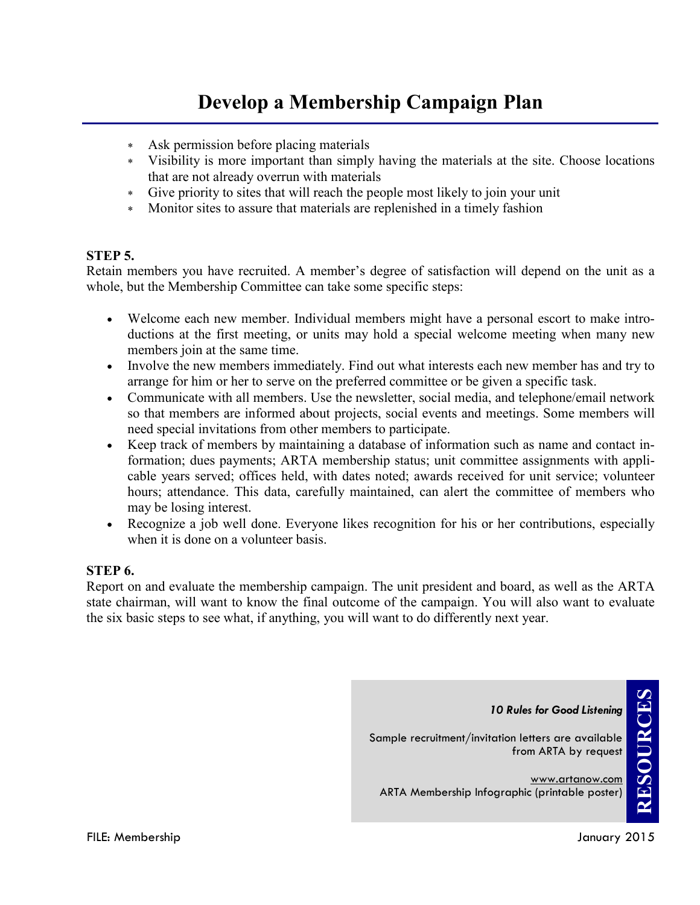# Develop a Membership Campaign Plan

* Ask permission before placing materials
* Visibility is more important than simply having the materials at the site. Choose locations that are not already overrun with materials
* Give priority to sites that will reach the people most likely to join your unit
* Monitor sites to assure that materials are replenished in a timely fashion

**STEP 5.**
Retain members you have recruited. A member's degree of satisfaction will depend on the unit as a whole, but the Membership Committee can take some specific steps:

- Welcome each new member. Individual members might have a personal escort to make introductions at the first meeting, or units may hold a special welcome meeting when many new members join at the same time.
- Involve the new members immediately. Find out what interests each new member has and try to arrange for him or her to serve on the preferred committee or be given a specific task.
- Communicate with all members. Use the newsletter, social media, and telephone/email network so that members are informed about projects, social events and meetings. Some members will need special invitations from other members to participate.
- Keep track of members by maintaining a database of information such as name and contact information; dues payments; ARTA membership status; unit committee assignments with applicable years served; offices held, with dates noted; awards received for unit service; volunteer hours; attendance. This data, carefully maintained, can alert the committee of members who may be losing interest.
- Recognize a job well done. Everyone likes recognition for his or her contributions, especially when it is done on a volunteer basis.

**STEP 6.**
Report on and evaluate the membership campaign. The unit president and board, as well as the ARTA state chairman, will want to know the final outcome of the campaign. You will also want to evaluate the six basic steps to see what, if anything, you will want to do differently next year.

**RESOURCES**

***10 Rules for Good Listening***

Sample recruitment/invitation letters are available from ARTA by request

www.artanow.com
ARTA Membership Infographic (printable poster)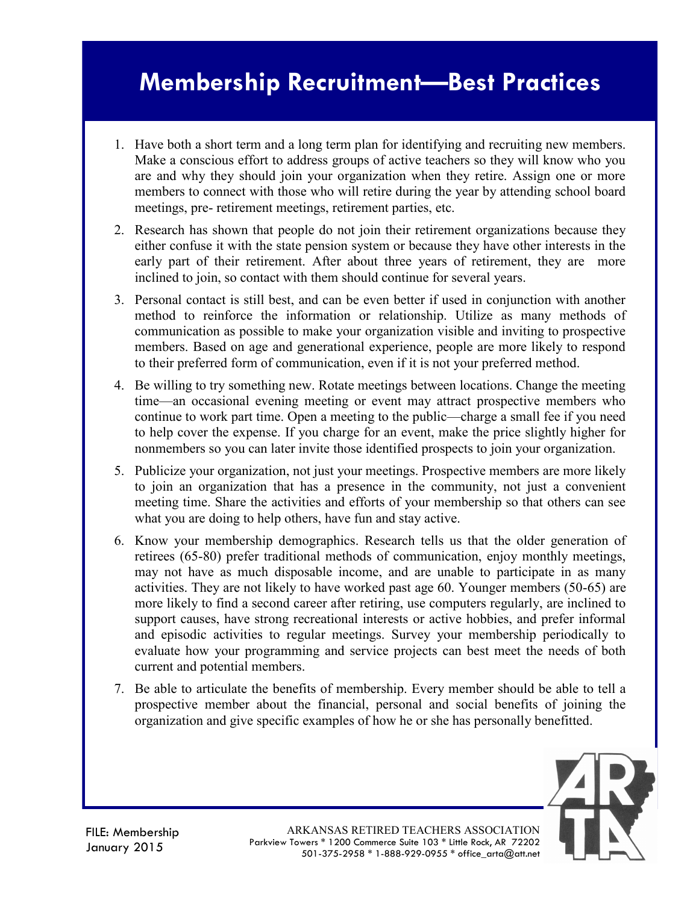# Membership Recruitment—Best Practices

1. Have both a short term and a long term plan for identifying and recruiting new members. Make a conscious effort to address groups of active teachers so they will know who you are and why they should join your organization when they retire. Assign one or more members to connect with those who will retire during the year by attending school board meetings, pre- retirement meetings, retirement parties, etc.

2. Research has shown that people do not join their retirement organizations because they either confuse it with the state pension system or because they have other interests in the early part of their retirement. After about three years of retirement, they are more inclined to join, so contact with them should continue for several years.

3. Personal contact is still best, and can be even better if used in conjunction with another method to reinforce the information or relationship. Utilize as many methods of communication as possible to make your organization visible and inviting to prospective members. Based on age and generational experience, people are more likely to respond to their preferred form of communication, even if it is not your preferred method.

4. Be willing to try something new. Rotate meetings between locations. Change the meeting time—an occasional evening meeting or event may attract prospective members who continue to work part time. Open a meeting to the public—charge a small fee if you need to help cover the expense. If you charge for an event, make the price slightly higher for nonmembers so you can later invite those identified prospects to join your organization.

5. Publicize your organization, not just your meetings. Prospective members are more likely to join an organization that has a presence in the community, not just a convenient meeting time. Share the activities and efforts of your membership so that others can see what you are doing to help others, have fun and stay active.

6. Know your membership demographics. Research tells us that the older generation of retirees (65-80) prefer traditional methods of communication, enjoy monthly meetings, may not have as much disposable income, and are unable to participate in as many activities. They are not likely to have worked past age 60. Younger members (50-65) are more likely to find a second career after retiring, use computers regularly, are inclined to support causes, have strong recreational interests or active hobbies, and prefer informal and episodic activities to regular meetings. Survey your membership periodically to evaluate how your programming and service projects can best meet the needs of both current and potential members.

7. Be able to articulate the benefits of membership. Every member should be able to tell a prospective member about the financial, personal and social benefits of joining the organization and give specific examples of how he or she has personally benefitted.

FILE: Membership
January 2015

ARKANSAS RETIRED TEACHERS ASSOCIATION
Parkview Towers * 1200 Commerce Suite 103 * Little Rock, AR 72202
501-375-2958 * 1-888-929-0955 * office_arta@att.net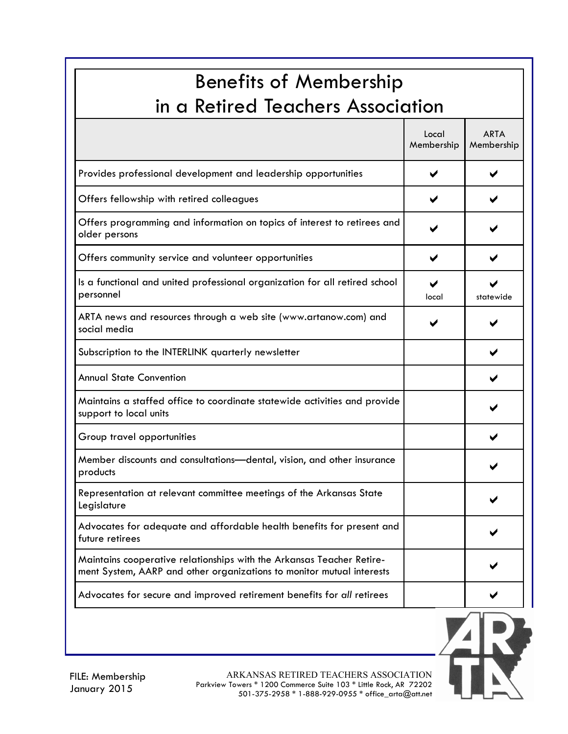# Benefits of Membership in a Retired Teachers Association

| | Local Membership | ARTA Membership |
|---|---|---|
| Provides professional development and leadership opportunities | ✔ | ✔ |
| Offers fellowship with retired colleagues | ✔ | ✔ |
| Offers programming and information on topics of interest to retirees and older persons | ✔ | ✔ |
| Offers community service and volunteer opportunities | ✔ | ✔ |
| Is a functional and united professional organization for all retired school personnel | ✔ local | ✔ statewide |
| ARTA news and resources through a web site (www.artanow.com) and social media | ✔ | ✔ |
| Subscription to the INTERLINK quarterly newsletter | | ✔ |
| Annual State Convention | | ✔ |
| Maintains a staffed office to coordinate statewide activities and provide support to local units | | ✔ |
| Group travel opportunities | | ✔ |
| Member discounts and consultations—dental, vision, and other insurance products | | ✔ |
| Representation at relevant committee meetings of the Arkansas State Legislature | | ✔ |
| Advocates for adequate and affordable health benefits for present and future retirees | | ✔ |
| Maintains cooperative relationships with the Arkansas Teacher Retirement System, AARP and other organizations to monitor mutual interests | | ✔ |
| Advocates for secure and improved retirement benefits for *all* retirees | | ✔ |

ARTA

FILE: Membership
January 2015

ARKANSAS RETIRED TEACHERS ASSOCIATION
Parkview Towers * 1200 Commerce Suite 103 * Little Rock, AR 72202
501-375-2958 * 1-888-929-0955 * office_arta@att.net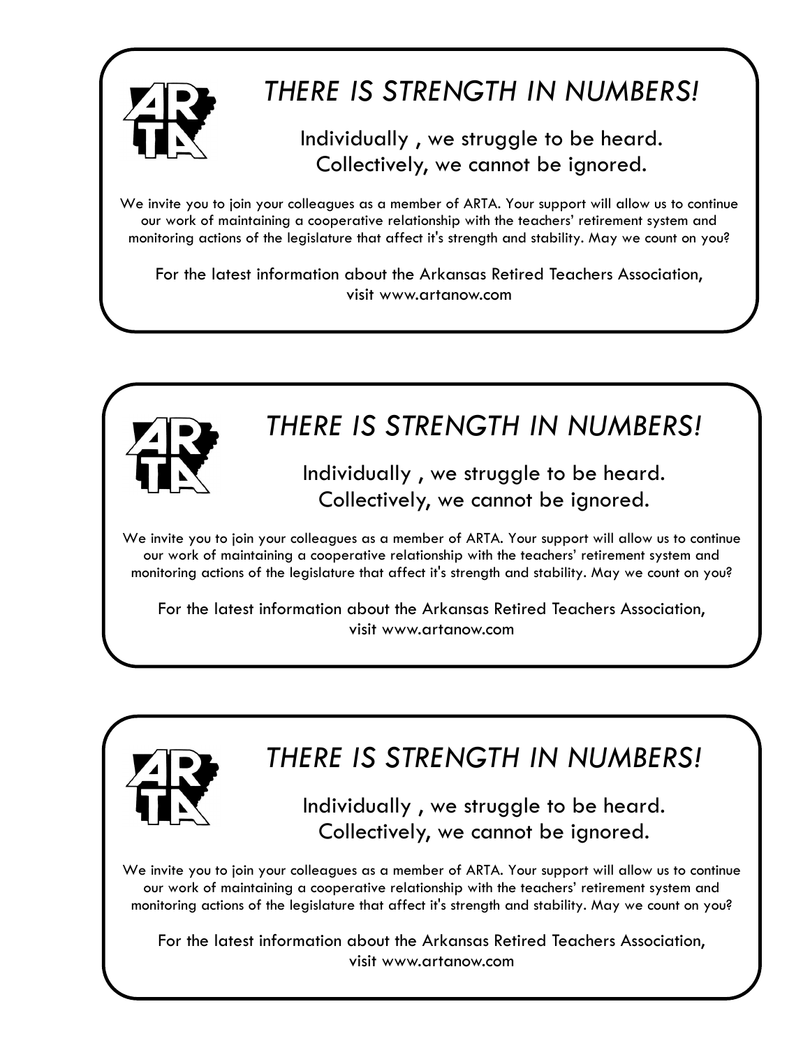## *THERE IS STRENGTH IN NUMBERS!*

Individually , we struggle to be heard.
Collectively, we cannot be ignored.

We invite you to join your colleagues as a member of ARTA. Your support will allow us to continue our work of maintaining a cooperative relationship with the teachers' retirement system and monitoring actions of the legislature that affect it's strength and stability. May we count on you?

For the latest information about the Arkansas Retired Teachers Association, visit www.artanow.com

## *THERE IS STRENGTH IN NUMBERS!*

Individually , we struggle to be heard.
Collectively, we cannot be ignored.

We invite you to join your colleagues as a member of ARTA. Your support will allow us to continue our work of maintaining a cooperative relationship with the teachers' retirement system and monitoring actions of the legislature that affect it's strength and stability. May we count on you?

For the latest information about the Arkansas Retired Teachers Association, visit www.artanow.com

## *THERE IS STRENGTH IN NUMBERS!*

Individually , we struggle to be heard.
Collectively, we cannot be ignored.

We invite you to join your colleagues as a member of ARTA. Your support will allow us to continue our work of maintaining a cooperative relationship with the teachers' retirement system and monitoring actions of the legislature that affect it's strength and stability. May we count on you?

For the latest information about the Arkansas Retired Teachers Association, visit www.artanow.com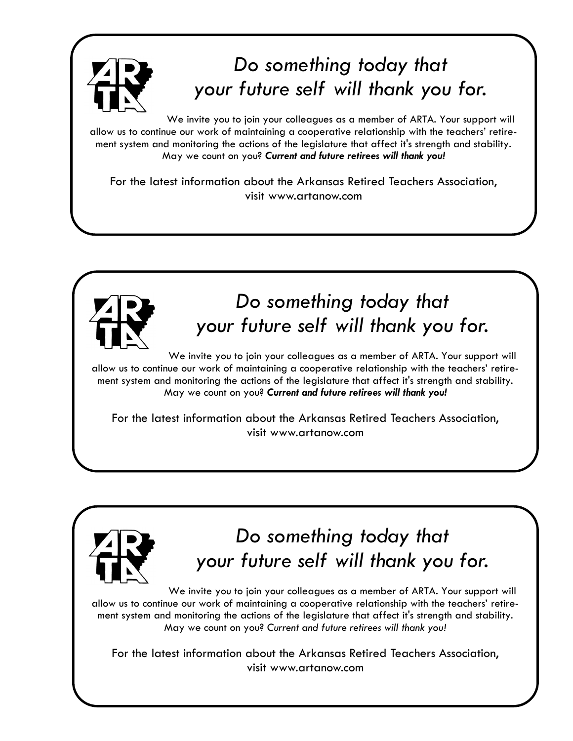## *Do something today that your future self will thank you for.*

We invite you to join your colleagues as a member of ARTA. Your support will allow us to continue our work of maintaining a cooperative relationship with the teachers' retirement system and monitoring the actions of the legislature that affect it's strength and stability. May we count on you? ***Current and future retirees will thank you!***

For the latest information about the Arkansas Retired Teachers Association, visit www.artanow.com

## *Do something today that your future self will thank you for.*

We invite you to join your colleagues as a member of ARTA. Your support will allow us to continue our work of maintaining a cooperative relationship with the teachers' retirement system and monitoring the actions of the legislature that affect it's strength and stability. May we count on you? ***Current and future retirees will thank you!***

For the latest information about the Arkansas Retired Teachers Association, visit www.artanow.com

## *Do something today that your future self will thank you for.*

We invite you to join your colleagues as a member of ARTA. Your support will allow us to continue our work of maintaining a cooperative relationship with the teachers' retirement system and monitoring the actions of the legislature that affect it's strength and stability. May we count on you? *Current and future retirees will thank you!*

For the latest information about the Arkansas Retired Teachers Association, visit www.artanow.com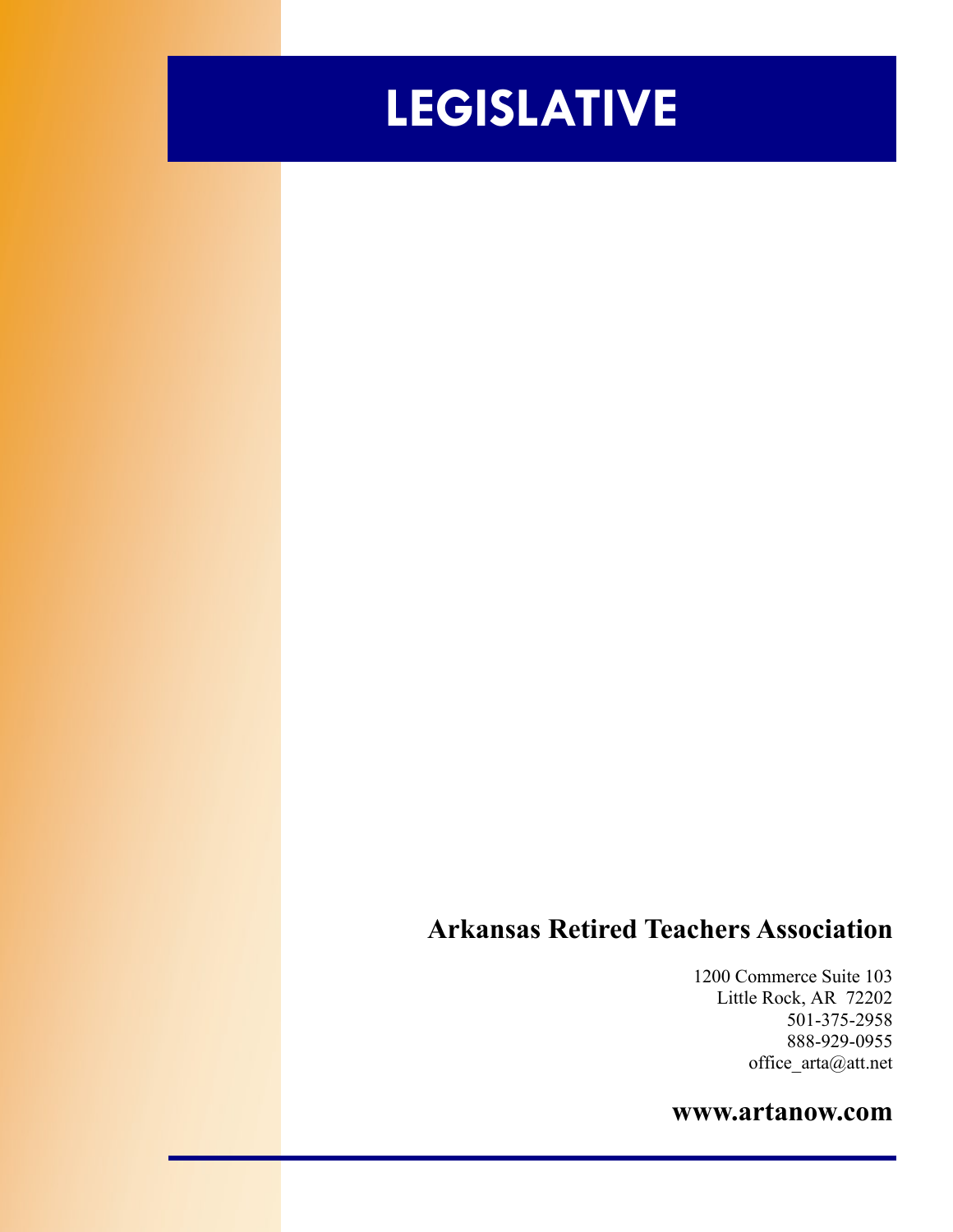# LEGISLATIVE

**Arkansas Retired Teachers Association**

1200 Commerce Suite 103
Little Rock, AR 72202
501-375-2958
888-929-0955
office_arta@att.net

**www.artanow.com**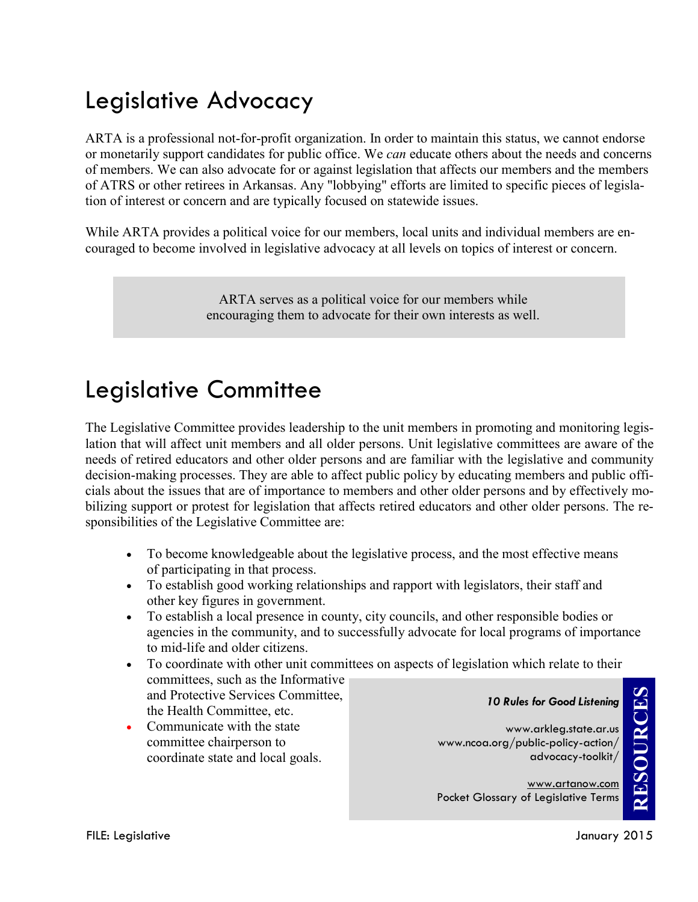# Legislative Advocacy

ARTA is a professional not-for-profit organization. In order to maintain this status, we cannot endorse or monetarily support candidates for public office. We *can* educate others about the needs and concerns of members. We can also advocate for or against legislation that affects our members and the members of ATRS or other retirees in Arkansas. Any "lobbying" efforts are limited to specific pieces of legislation of interest or concern and are typically focused on statewide issues.

While ARTA provides a political voice for our members, local units and individual members are encouraged to become involved in legislative advocacy at all levels on topics of interest or concern.

> ARTA serves as a political voice for our members while encouraging them to advocate for their own interests as well.

# Legislative Committee

The Legislative Committee provides leadership to the unit members in promoting and monitoring legislation that will affect unit members and all older persons. Unit legislative committees are aware of the needs of retired educators and other older persons and are familiar with the legislative and community decision-making processes. They are able to affect public policy by educating members and public officials about the issues that are of importance to members and other older persons and by effectively mobilizing support or protest for legislation that affects retired educators and other older persons. The responsibilities of the Legislative Committee are:

- To become knowledgeable about the legislative process, and the most effective means of participating in that process.
- To establish good working relationships and rapport with legislators, their staff and other key figures in government.
- To establish a local presence in county, city councils, and other responsible bodies or agencies in the community, and to successfully advocate for local programs of importance to mid-life and older citizens.
- To coordinate with other unit committees on aspects of legislation which relate to their committees, such as the Informative and Protective Services Committee, the Health Committee, etc.
- Communicate with the state committee chairperson to coordinate state and local goals.

**RESOURCES**

***10 Rules for Good Listening***

www.arkleg.state.ar.us
www.ncoa.org/public-policy-action/advocacy-toolkit/

www.artanow.com
Pocket Glossary of Legislative Terms

FILE: Legislative — January 2015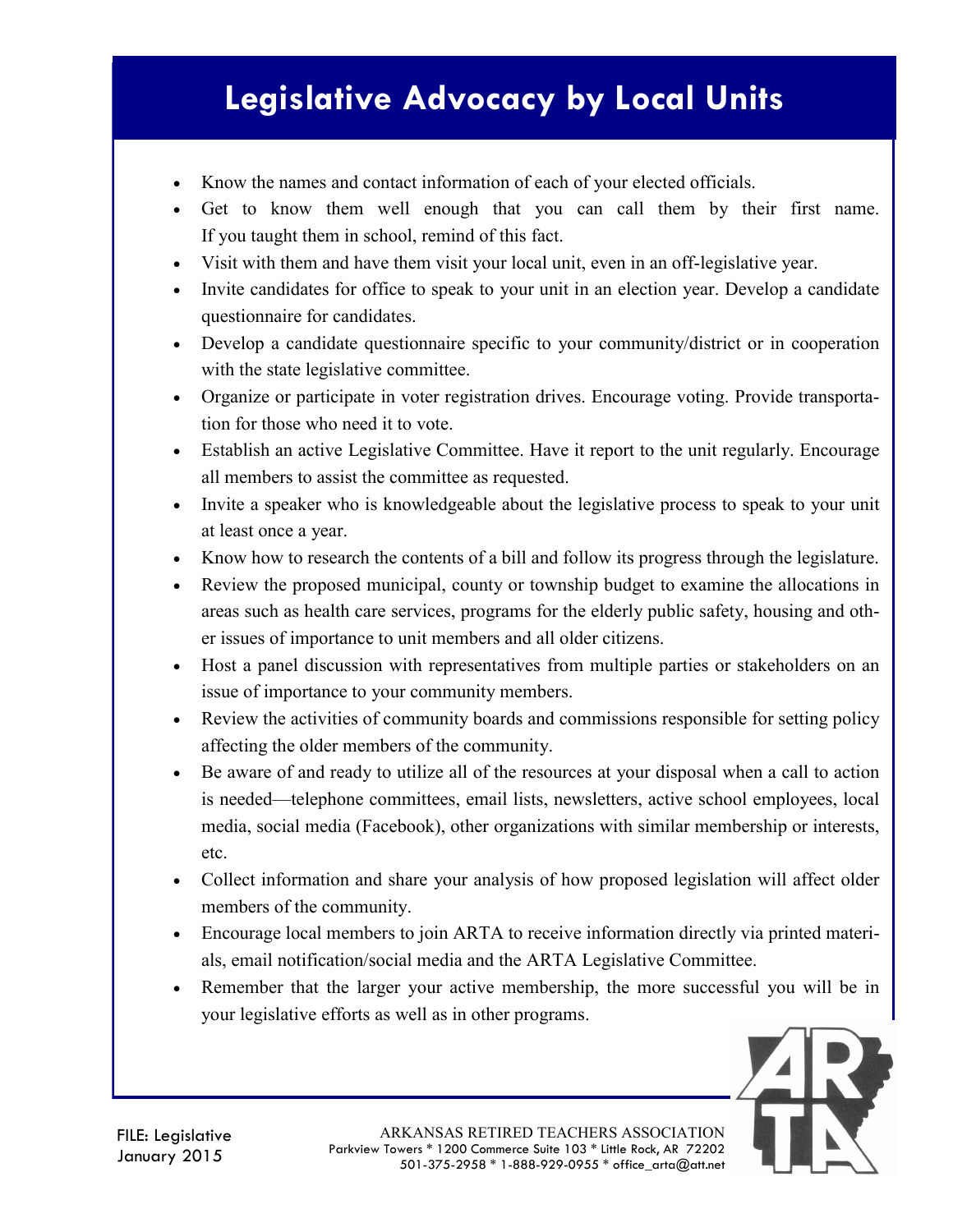# Legislative Advocacy by Local Units

- Know the names and contact information of each of your elected officials.
- Get to know them well enough that you can call them by their first name. If you taught them in school, remind of this fact.
- Visit with them and have them visit your local unit, even in an off-legislative year.
- Invite candidates for office to speak to your unit in an election year. Develop a candidate questionnaire for candidates.
- Develop a candidate questionnaire specific to your community/district or in cooperation with the state legislative committee.
- Organize or participate in voter registration drives. Encourage voting. Provide transportation for those who need it to vote.
- Establish an active Legislative Committee. Have it report to the unit regularly. Encourage all members to assist the committee as requested.
- Invite a speaker who is knowledgeable about the legislative process to speak to your unit at least once a year.
- Know how to research the contents of a bill and follow its progress through the legislature.
- Review the proposed municipal, county or township budget to examine the allocations in areas such as health care services, programs for the elderly public safety, housing and other issues of importance to unit members and all older citizens.
- Host a panel discussion with representatives from multiple parties or stakeholders on an issue of importance to your community members.
- Review the activities of community boards and commissions responsible for setting policy affecting the older members of the community.
- Be aware of and ready to utilize all of the resources at your disposal when a call to action is needed—telephone committees, email lists, newsletters, active school employees, local media, social media (Facebook), other organizations with similar membership or interests, etc.
- Collect information and share your analysis of how proposed legislation will affect older members of the community.
- Encourage local members to join ARTA to receive information directly via printed materials, email notification/social media and the ARTA Legislative Committee.
- Remember that the larger your active membership, the more successful you will be in your legislative efforts as well as in other programs.

FILE: Legislative
January 2015

ARKANSAS RETIRED TEACHERS ASSOCIATION
Parkview Towers * 1200 Commerce Suite 103 * Little Rock, AR 72202
501-375-2958 * 1-888-929-0955 * office_arta@att.net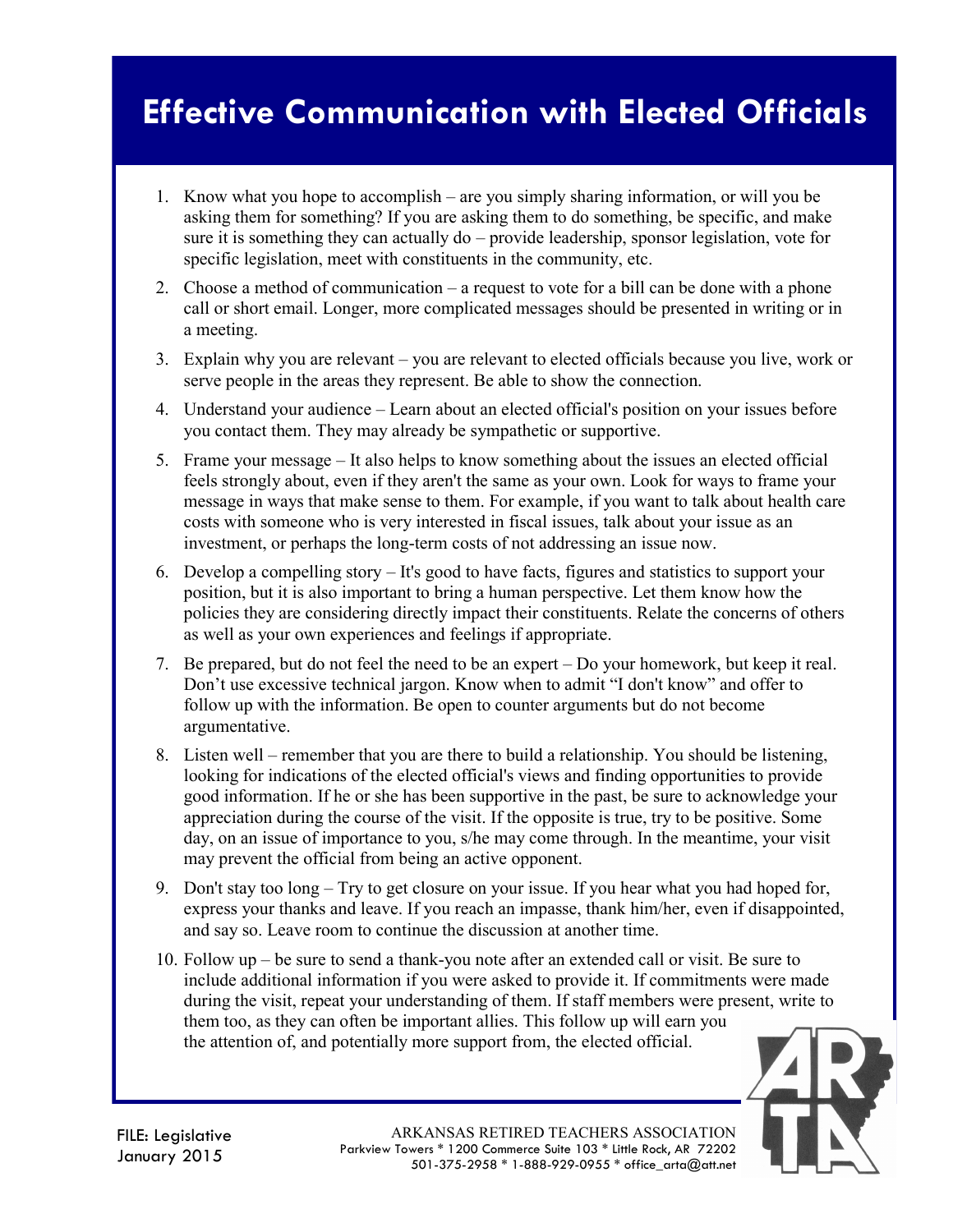# Effective Communication with Elected Officials

1. Know what you hope to accomplish – are you simply sharing information, or will you be asking them for something? If you are asking them to do something, be specific, and make sure it is something they can actually do – provide leadership, sponsor legislation, vote for specific legislation, meet with constituents in the community, etc.

2. Choose a method of communication – a request to vote for a bill can be done with a phone call or short email. Longer, more complicated messages should be presented in writing or in a meeting.

3. Explain why you are relevant – you are relevant to elected officials because you live, work or serve people in the areas they represent. Be able to show the connection.

4. Understand your audience – Learn about an elected official's position on your issues before you contact them. They may already be sympathetic or supportive.

5. Frame your message – It also helps to know something about the issues an elected official feels strongly about, even if they aren't the same as your own. Look for ways to frame your message in ways that make sense to them. For example, if you want to talk about health care costs with someone who is very interested in fiscal issues, talk about your issue as an investment, or perhaps the long-term costs of not addressing an issue now.

6. Develop a compelling story – It's good to have facts, figures and statistics to support your position, but it is also important to bring a human perspective. Let them know how the policies they are considering directly impact their constituents. Relate the concerns of others as well as your own experiences and feelings if appropriate.

7. Be prepared, but do not feel the need to be an expert – Do your homework, but keep it real. Don't use excessive technical jargon. Know when to admit "I don't know" and offer to follow up with the information. Be open to counter arguments but do not become argumentative.

8. Listen well – remember that you are there to build a relationship. You should be listening, looking for indications of the elected official's views and finding opportunities to provide good information. If he or she has been supportive in the past, be sure to acknowledge your appreciation during the course of the visit. If the opposite is true, try to be positive. Some day, on an issue of importance to you, s/he may come through. In the meantime, your visit may prevent the official from being an active opponent.

9. Don't stay too long – Try to get closure on your issue. If you hear what you had hoped for, express your thanks and leave. If you reach an impasse, thank him/her, even if disappointed, and say so. Leave room to continue the discussion at another time.

10. Follow up – be sure to send a thank-you note after an extended call or visit. Be sure to include additional information if you were asked to provide it. If commitments were made during the visit, repeat your understanding of them. If staff members were present, write to them too, as they can often be important allies. This follow up will earn you the attention of, and potentially more support from, the elected official.

FILE: Legislative
January 2015

ARKANSAS RETIRED TEACHERS ASSOCIATION
Parkview Towers * 1200 Commerce Suite 103 * Little Rock, AR 72202
501-375-2958 * 1-888-929-0955 * office_arta@att.net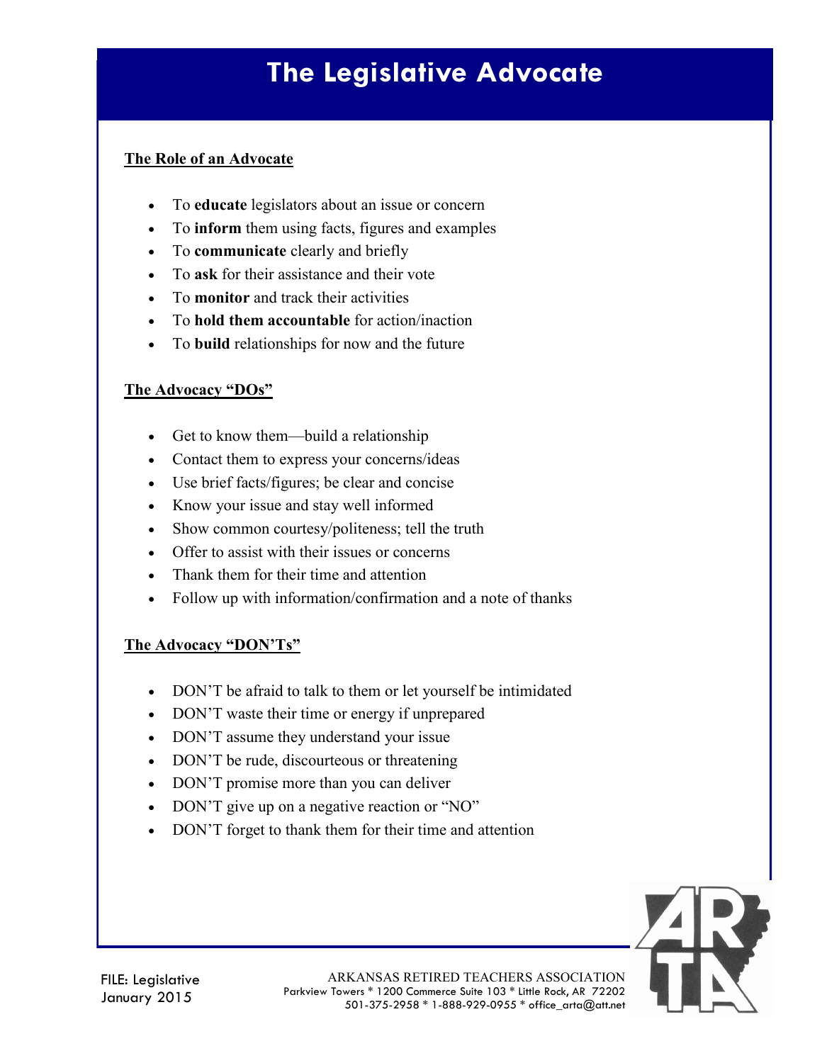# The Legislative Advocate

## The Role of an Advocate

- To **educate** legislators about an issue or concern
- To **inform** them using facts, figures and examples
- To **communicate** clearly and briefly
- To **ask** for their assistance and their vote
- To **monitor** and track their activities
- To **hold them accountable** for action/inaction
- To **build** relationships for now and the future

## The Advocacy "DOs"

- Get to know them—build a relationship
- Contact them to express your concerns/ideas
- Use brief facts/figures; be clear and concise
- Know your issue and stay well informed
- Show common courtesy/politeness; tell the truth
- Offer to assist with their issues or concerns
- Thank them for their time and attention
- Follow up with information/confirmation and a note of thanks

## The Advocacy "DON'Ts"

- DON'T be afraid to talk to them or let yourself be intimidated
- DON'T waste their time or energy if unprepared
- DON'T assume they understand your issue
- DON'T be rude, discourteous or threatening
- DON'T promise more than you can deliver
- DON'T give up on a negative reaction or "NO"
- DON'T forget to thank them for their time and attention

FILE: Legislative
January 2015

ARKANSAS RETIRED TEACHERS ASSOCIATION
Parkview Towers * 1200 Commerce Suite 103 * Little Rock, AR 72202
501-375-2958 * 1-888-929-0955 * office_arta@att.net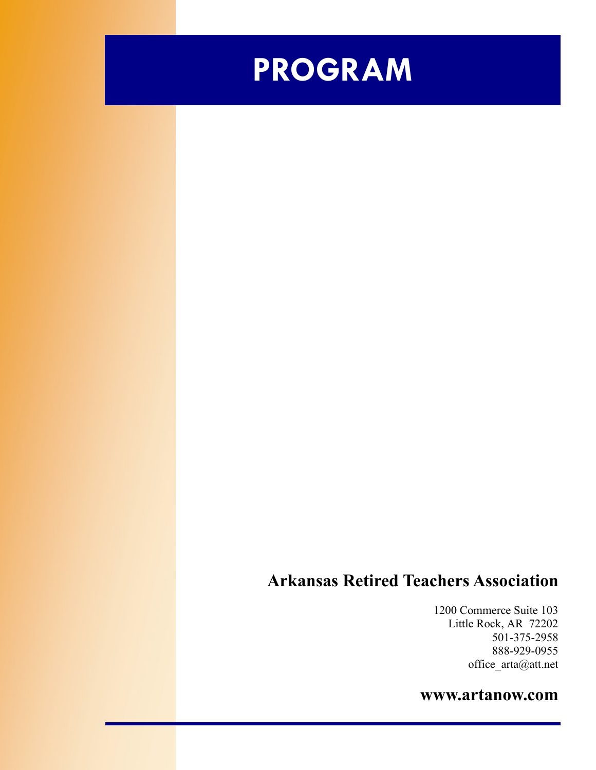# PROGRAM

**Arkansas Retired Teachers Association**

1200 Commerce Suite 103
Little Rock, AR 72202
501-375-2958
888-929-0955
office_arta@att.net

**www.artanow.com**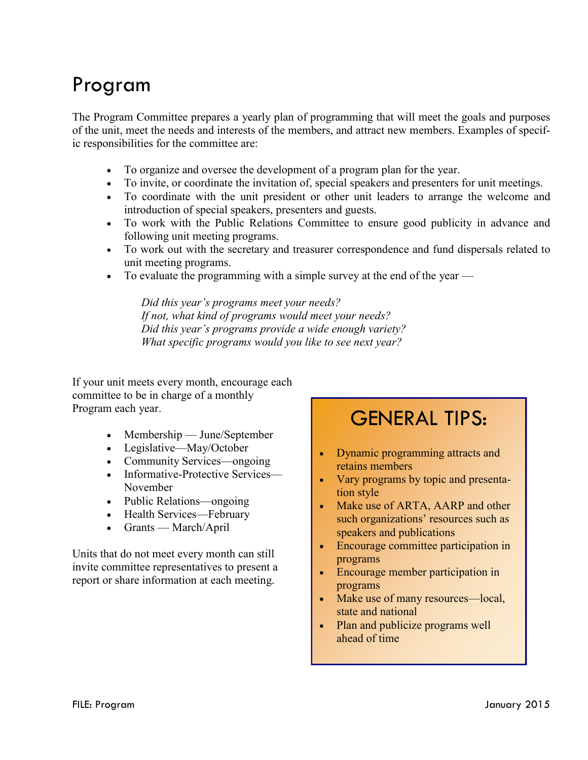# Program

The Program Committee prepares a yearly plan of programming that will meet the goals and purposes of the unit, meet the needs and interests of the members, and attract new members. Examples of specific responsibilities for the committee are:

- To organize and oversee the development of a program plan for the year.
- To invite, or coordinate the invitation of, special speakers and presenters for unit meetings.
- To coordinate with the unit president or other unit leaders to arrange the welcome and introduction of special speakers, presenters and guests.
- To work with the Public Relations Committee to ensure good publicity in advance and following unit meeting programs.
- To work out with the secretary and treasurer correspondence and fund dispersals related to unit meeting programs.
- To evaluate the programming with a simple survey at the end of the year —

  *Did this year's programs meet your needs?*
  *If not, what kind of programs would meet your needs?*
  *Did this year's programs provide a wide enough variety?*
  *What specific programs would you like to see next year?*

If your unit meets every month, encourage each committee to be in charge of a monthly Program each year.

- Membership — June/September
- Legislative—May/October
- Community Services—ongoing
- Informative-Protective Services—November
- Public Relations—ongoing
- Health Services—February
- Grants — March/April

Units that do not meet every month can still invite committee representatives to present a report or share information at each meeting.

## GENERAL TIPS:

- Dynamic programming attracts and retains members
- Vary programs by topic and presentation style
- Make use of ARTA, AARP and other such organizations' resources such as speakers and publications
- Encourage committee participation in programs
- Encourage member participation in programs
- Make use of many resources—local, state and national
- Plan and publicize programs well ahead of time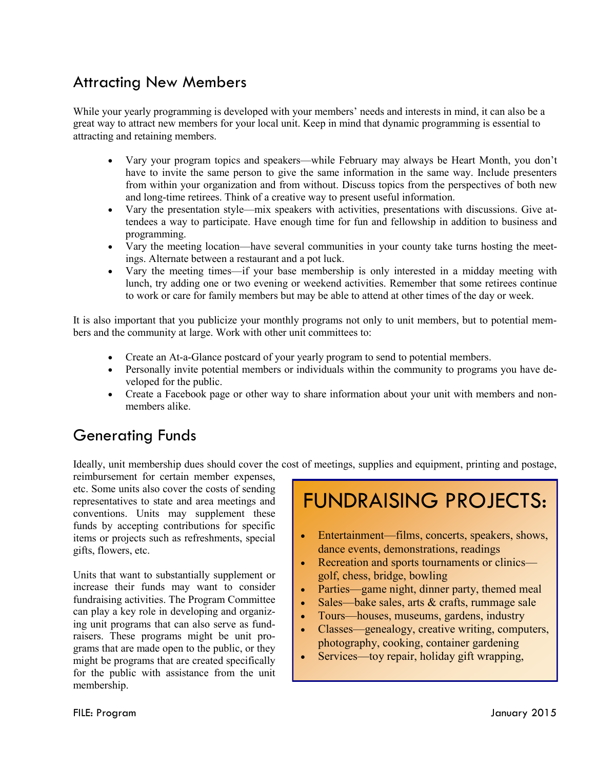## Attracting New Members

While your yearly programming is developed with your members' needs and interests in mind, it can also be a great way to attract new members for your local unit. Keep in mind that dynamic programming is essential to attracting and retaining members.

- Vary your program topics and speakers—while February may always be Heart Month, you don't have to invite the same person to give the same information in the same way. Include presenters from within your organization and from without. Discuss topics from the perspectives of both new and long-time retirees. Think of a creative way to present useful information.
- Vary the presentation style—mix speakers with activities, presentations with discussions. Give attendees a way to participate. Have enough time for fun and fellowship in addition to business and programming.
- Vary the meeting location—have several communities in your county take turns hosting the meetings. Alternate between a restaurant and a pot luck.
- Vary the meeting times—if your base membership is only interested in a midday meeting with lunch, try adding one or two evening or weekend activities. Remember that some retirees continue to work or care for family members but may be able to attend at other times of the day or week.

It is also important that you publicize your monthly programs not only to unit members, but to potential members and the community at large. Work with other unit committees to:

- Create an At-a-Glance postcard of your yearly program to send to potential members.
- Personally invite potential members or individuals within the community to programs you have developed for the public.
- Create a Facebook page or other way to share information about your unit with members and non-members alike.

## Generating Funds

Ideally, unit membership dues should cover the cost of meetings, supplies and equipment, printing and postage, reimbursement for certain member expenses, etc. Some units also cover the costs of sending representatives to state and area meetings and conventions. Units may supplement these funds by accepting contributions for specific items or projects such as refreshments, special gifts, flowers, etc.

Units that want to substantially supplement or increase their funds may want to consider fundraising activities. The Program Committee can play a key role in developing and organizing unit programs that can also serve as fundraisers. These programs might be unit programs that are made open to the public, or they might be programs that are created specifically for the public with assistance from the unit membership.

### FUNDRAISING PROJECTS:

- Entertainment—films, concerts, speakers, shows, dance events, demonstrations, readings
- Recreation and sports tournaments or clinics—golf, chess, bridge, bowling
- Parties—game night, dinner party, themed meal
- Sales—bake sales, arts & crafts, rummage sale
- Tours—houses, museums, gardens, industry
- Classes—genealogy, creative writing, computers, photography, cooking, container gardening
- Services—toy repair, holiday gift wrapping,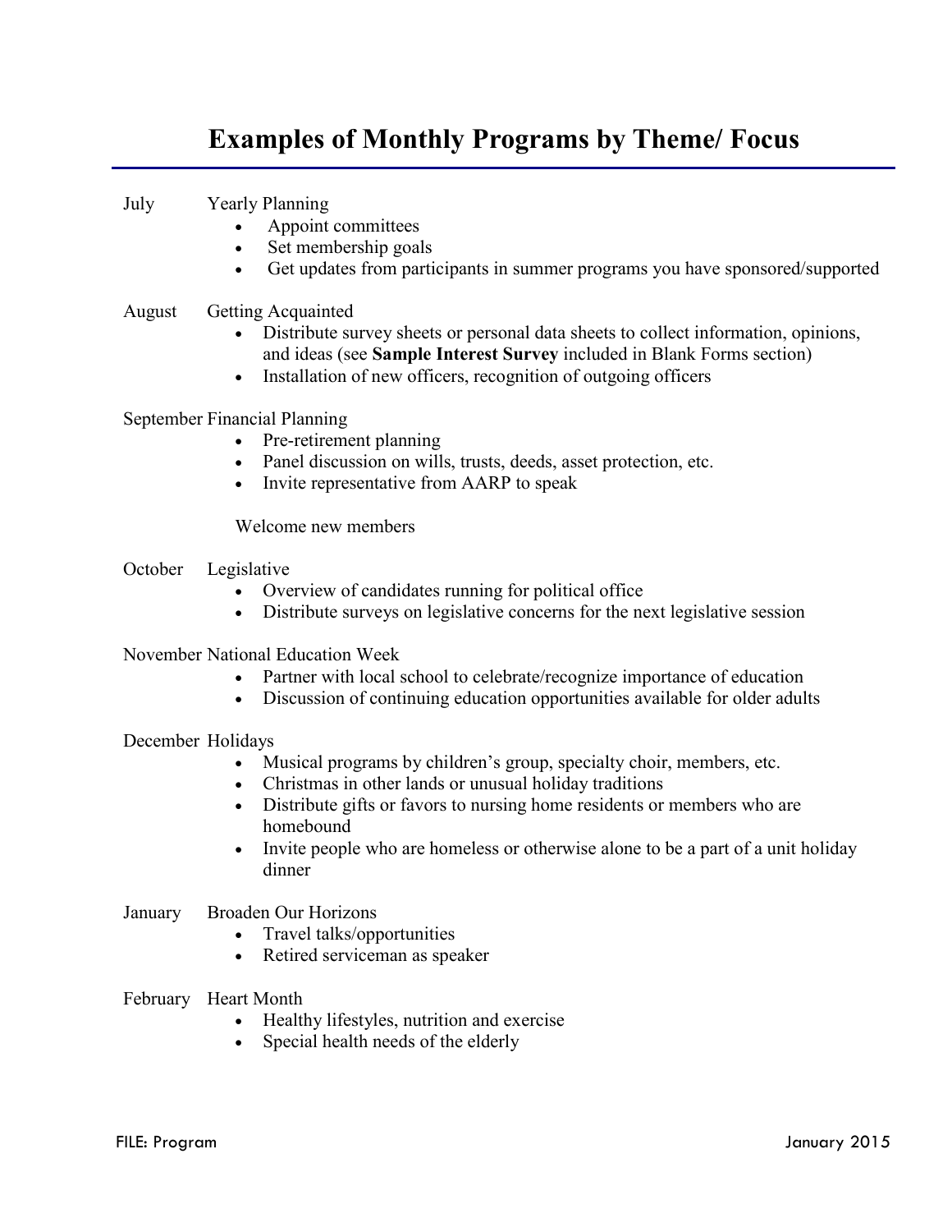# Examples of Monthly Programs by Theme/ Focus

July — Yearly Planning

- Appoint committees
- Set membership goals
- Get updates from participants in summer programs you have sponsored/supported

August — Getting Acquainted

- Distribute survey sheets or personal data sheets to collect information, opinions, and ideas (see **Sample Interest Survey** included in Blank Forms section)
- Installation of new officers, recognition of outgoing officers

September — Financial Planning

- Pre-retirement planning
- Panel discussion on wills, trusts, deeds, asset protection, etc.
- Invite representative from AARP to speak

Welcome new members

October — Legislative

- Overview of candidates running for political office
- Distribute surveys on legislative concerns for the next legislative session

November — National Education Week

- Partner with local school to celebrate/recognize importance of education
- Discussion of continuing education opportunities available for older adults

December — Holidays

- Musical programs by children's group, specialty choir, members, etc.
- Christmas in other lands or unusual holiday traditions
- Distribute gifts or favors to nursing home residents or members who are homebound
- Invite people who are homeless or otherwise alone to be a part of a unit holiday dinner

January — Broaden Our Horizons

- Travel talks/opportunities
- Retired serviceman as speaker

February — Heart Month

- Healthy lifestyles, nutrition and exercise
- Special health needs of the elderly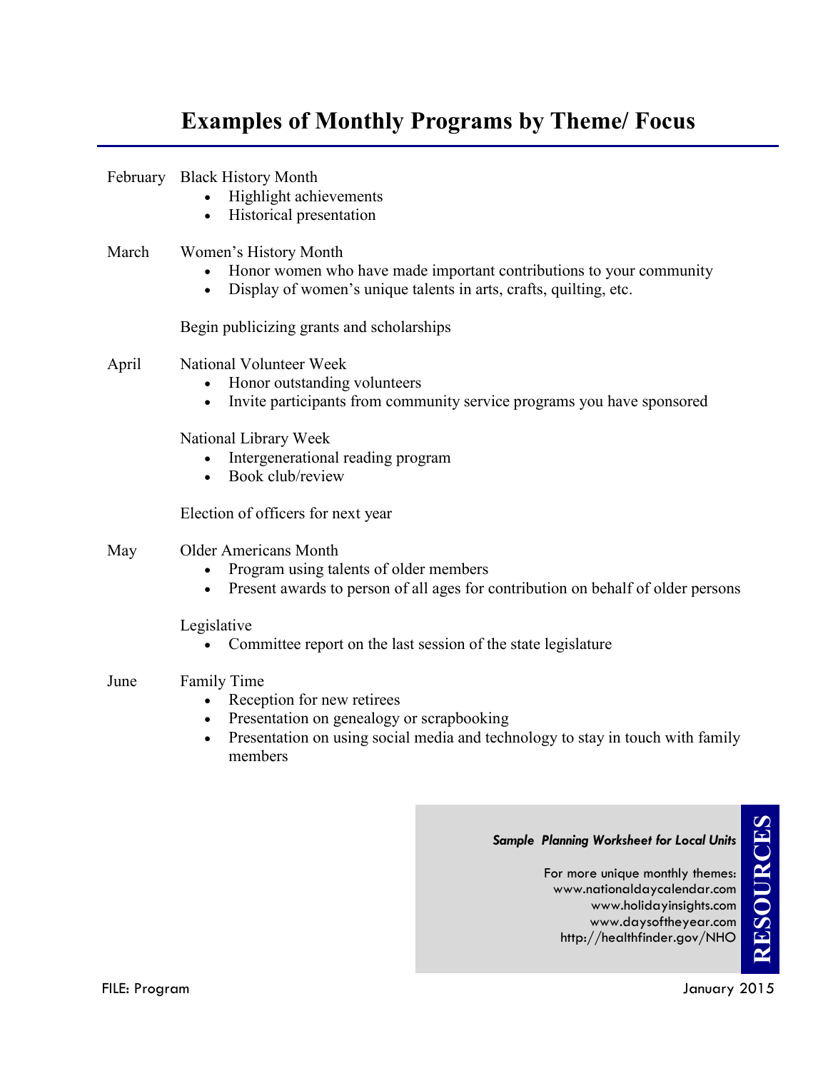# Examples of Monthly Programs by Theme/ Focus

**February** Black History Month

- Highlight achievements
- Historical presentation

**March** Women's History Month

- Honor women who have made important contributions to your community
- Display of women's unique talents in arts, crafts, quilting, etc.

Begin publicizing grants and scholarships

**April** National Volunteer Week

- Honor outstanding volunteers
- Invite participants from community service programs you have sponsored

National Library Week

- Intergenerational reading program
- Book club/review

Election of officers for next year

**May** Older Americans Month

- Program using talents of older members
- Present awards to person of all ages for contribution on behalf of older persons

Legislative

- Committee report on the last session of the state legislature

**June** Family Time

- Reception for new retirees
- Presentation on genealogy or scrapbooking
- Presentation on using social media and technology to stay in touch with family members

***Sample Planning Worksheet for Local Units***

For more unique monthly themes:
www.nationaldaycalendar.com
www.holidayinsights.com
www.daysoftheyear.com
http://healthfinder.gov/NHO

RESOURCES

FILE: Program

January 2015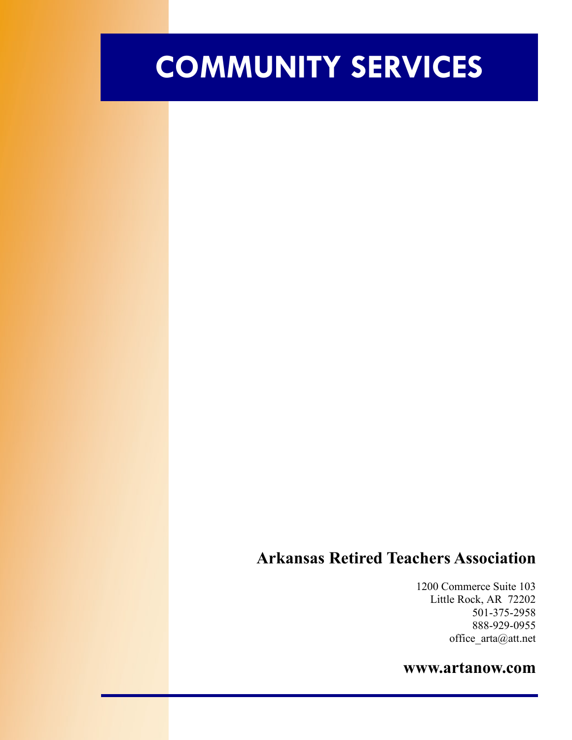# COMMUNITY SERVICES

**Arkansas Retired Teachers Association**

1200 Commerce Suite 103
Little Rock, AR 72202
501-375-2958
888-929-0955
office_arta@att.net

**www.artanow.com**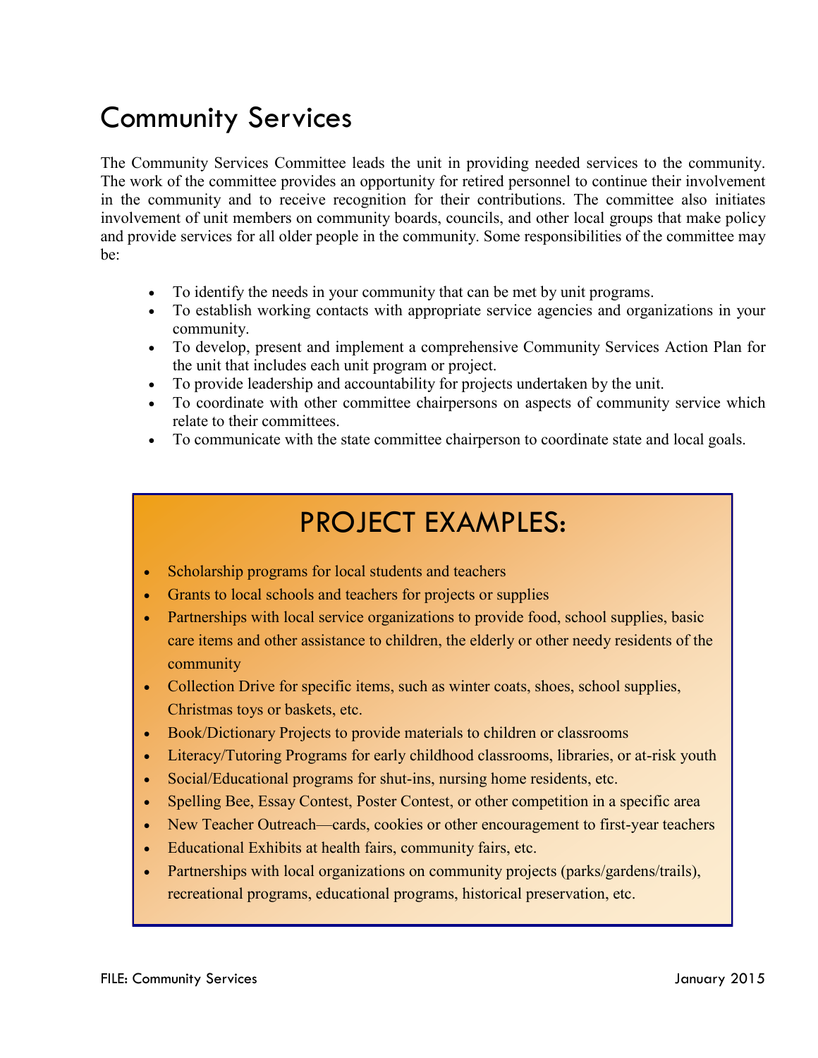# Community Services

The Community Services Committee leads the unit in providing needed services to the community. The work of the committee provides an opportunity for retired personnel to continue their involvement in the community and to receive recognition for their contributions. The committee also initiates involvement of unit members on community boards, councils, and other local groups that make policy and provide services for all older people in the community. Some responsibilities of the committee may be:

- To identify the needs in your community that can be met by unit programs.
- To establish working contacts with appropriate service agencies and organizations in your community.
- To develop, present and implement a comprehensive Community Services Action Plan for the unit that includes each unit program or project.
- To provide leadership and accountability for projects undertaken by the unit.
- To coordinate with other committee chairpersons on aspects of community service which relate to their committees.
- To communicate with the state committee chairperson to coordinate state and local goals.

## PROJECT EXAMPLES:

- Scholarship programs for local students and teachers
- Grants to local schools and teachers for projects or supplies
- Partnerships with local service organizations to provide food, school supplies, basic care items and other assistance to children, the elderly or other needy residents of the community
- Collection Drive for specific items, such as winter coats, shoes, school supplies, Christmas toys or baskets, etc.
- Book/Dictionary Projects to provide materials to children or classrooms
- Literacy/Tutoring Programs for early childhood classrooms, libraries, or at-risk youth
- Social/Educational programs for shut-ins, nursing home residents, etc.
- Spelling Bee, Essay Contest, Poster Contest, or other competition in a specific area
- New Teacher Outreach—cards, cookies or other encouragement to first-year teachers
- Educational Exhibits at health fairs, community fairs, etc.
- Partnerships with local organizations on community projects (parks/gardens/trails), recreational programs, educational programs, historical preservation, etc.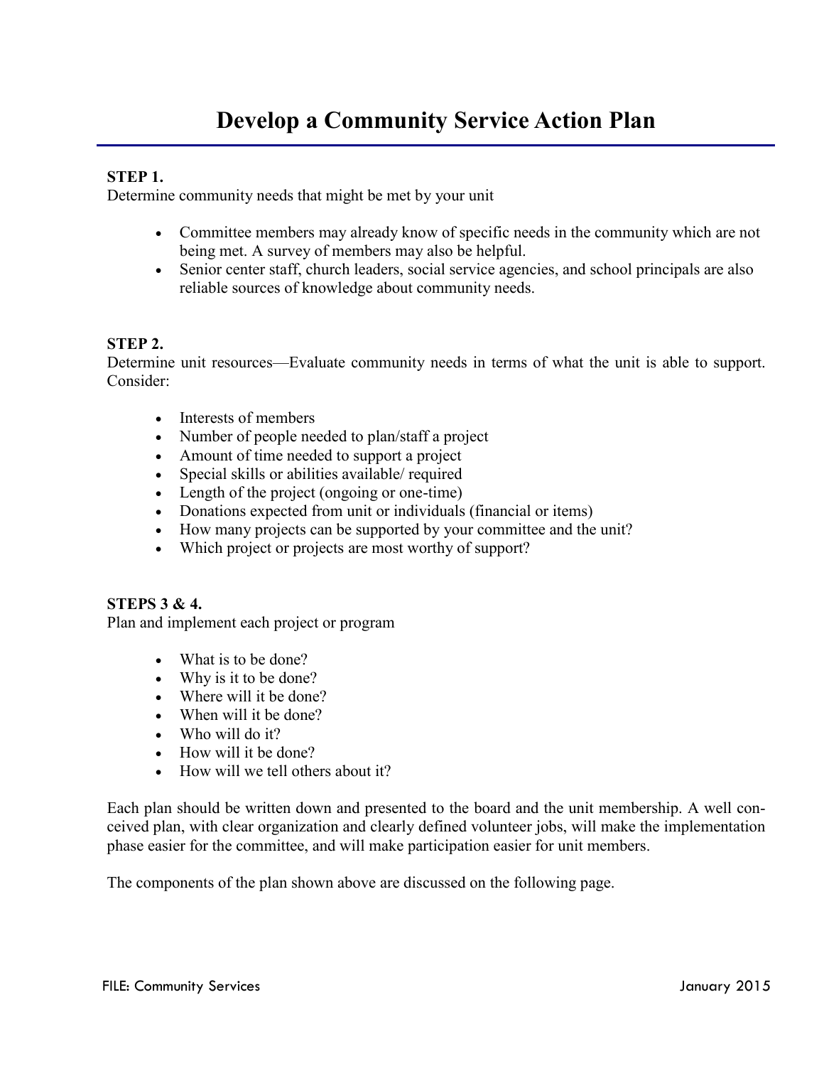# Develop a Community Service Action Plan

**STEP 1.**
Determine community needs that might be met by your unit

- Committee members may already know of specific needs in the community which are not being met. A survey of members may also be helpful.
- Senior center staff, church leaders, social service agencies, and school principals are also reliable sources of knowledge about community needs.

**STEP 2.**
Determine unit resources—Evaluate community needs in terms of what the unit is able to support. Consider:

- Interests of members
- Number of people needed to plan/staff a project
- Amount of time needed to support a project
- Special skills or abilities available/ required
- Length of the project (ongoing or one-time)
- Donations expected from unit or individuals (financial or items)
- How many projects can be supported by your committee and the unit?
- Which project or projects are most worthy of support?

**STEPS 3 & 4.**
Plan and implement each project or program

- What is to be done?
- Why is it to be done?
- Where will it be done?
- When will it be done?
- Who will do it?
- How will it be done?
- How will we tell others about it?

Each plan should be written down and presented to the board and the unit membership. A well conceived plan, with clear organization and clearly defined volunteer jobs, will make the implementation phase easier for the committee, and will make participation easier for unit members.

The components of the plan shown above are discussed on the following page.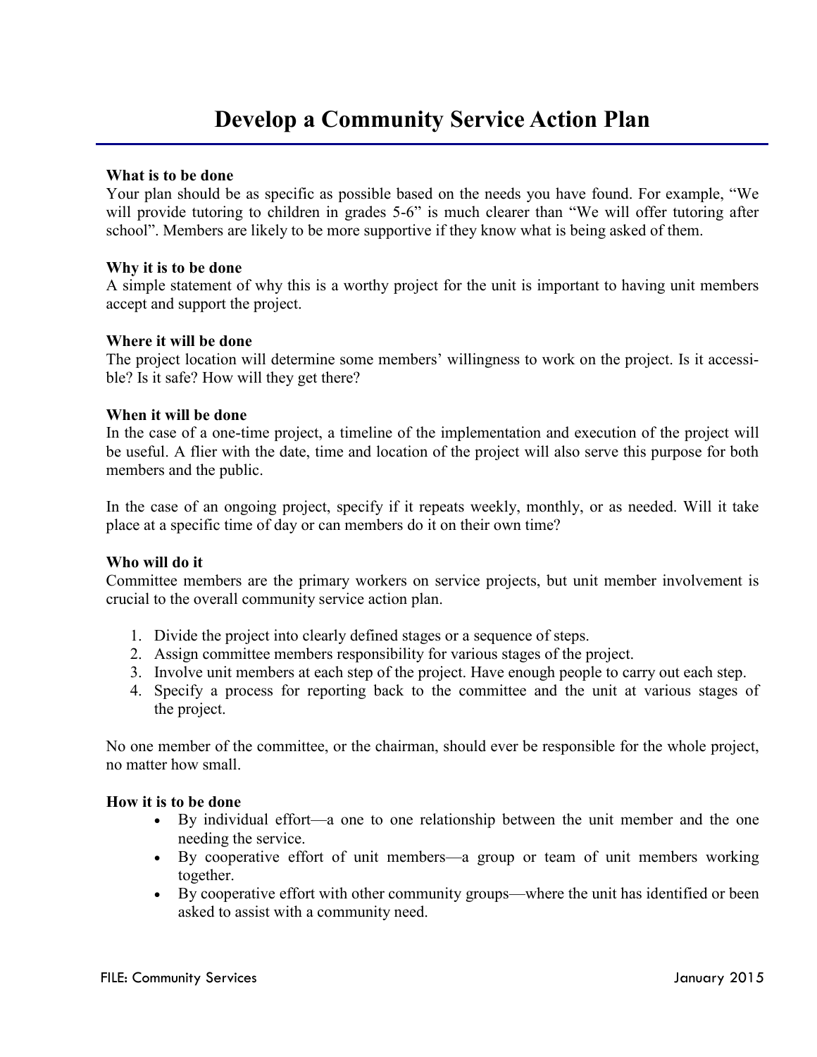# Develop a Community Service Action Plan

**What is to be done**
Your plan should be as specific as possible based on the needs you have found. For example, "We will provide tutoring to children in grades 5-6" is much clearer than "We will offer tutoring after school". Members are likely to be more supportive if they know what is being asked of them.

**Why it is to be done**
A simple statement of why this is a worthy project for the unit is important to having unit members accept and support the project.

**Where it will be done**
The project location will determine some members' willingness to work on the project. Is it accessible? Is it safe? How will they get there?

**When it will be done**
In the case of a one-time project, a timeline of the implementation and execution of the project will be useful. A flier with the date, time and location of the project will also serve this purpose for both members and the public.

In the case of an ongoing project, specify if it repeats weekly, monthly, or as needed. Will it take place at a specific time of day or can members do it on their own time?

**Who will do it**
Committee members are the primary workers on service projects, but unit member involvement is crucial to the overall community service action plan.

1. Divide the project into clearly defined stages or a sequence of steps.
2. Assign committee members responsibility for various stages of the project.
3. Involve unit members at each step of the project. Have enough people to carry out each step.
4. Specify a process for reporting back to the committee and the unit at various stages of the project.

No one member of the committee, or the chairman, should ever be responsible for the whole project, no matter how small.

**How it is to be done**

- By individual effort—a one to one relationship between the unit member and the one needing the service.
- By cooperative effort of unit members—a group or team of unit members working together.
- By cooperative effort with other community groups—where the unit has identified or been asked to assist with a community need.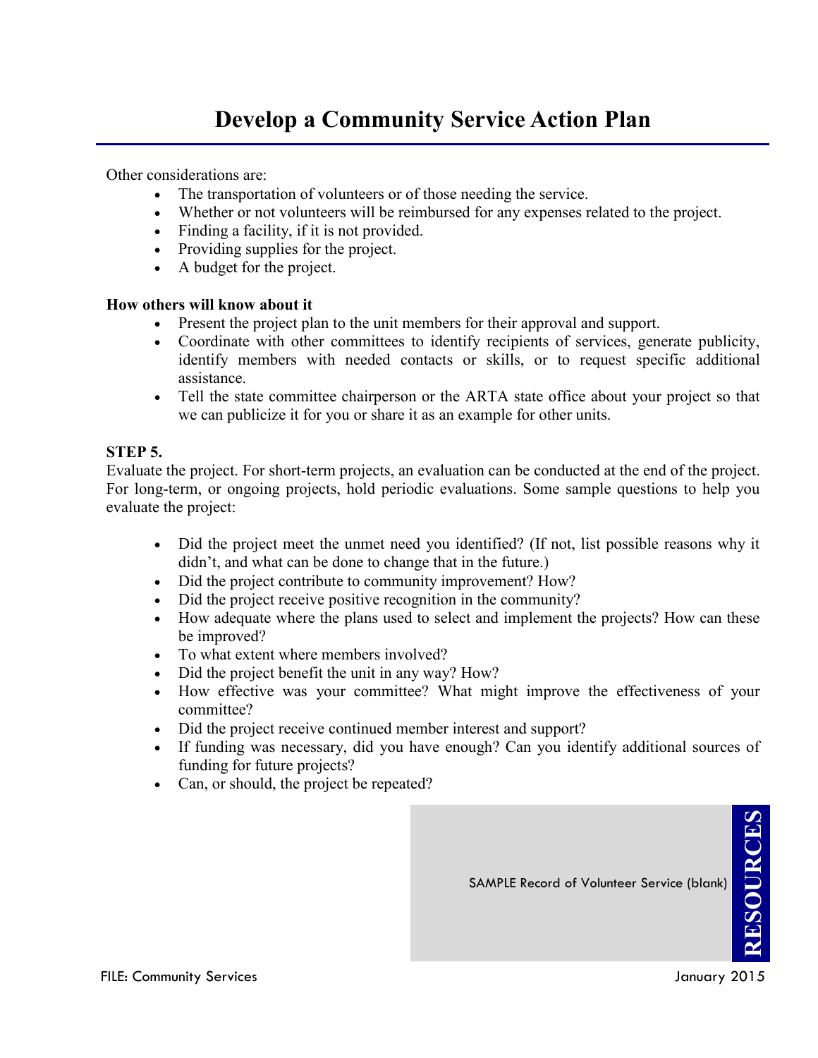# Develop a Community Service Action Plan

Other considerations are:

- The transportation of volunteers or of those needing the service.
- Whether or not volunteers will be reimbursed for any expenses related to the project.
- Finding a facility, if it is not provided.
- Providing supplies for the project.
- A budget for the project.

**How others will know about it**

- Present the project plan to the unit members for their approval and support.
- Coordinate with other committees to identify recipients of services, generate publicity, identify members with needed contacts or skills, or to request specific additional assistance.
- Tell the state committee chairperson or the ARTA state office about your project so that we can publicize it for you or share it as an example for other units.

**STEP 5.**

Evaluate the project. For short-term projects, an evaluation can be conducted at the end of the project. For long-term, or ongoing projects, hold periodic evaluations. Some sample questions to help you evaluate the project:

- Did the project meet the unmet need you identified? (If not, list possible reasons why it didn't, and what can be done to change that in the future.)
- Did the project contribute to community improvement? How?
- Did the project receive positive recognition in the community?
- How adequate where the plans used to select and implement the projects? How can these be improved?
- To what extent where members involved?
- Did the project benefit the unit in any way? How?
- How effective was your committee? What might improve the effectiveness of your committee?
- Did the project receive continued member interest and support?
- If funding was necessary, did you have enough? Can you identify additional sources of funding for future projects?
- Can, or should, the project be repeated?

**RESOURCES**

SAMPLE Record of Volunteer Service (blank)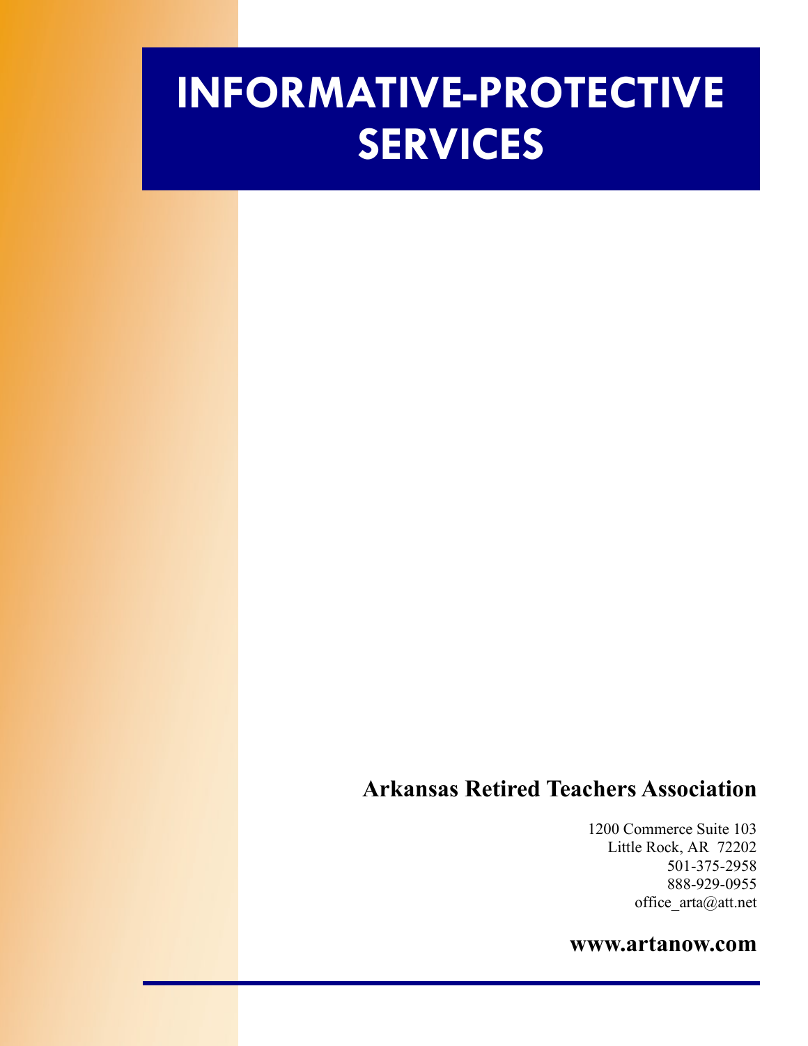# INFORMATIVE-PROTECTIVE SERVICES

**Arkansas Retired Teachers Association**

1200 Commerce Suite 103
Little Rock, AR  72202
501-375-2958
888-929-0955
office_arta@att.net

**www.artanow.com**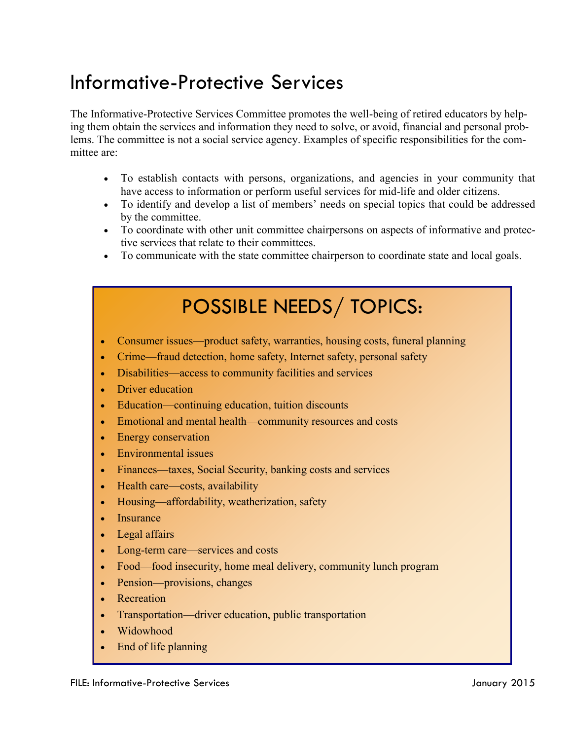# Informative-Protective Services

The Informative-Protective Services Committee promotes the well-being of retired educators by helping them obtain the services and information they need to solve, or avoid, financial and personal problems. The committee is not a social service agency. Examples of specific responsibilities for the committee are:

- To establish contacts with persons, organizations, and agencies in your community that have access to information or perform useful services for mid-life and older citizens.
- To identify and develop a list of members' needs on special topics that could be addressed by the committee.
- To coordinate with other unit committee chairpersons on aspects of informative and protective services that relate to their committees.
- To communicate with the state committee chairperson to coordinate state and local goals.

## POSSIBLE NEEDS/ TOPICS:

- Consumer issues—product safety, warranties, housing costs, funeral planning
- Crime—fraud detection, home safety, Internet safety, personal safety
- Disabilities—access to community facilities and services
- Driver education
- Education—continuing education, tuition discounts
- Emotional and mental health—community resources and costs
- Energy conservation
- Environmental issues
- Finances—taxes, Social Security, banking costs and services
- Health care—costs, availability
- Housing—affordability, weatherization, safety
- Insurance
- Legal affairs
- Long-term care—services and costs
- Food—food insecurity, home meal delivery, community lunch program
- Pension—provisions, changes
- Recreation
- Transportation—driver education, public transportation
- Widowhood
- End of life planning

FILE: Informative-Protective Services January 2015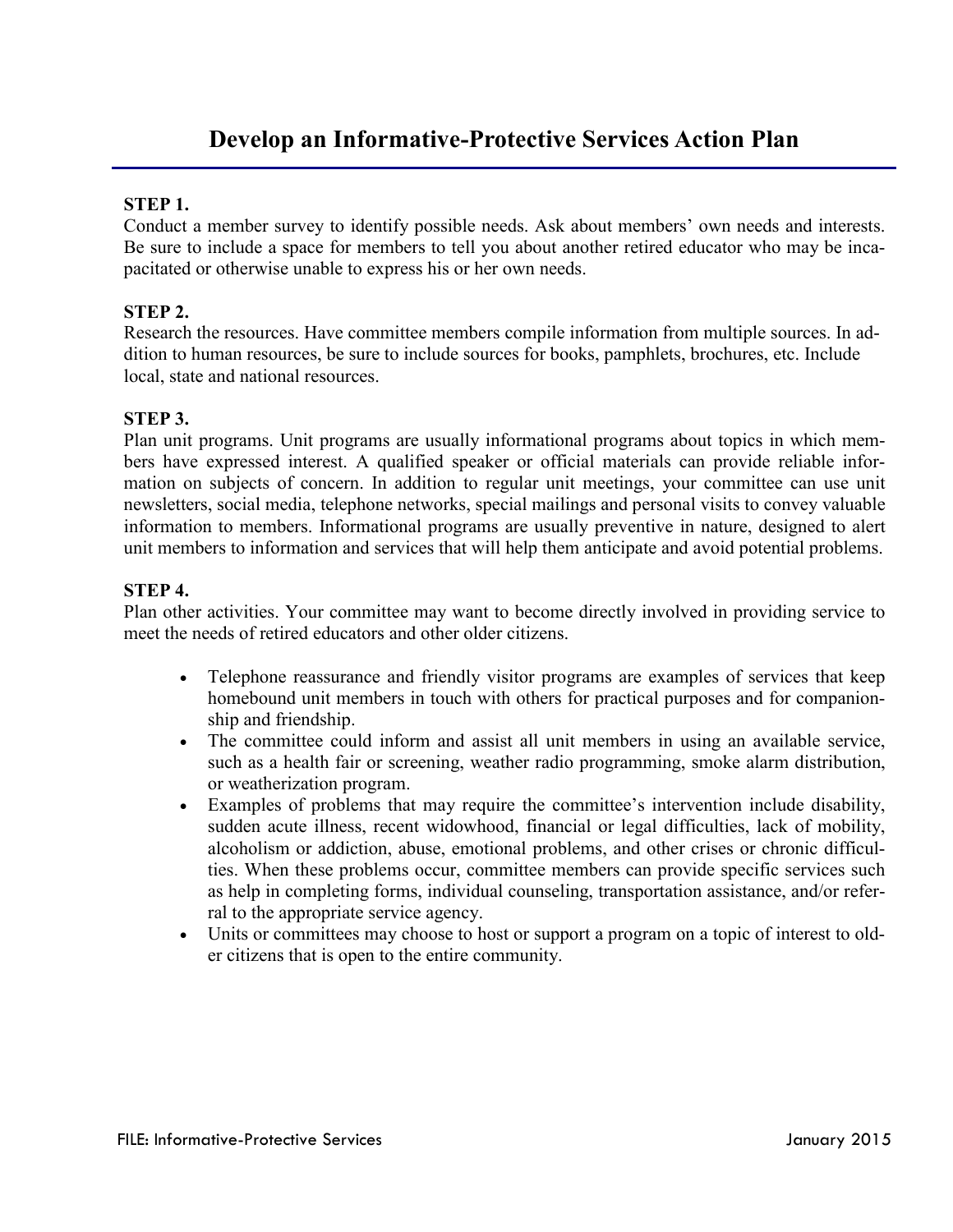# Develop an Informative-Protective Services Action Plan

**STEP 1.**
Conduct a member survey to identify possible needs. Ask about members' own needs and interests. Be sure to include a space for members to tell you about another retired educator who may be incapacitated or otherwise unable to express his or her own needs.

**STEP 2.**
Research the resources. Have committee members compile information from multiple sources. In addition to human resources, be sure to include sources for books, pamphlets, brochures, etc. Include local, state and national resources.

**STEP 3.**
Plan unit programs. Unit programs are usually informational programs about topics in which members have expressed interest. A qualified speaker or official materials can provide reliable information on subjects of concern. In addition to regular unit meetings, your committee can use unit newsletters, social media, telephone networks, special mailings and personal visits to convey valuable information to members. Informational programs are usually preventive in nature, designed to alert unit members to information and services that will help them anticipate and avoid potential problems.

**STEP 4.**
Plan other activities. Your committee may want to become directly involved in providing service to meet the needs of retired educators and other older citizens.

- Telephone reassurance and friendly visitor programs are examples of services that keep homebound unit members in touch with others for practical purposes and for companionship and friendship.
- The committee could inform and assist all unit members in using an available service, such as a health fair or screening, weather radio programming, smoke alarm distribution, or weatherization program.
- Examples of problems that may require the committee's intervention include disability, sudden acute illness, recent widowhood, financial or legal difficulties, lack of mobility, alcoholism or addiction, abuse, emotional problems, and other crises or chronic difficulties. When these problems occur, committee members can provide specific services such as help in completing forms, individual counseling, transportation assistance, and/or referral to the appropriate service agency.
- Units or committees may choose to host or support a program on a topic of interest to older citizens that is open to the entire community.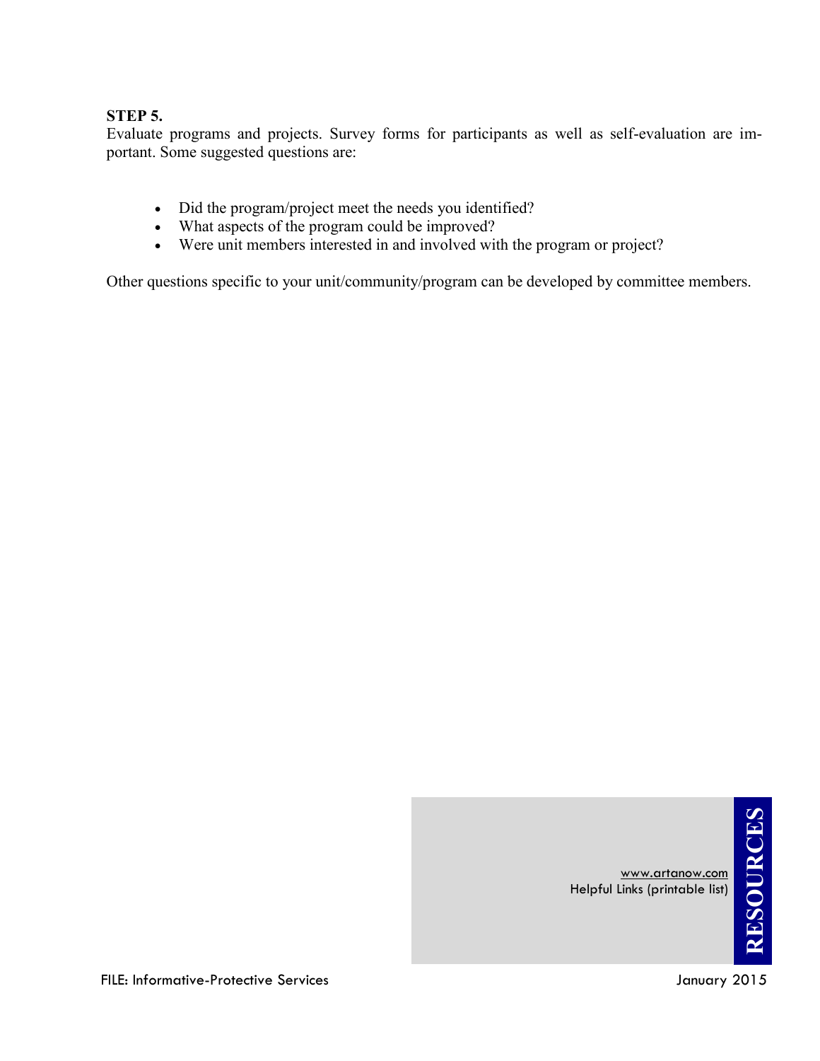**STEP 5.**
Evaluate programs and projects. Survey forms for participants as well as self-evaluation are important. Some suggested questions are:

- Did the program/project meet the needs you identified?
- What aspects of the program could be improved?
- Were unit members interested in and involved with the program or project?

Other questions specific to your unit/community/program can be developed by committee members.

**RESOURCES**

www.artanow.com
Helpful Links (printable list)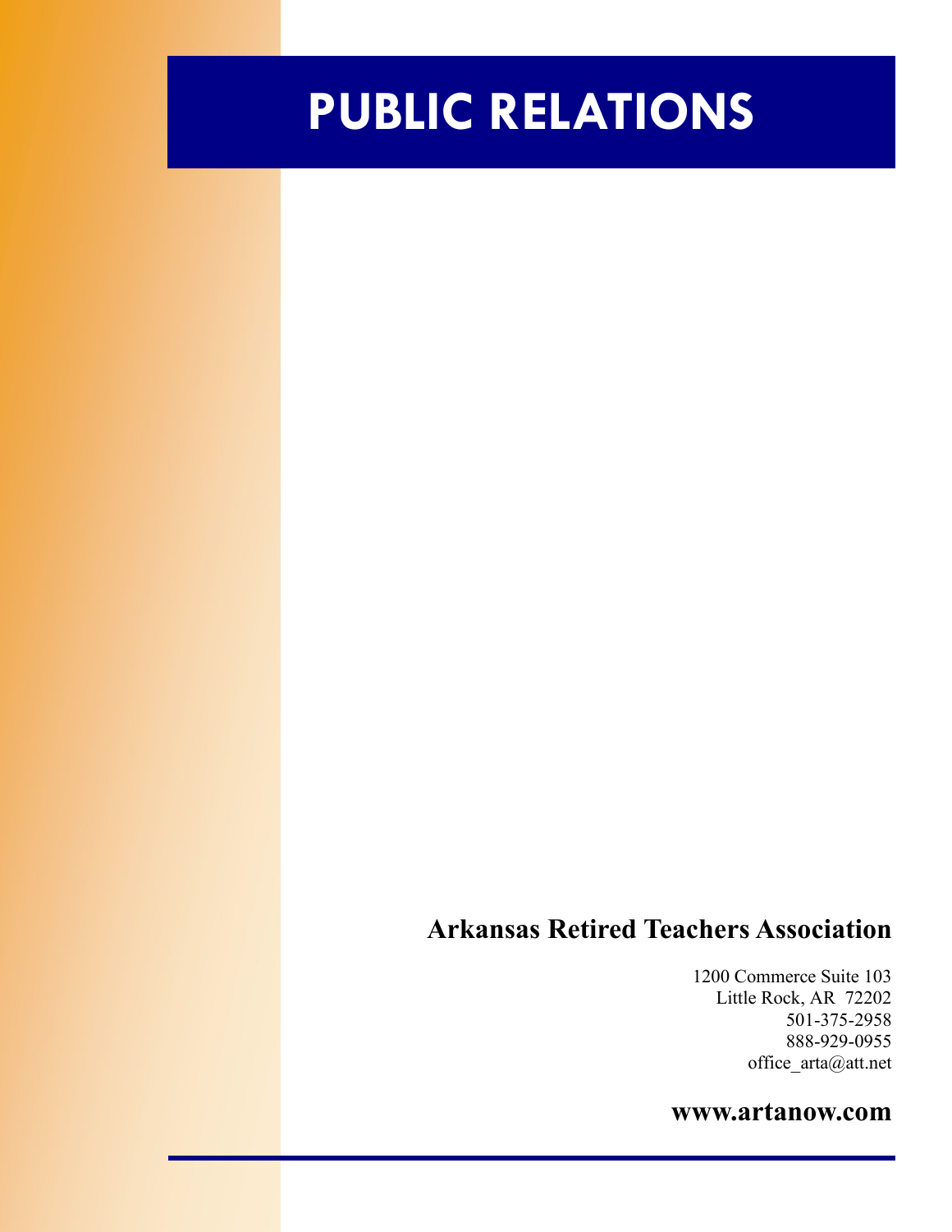# PUBLIC RELATIONS

**Arkansas Retired Teachers Association**

1200 Commerce Suite 103
Little Rock, AR 72202
501-375-2958
888-929-0955
office_arta@att.net

**www.artanow.com**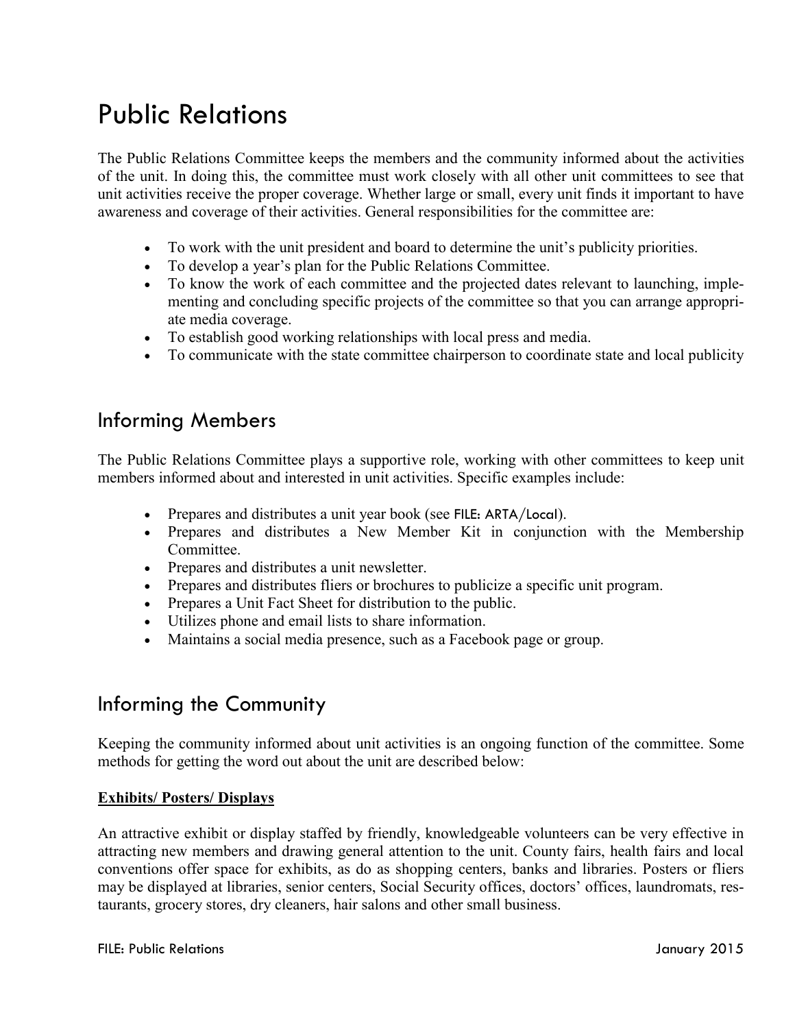# Public Relations

The Public Relations Committee keeps the members and the community informed about the activities of the unit. In doing this, the committee must work closely with all other unit committees to see that unit activities receive the proper coverage. Whether large or small, every unit finds it important to have awareness and coverage of their activities. General responsibilities for the committee are:

- To work with the unit president and board to determine the unit's publicity priorities.
- To develop a year's plan for the Public Relations Committee.
- To know the work of each committee and the projected dates relevant to launching, implementing and concluding specific projects of the committee so that you can arrange appropriate media coverage.
- To establish good working relationships with local press and media.
- To communicate with the state committee chairperson to coordinate state and local publicity

## Informing Members

The Public Relations Committee plays a supportive role, working with other committees to keep unit members informed about and interested in unit activities. Specific examples include:

- Prepares and distributes a unit year book (see FILE: ARTA/Local).
- Prepares and distributes a New Member Kit in conjunction with the Membership Committee.
- Prepares and distributes a unit newsletter.
- Prepares and distributes fliers or brochures to publicize a specific unit program.
- Prepares a Unit Fact Sheet for distribution to the public.
- Utilizes phone and email lists to share information.
- Maintains a social media presence, such as a Facebook page or group.

## Informing the Community

Keeping the community informed about unit activities is an ongoing function of the committee. Some methods for getting the word out about the unit are described below:

**Exhibits/ Posters/ Displays**

An attractive exhibit or display staffed by friendly, knowledgeable volunteers can be very effective in attracting new members and drawing general attention to the unit. County fairs, health fairs and local conventions offer space for exhibits, as do as shopping centers, banks and libraries. Posters or fliers may be displayed at libraries, senior centers, Social Security offices, doctors' offices, laundromats, restaurants, grocery stores, dry cleaners, hair salons and other small business.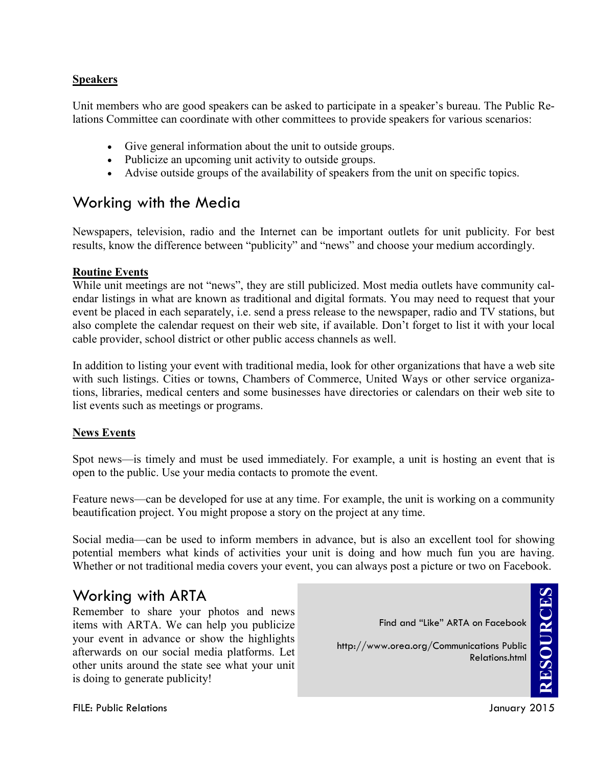**Speakers**

Unit members who are good speakers can be asked to participate in a speaker's bureau. The Public Relations Committee can coordinate with other committees to provide speakers for various scenarios:

- Give general information about the unit to outside groups.
- Publicize an upcoming unit activity to outside groups.
- Advise outside groups of the availability of speakers from the unit on specific topics.

## Working with the Media

Newspapers, television, radio and the Internet can be important outlets for unit publicity. For best results, know the difference between "publicity" and "news" and choose your medium accordingly.

**Routine Events**

While unit meetings are not "news", they are still publicized. Most media outlets have community calendar listings in what are known as traditional and digital formats. You may need to request that your event be placed in each separately, i.e. send a press release to the newspaper, radio and TV stations, but also complete the calendar request on their web site, if available. Don't forget to list it with your local cable provider, school district or other public access channels as well.

In addition to listing your event with traditional media, look for other organizations that have a web site with such listings. Cities or towns, Chambers of Commerce, United Ways or other service organizations, libraries, medical centers and some businesses have directories or calendars on their web site to list events such as meetings or programs.

**News Events**

Spot news—is timely and must be used immediately. For example, a unit is hosting an event that is open to the public. Use your media contacts to promote the event.

Feature news—can be developed for use at any time. For example, the unit is working on a community beautification project. You might propose a story on the project at any time.

Social media—can be used to inform members in advance, but is also an excellent tool for showing potential members what kinds of activities your unit is doing and how much fun you are having. Whether or not traditional media covers your event, you can always post a picture or two on Facebook.

## Working with ARTA

Remember to share your photos and news items with ARTA. We can help you publicize your event in advance or show the highlights afterwards on our social media platforms. Let other units around the state see what your unit is doing to generate publicity!

**RESOURCES**

Find and "Like" ARTA on Facebook

http://www.orea.org/Communications Public Relations.html

FILE: Public Relations

January 2015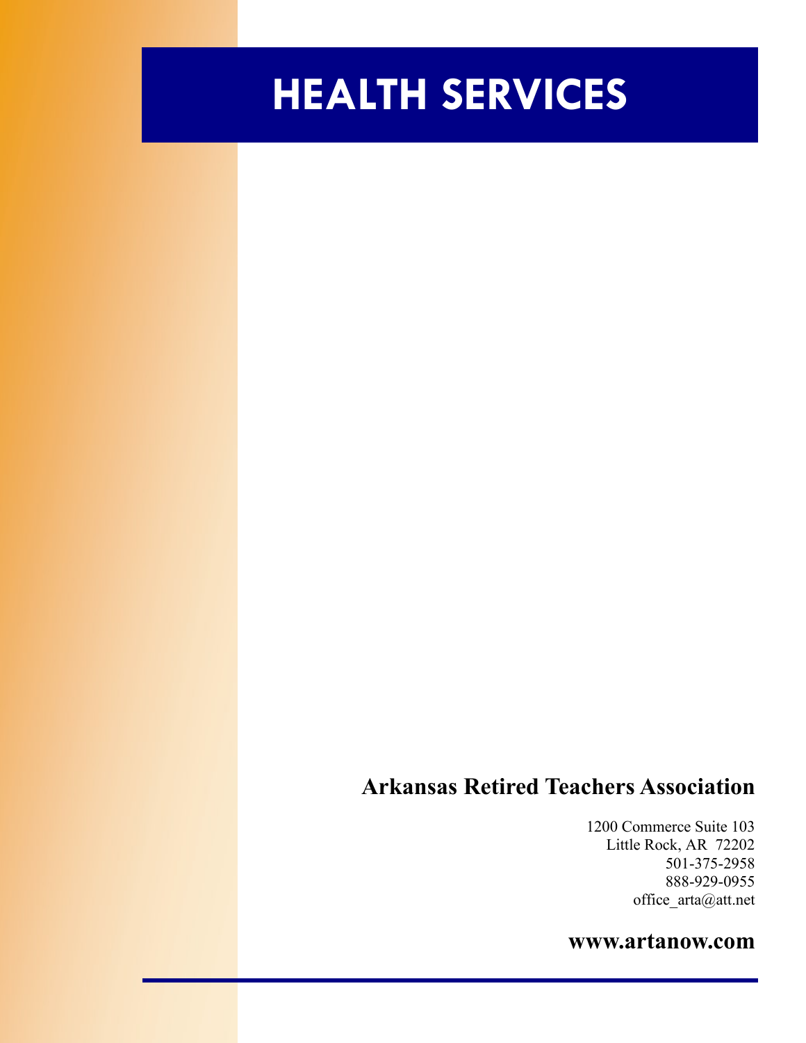# HEALTH SERVICES

**Arkansas Retired Teachers Association**

1200 Commerce Suite 103
Little Rock, AR 72202
501-375-2958
888-929-0955
office_arta@att.net

**www.artanow.com**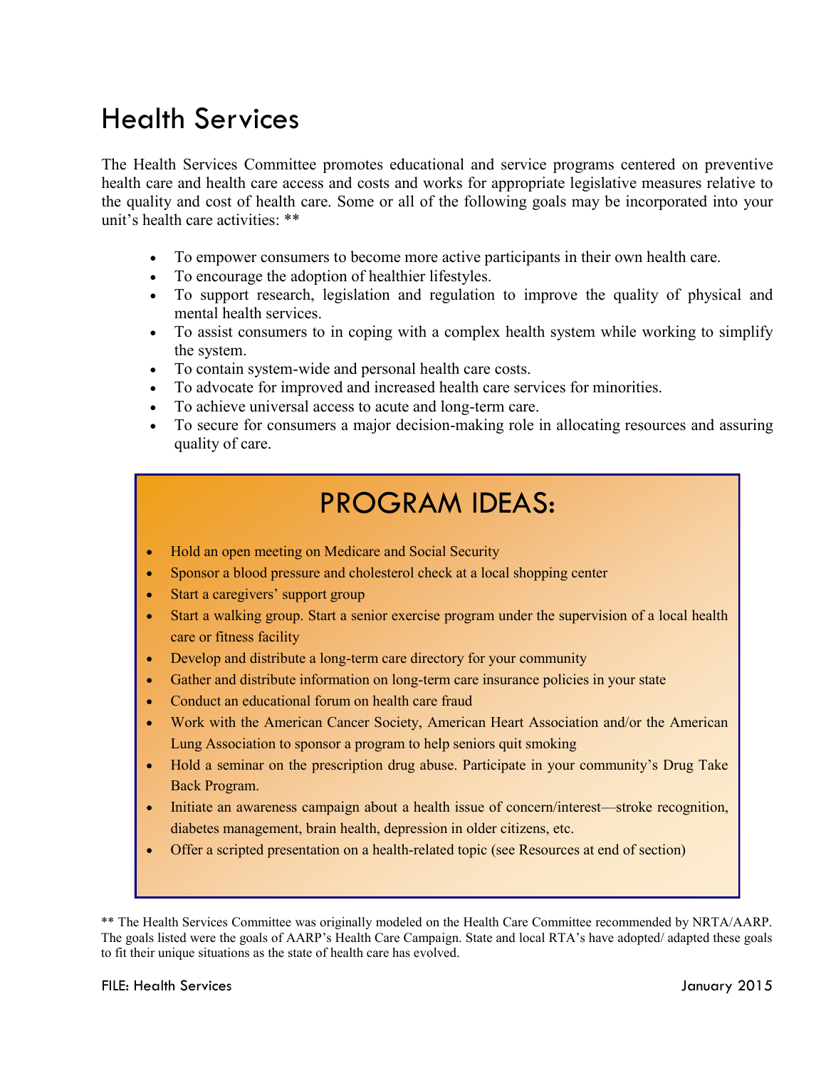# Health Services

The Health Services Committee promotes educational and service programs centered on preventive health care and health care access and costs and works for appropriate legislative measures relative to the quality and cost of health care. Some or all of the following goals may be incorporated into your unit's health care activities: **

- To empower consumers to become more active participants in their own health care.
- To encourage the adoption of healthier lifestyles.
- To support research, legislation and regulation to improve the quality of physical and mental health services.
- To assist consumers to in coping with a complex health system while working to simplify the system.
- To contain system-wide and personal health care costs.
- To advocate for improved and increased health care services for minorities.
- To achieve universal access to acute and long-term care.
- To secure for consumers a major decision-making role in allocating resources and assuring quality of care.

## PROGRAM IDEAS:

- Hold an open meeting on Medicare and Social Security
- Sponsor a blood pressure and cholesterol check at a local shopping center
- Start a caregivers' support group
- Start a walking group. Start a senior exercise program under the supervision of a local health care or fitness facility
- Develop and distribute a long-term care directory for your community
- Gather and distribute information on long-term care insurance policies in your state
- Conduct an educational forum on health care fraud
- Work with the American Cancer Society, American Heart Association and/or the American Lung Association to sponsor a program to help seniors quit smoking
- Hold a seminar on the prescription drug abuse. Participate in your community's Drug Take Back Program.
- Initiate an awareness campaign about a health issue of concern/interest—stroke recognition, diabetes management, brain health, depression in older citizens, etc.
- Offer a scripted presentation on a health-related topic (see Resources at end of section)

** The Health Services Committee was originally modeled on the Health Care Committee recommended by NRTA/AARP. The goals listed were the goals of AARP's Health Care Campaign. State and local RTA's have adopted/ adapted these goals to fit their unique situations as the state of health care has evolved.

FILE: Health Services January 2015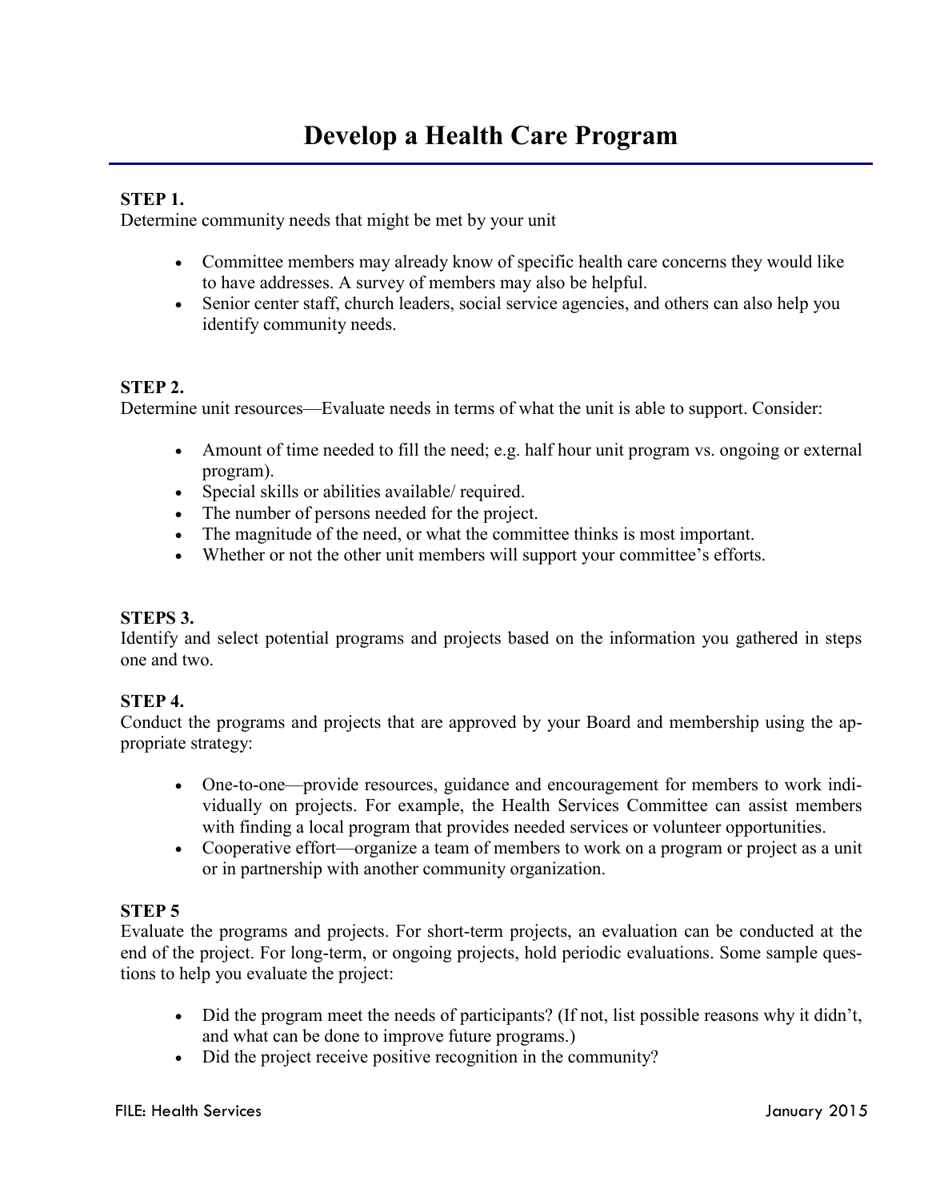# Develop a Health Care Program

**STEP 1.**
Determine community needs that might be met by your unit

- Committee members may already know of specific health care concerns they would like to have addresses. A survey of members may also be helpful.
- Senior center staff, church leaders, social service agencies, and others can also help you identify community needs.

**STEP 2.**
Determine unit resources—Evaluate needs in terms of what the unit is able to support. Consider:

- Amount of time needed to fill the need; e.g. half hour unit program vs. ongoing or external program).
- Special skills or abilities available/ required.
- The number of persons needed for the project.
- The magnitude of the need, or what the committee thinks is most important.
- Whether or not the other unit members will support your committee's efforts.

**STEPS 3.**
Identify and select potential programs and projects based on the information you gathered in steps one and two.

**STEP 4.**
Conduct the programs and projects that are approved by your Board and membership using the appropriate strategy:

- One-to-one—provide resources, guidance and encouragement for members to work individually on projects. For example, the Health Services Committee can assist members with finding a local program that provides needed services or volunteer opportunities.
- Cooperative effort—organize a team of members to work on a program or project as a unit or in partnership with another community organization.

**STEP 5**
Evaluate the programs and projects. For short-term projects, an evaluation can be conducted at the end of the project. For long-term, or ongoing projects, hold periodic evaluations. Some sample questions to help you evaluate the project:

- Did the program meet the needs of participants? (If not, list possible reasons why it didn't, and what can be done to improve future programs.)
- Did the project receive positive recognition in the community?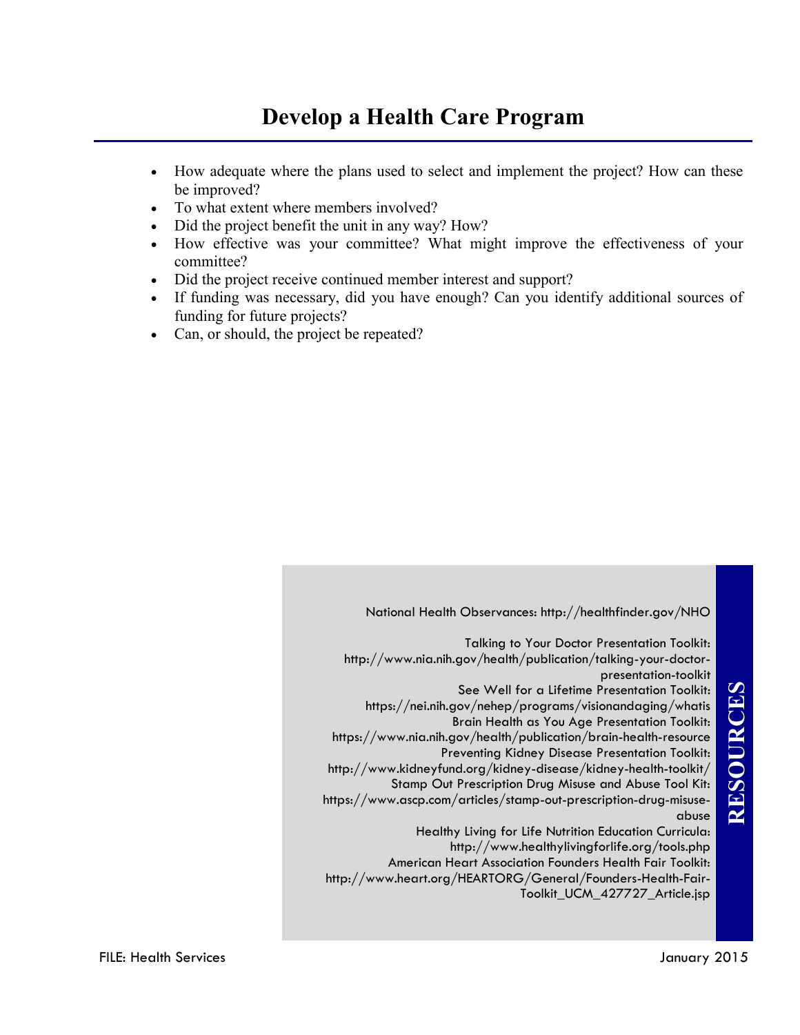# Develop a Health Care Program

- How adequate where the plans used to select and implement the project? How can these be improved?
- To what extent where members involved?
- Did the project benefit the unit in any way? How?
- How effective was your committee? What might improve the effectiveness of your committee?
- Did the project receive continued member interest and support?
- If funding was necessary, did you have enough? Can you identify additional sources of funding for future projects?
- Can, or should, the project be repeated?

## RESOURCES

National Health Observances: http://healthfinder.gov/NHO

Talking to Your Doctor Presentation Toolkit: http://www.nia.nih.gov/health/publication/talking-your-doctor-presentation-toolkit

See Well for a Lifetime Presentation Toolkit: https://nei.nih.gov/nehep/programs/visionandaging/whatis

Brain Health as You Age Presentation Toolkit: https://www.nia.nih.gov/health/publication/brain-health-resource

Preventing Kidney Disease Presentation Toolkit: http://www.kidneyfund.org/kidney-disease/kidney-health-toolkit/

Stamp Out Prescription Drug Misuse and Abuse Tool Kit: https://www.ascp.com/articles/stamp-out-prescription-drug-misuse-abuse

Healthy Living for Life Nutrition Education Curricula: http://www.healthylivingforlife.org/tools.php

American Heart Association Founders Health Fair Toolkit: http://www.heart.org/HEARTORG/General/Founders-Health-Fair-Toolkit_UCM_427727_Article.jsp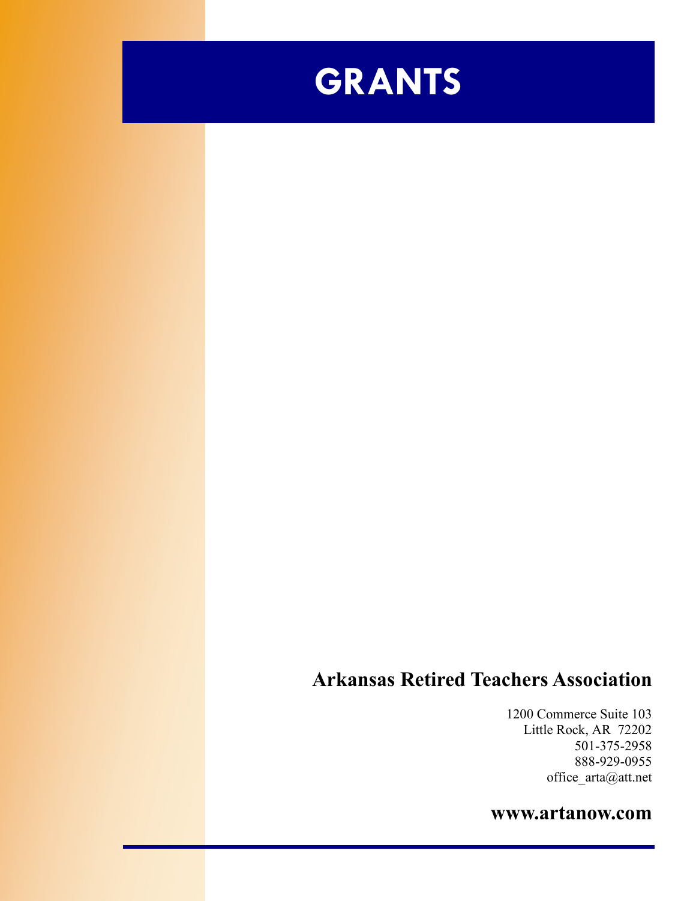# GRANTS

**Arkansas Retired Teachers Association**

1200 Commerce Suite 103
Little Rock, AR 72202
501-375-2958
888-929-0955
office_arta@att.net

**www.artanow.com**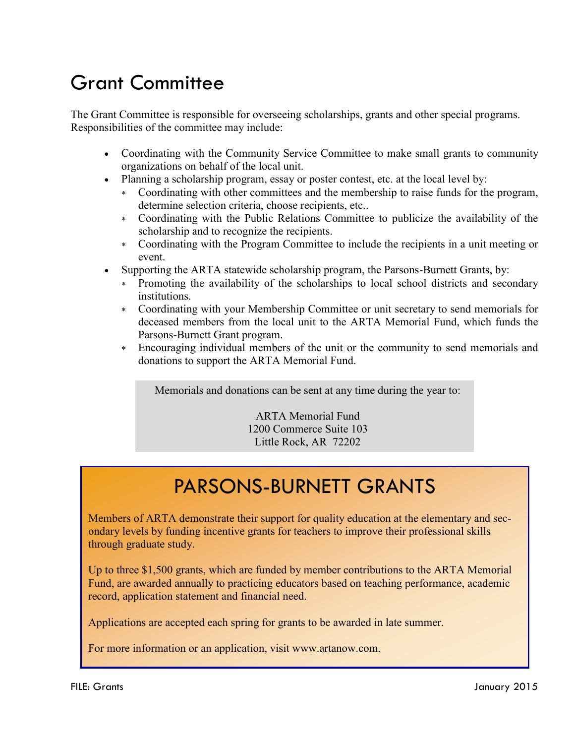# Grant Committee

The Grant Committee is responsible for overseeing scholarships, grants and other special programs. Responsibilities of the committee may include:

- Coordinating with the Community Service Committee to make small grants to community organizations on behalf of the local unit.
- Planning a scholarship program, essay or poster contest, etc. at the local level by:
  - Coordinating with other committees and the membership to raise funds for the program, determine selection criteria, choose recipients, etc..
  - Coordinating with the Public Relations Committee to publicize the availability of the scholarship and to recognize the recipients.
  - Coordinating with the Program Committee to include the recipients in a unit meeting or event.
- Supporting the ARTA statewide scholarship program, the Parsons-Burnett Grants, by:
  - Promoting the availability of the scholarships to local school districts and secondary institutions.
  - Coordinating with your Membership Committee or unit secretary to send memorials for deceased members from the local unit to the ARTA Memorial Fund, which funds the Parsons-Burnett Grant program.
  - Encouraging individual members of the unit or the community to send memorials and donations to support the ARTA Memorial Fund.

Memorials and donations can be sent at any time during the year to:

ARTA Memorial Fund
1200 Commerce Suite 103
Little Rock, AR 72202

## PARSONS-BURNETT GRANTS

Members of ARTA demonstrate their support for quality education at the elementary and secondary levels by funding incentive grants for teachers to improve their professional skills through graduate study.

Up to three $1,500 grants, which are funded by member contributions to the ARTA Memorial Fund, are awarded annually to practicing educators based on teaching performance, academic record, application statement and financial need.

Applications are accepted each spring for grants to be awarded in late summer.

For more information or an application, visit www.artanow.com.

FILE: Grants January 2015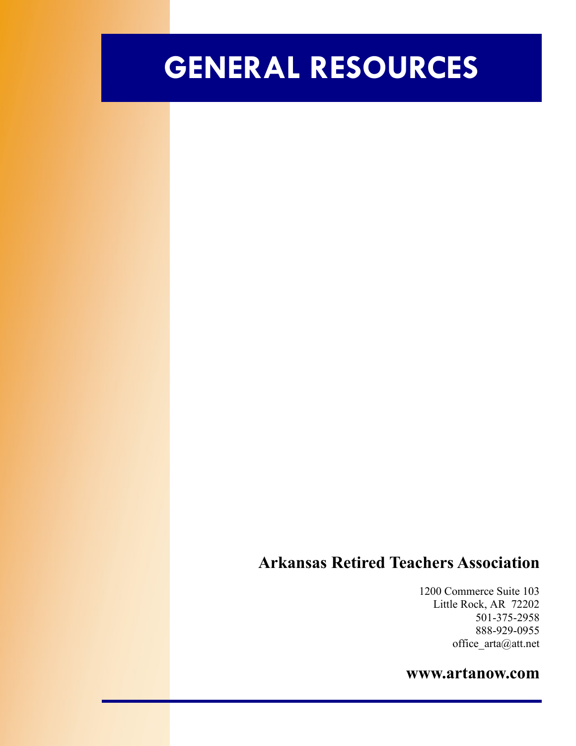# GENERAL RESOURCES

**Arkansas Retired Teachers Association**

1200 Commerce Suite 103
Little Rock, AR 72202
501-375-2958
888-929-0955
office_arta@att.net

**www.artanow.com**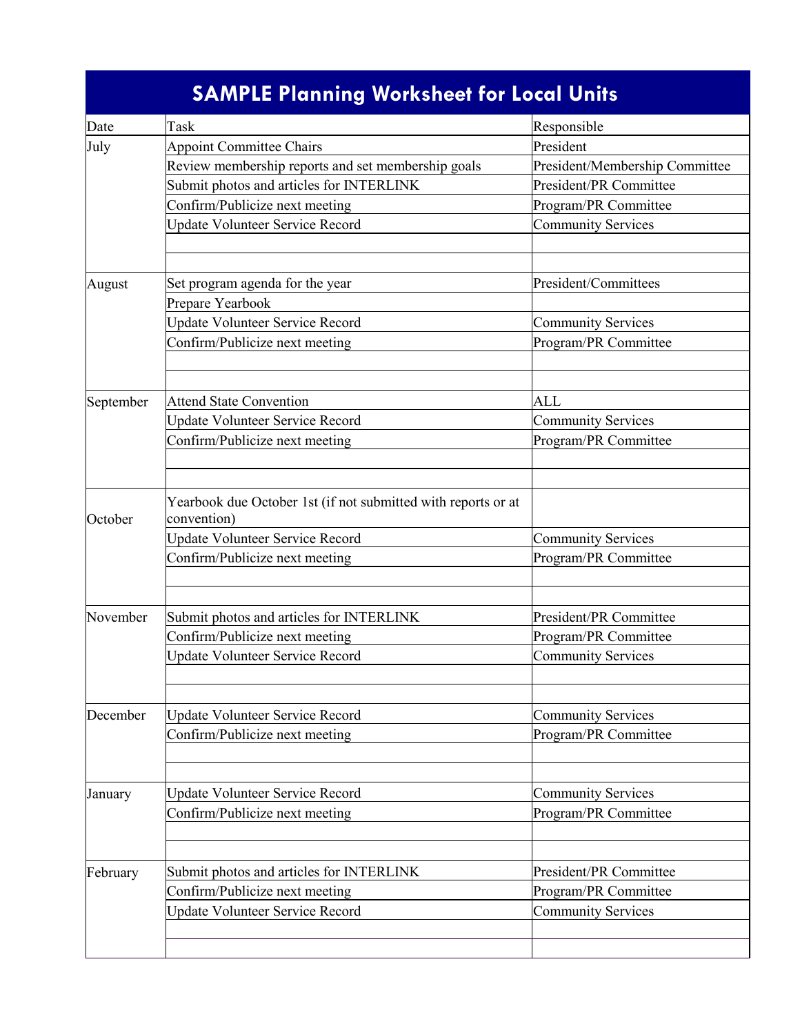# SAMPLE Planning Worksheet for Local Units

| Date | Task | Responsible |
|---|---|---|
| July | Appoint Committee Chairs | President |
| | Review membership reports and set membership goals | President/Membership Committee |
| | Submit photos and articles for INTERLINK | President/PR Committee |
| | Confirm/Publicize next meeting | Program/PR Committee |
| | Update Volunteer Service Record | Community Services |
| | | |
| | | |
| August | Set program agenda for the year | President/Committees |
| | Prepare Yearbook | |
| | Update Volunteer Service Record | Community Services |
| | Confirm/Publicize next meeting | Program/PR Committee |
| | | |
| | | |
| September | Attend State Convention | ALL |
| | Update Volunteer Service Record | Community Services |
| | Confirm/Publicize next meeting | Program/PR Committee |
| | | |
| | | |
| October | Yearbook due October 1st (if not submitted with reports or at convention) | |
| | Update Volunteer Service Record | Community Services |
| | Confirm/Publicize next meeting | Program/PR Committee |
| | | |
| | | |
| November | Submit photos and articles for INTERLINK | President/PR Committee |
| | Confirm/Publicize next meeting | Program/PR Committee |
| | Update Volunteer Service Record | Community Services |
| | | |
| | | |
| December | Update Volunteer Service Record | Community Services |
| | Confirm/Publicize next meeting | Program/PR Committee |
| | | |
| | | |
| January | Update Volunteer Service Record | Community Services |
| | Confirm/Publicize next meeting | Program/PR Committee |
| | | |
| | | |
| February | Submit photos and articles for INTERLINK | President/PR Committee |
| | Confirm/Publicize next meeting | Program/PR Committee |
| | Update Volunteer Service Record | Community Services |
| | | |
| | | |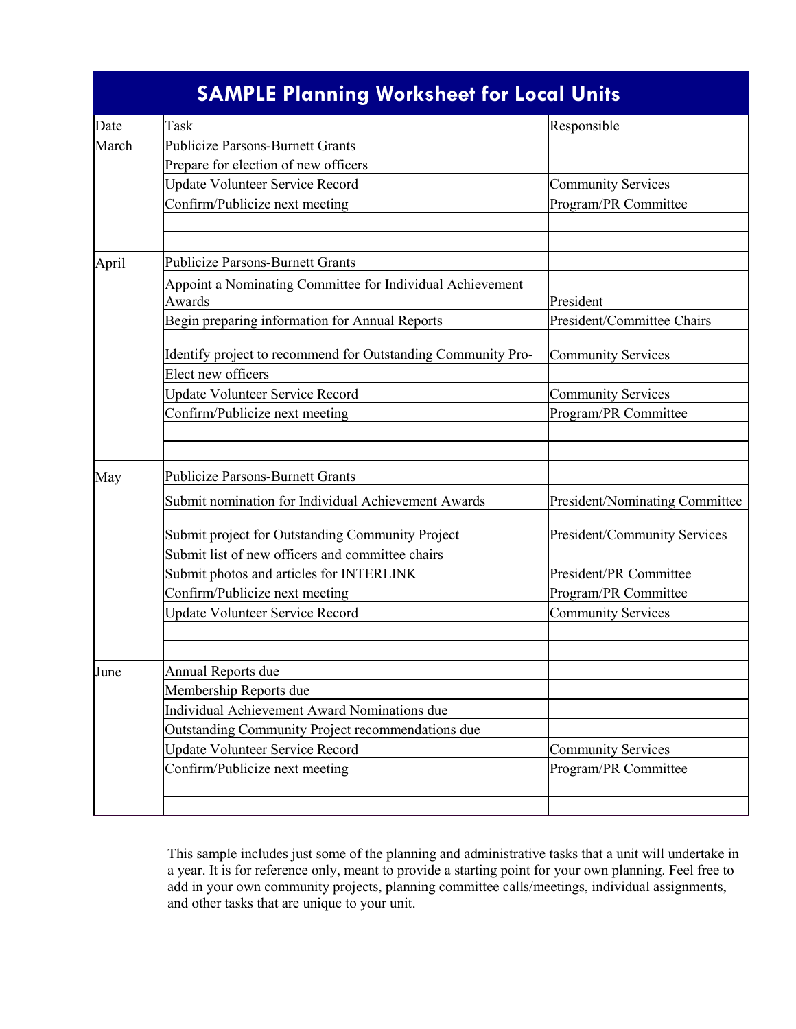# SAMPLE Planning Worksheet for Local Units

| Date | Task | Responsible |
|---|---|---|
| March | Publicize Parsons-Burnett Grants | |
| | Prepare for election of new officers | |
| | Update Volunteer Service Record | Community Services |
| | Confirm/Publicize next meeting | Program/PR Committee |
| | | |
| | | |
| April | Publicize Parsons-Burnett Grants | |
| | Appoint a Nominating Committee for Individual Achievement Awards | President |
| | Begin preparing information for Annual Reports | President/Committee Chairs |
| | Identify project to recommend for Outstanding Community Pro- | Community Services |
| | Elect new officers | |
| | Update Volunteer Service Record | Community Services |
| | Confirm/Publicize next meeting | Program/PR Committee |
| | | |
| | | |
| May | Publicize Parsons-Burnett Grants | |
| | Submit nomination for Individual Achievement Awards | President/Nominating Committee |
| | Submit project for Outstanding Community Project | President/Community Services |
| | Submit list of new officers and committee chairs | |
| | Submit photos and articles for INTERLINK | President/PR Committee |
| | Confirm/Publicize next meeting | Program/PR Committee |
| | Update Volunteer Service Record | Community Services |
| | | |
| | | |
| June | Annual Reports due | |
| | Membership Reports due | |
| | Individual Achievement Award Nominations due | |
| | Outstanding Community Project recommendations due | |
| | Update Volunteer Service Record | Community Services |
| | Confirm/Publicize next meeting | Program/PR Committee |
| | | |
| | | |

This sample includes just some of the planning and administrative tasks that a unit will undertake in a year. It is for reference only, meant to provide a starting point for your own planning. Feel free to add in your own community projects, planning committee calls/meetings, individual assignments, and other tasks that are unique to your unit.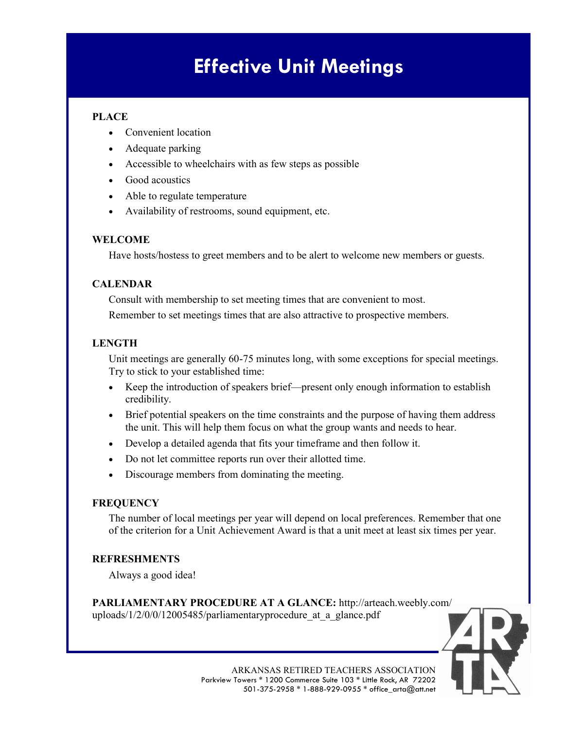# Effective Unit Meetings

**PLACE**

- Convenient location
- Adequate parking
- Accessible to wheelchairs with as few steps as possible
- Good acoustics
- Able to regulate temperature
- Availability of restrooms, sound equipment, etc.

**WELCOME**

Have hosts/hostess to greet members and to be alert to welcome new members or guests.

**CALENDAR**

Consult with membership to set meeting times that are convenient to most.

Remember to set meetings times that are also attractive to prospective members.

**LENGTH**

Unit meetings are generally 60-75 minutes long, with some exceptions for special meetings. Try to stick to your established time:

- Keep the introduction of speakers brief—present only enough information to establish credibility.
- Brief potential speakers on the time constraints and the purpose of having them address the unit. This will help them focus on what the group wants and needs to hear.
- Develop a detailed agenda that fits your timeframe and then follow it.
- Do not let committee reports run over their allotted time.
- Discourage members from dominating the meeting.

**FREQUENCY**

The number of local meetings per year will depend on local preferences. Remember that one of the criterion for a Unit Achievement Award is that a unit meet at least six times per year.

**REFRESHMENTS**

Always a good idea!

**PARLIAMENTARY PROCEDURE AT A GLANCE:** http://arteach.weebly.com/uploads/1/2/0/0/12005485/parliamentaryprocedure_at_a_glance.pdf

ARKANSAS RETIRED TEACHERS ASSOCIATION
Parkview Towers * 1200 Commerce Suite 103 * Little Rock, AR 72202
501-375-2958 * 1-888-929-0955 * office_arta@att.net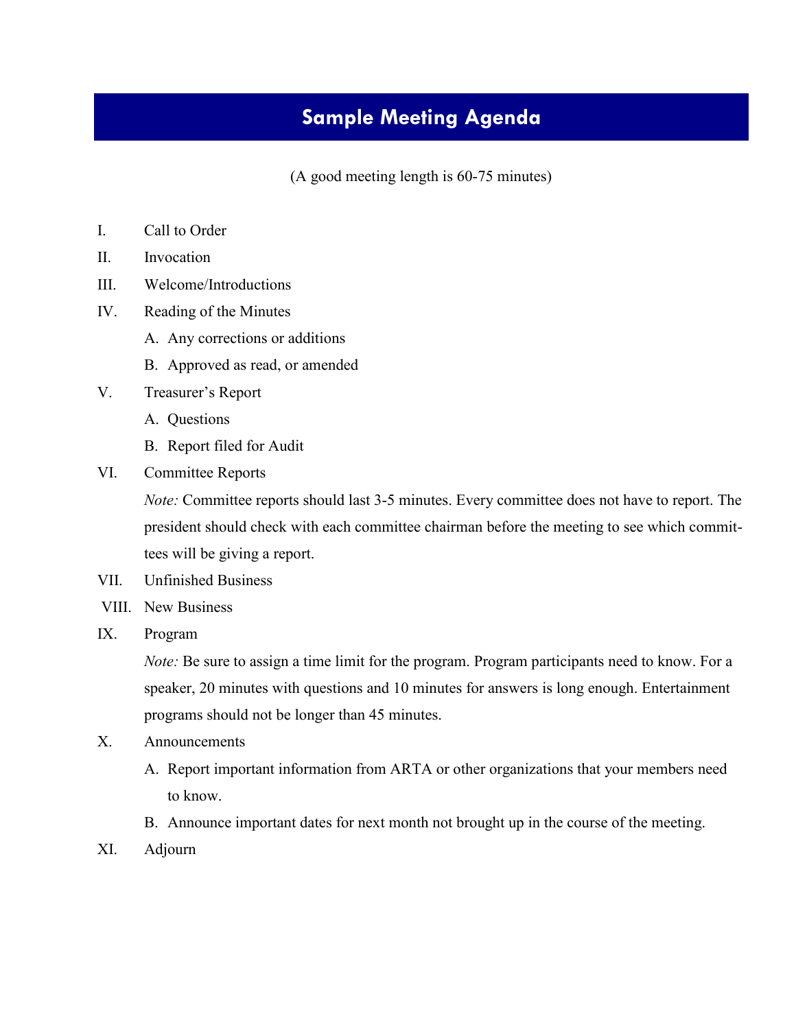# Sample Meeting Agenda

(A good meeting length is 60-75 minutes)

I. Call to Order

II. Invocation

III. Welcome/Introductions

IV. Reading of the Minutes
   - A. Any corrections or additions
   - B. Approved as read, or amended

V. Treasurer's Report
   - A. Questions
   - B. Report filed for Audit

VI. Committee Reports

   *Note:* Committee reports should last 3-5 minutes. Every committee does not have to report. The president should check with each committee chairman before the meeting to see which committees will be giving a report.

VII. Unfinished Business

VIII. New Business

IX. Program

   *Note:* Be sure to assign a time limit for the program. Program participants need to know. For a speaker, 20 minutes with questions and 10 minutes for answers is long enough. Entertainment programs should not be longer than 45 minutes.

X. Announcements
   - A. Report important information from ARTA or other organizations that your members need to know.
   - B. Announce important dates for next month not brought up in the course of the meeting.

XI. Adjourn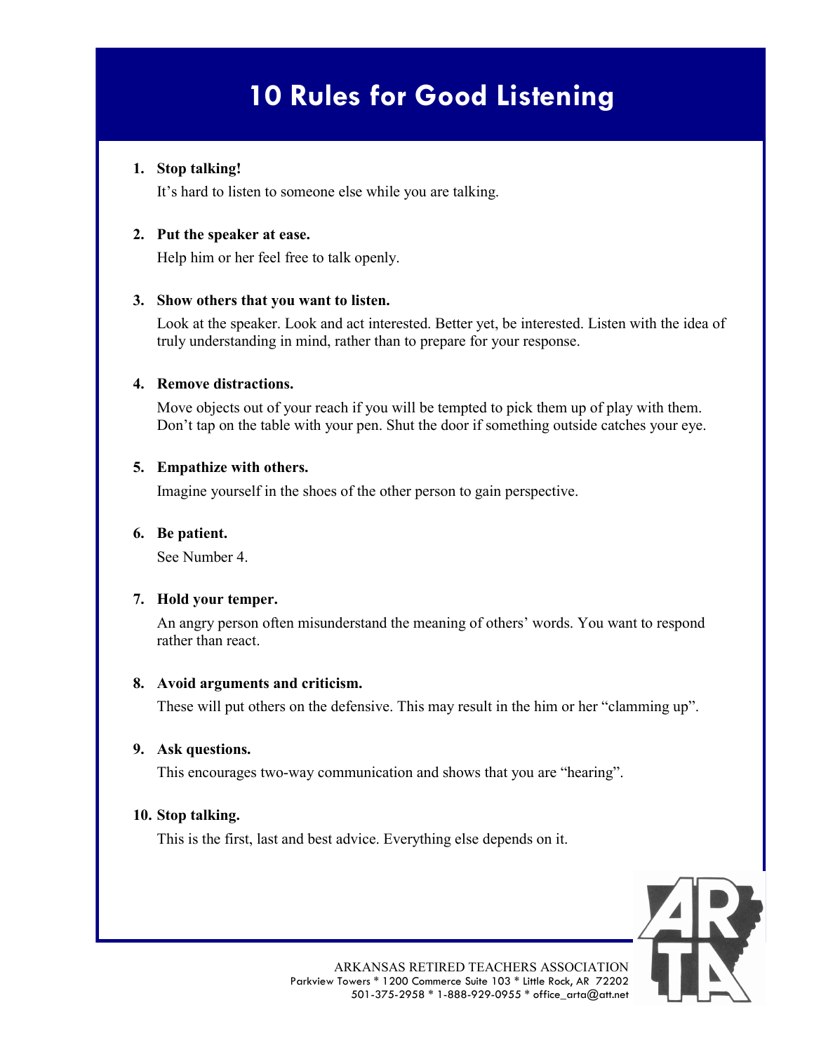# 10 Rules for Good Listening

1. **Stop talking!**

   It's hard to listen to someone else while you are talking.

2. **Put the speaker at ease.**

   Help him or her feel free to talk openly.

3. **Show others that you want to listen.**

   Look at the speaker. Look and act interested. Better yet, be interested. Listen with the idea of truly understanding in mind, rather than to prepare for your response.

4. **Remove distractions.**

   Move objects out of your reach if you will be tempted to pick them up of play with them. Don't tap on the table with your pen. Shut the door if something outside catches your eye.

5. **Empathize with others.**

   Imagine yourself in the shoes of the other person to gain perspective.

6. **Be patient.**

   See Number 4.

7. **Hold your temper.**

   An angry person often misunderstand the meaning of others' words. You want to respond rather than react.

8. **Avoid arguments and criticism.**

   These will put others on the defensive. This may result in the him or her "clamming up".

9. **Ask questions.**

   This encourages two-way communication and shows that you are "hearing".

10. **Stop talking.**

    This is the first, last and best advice. Everything else depends on it.

ARKANSAS RETIRED TEACHERS ASSOCIATION
Parkview Towers * 1200 Commerce Suite 103 * Little Rock, AR 72202
501-375-2958 * 1-888-929-0955 * office_arta@att.net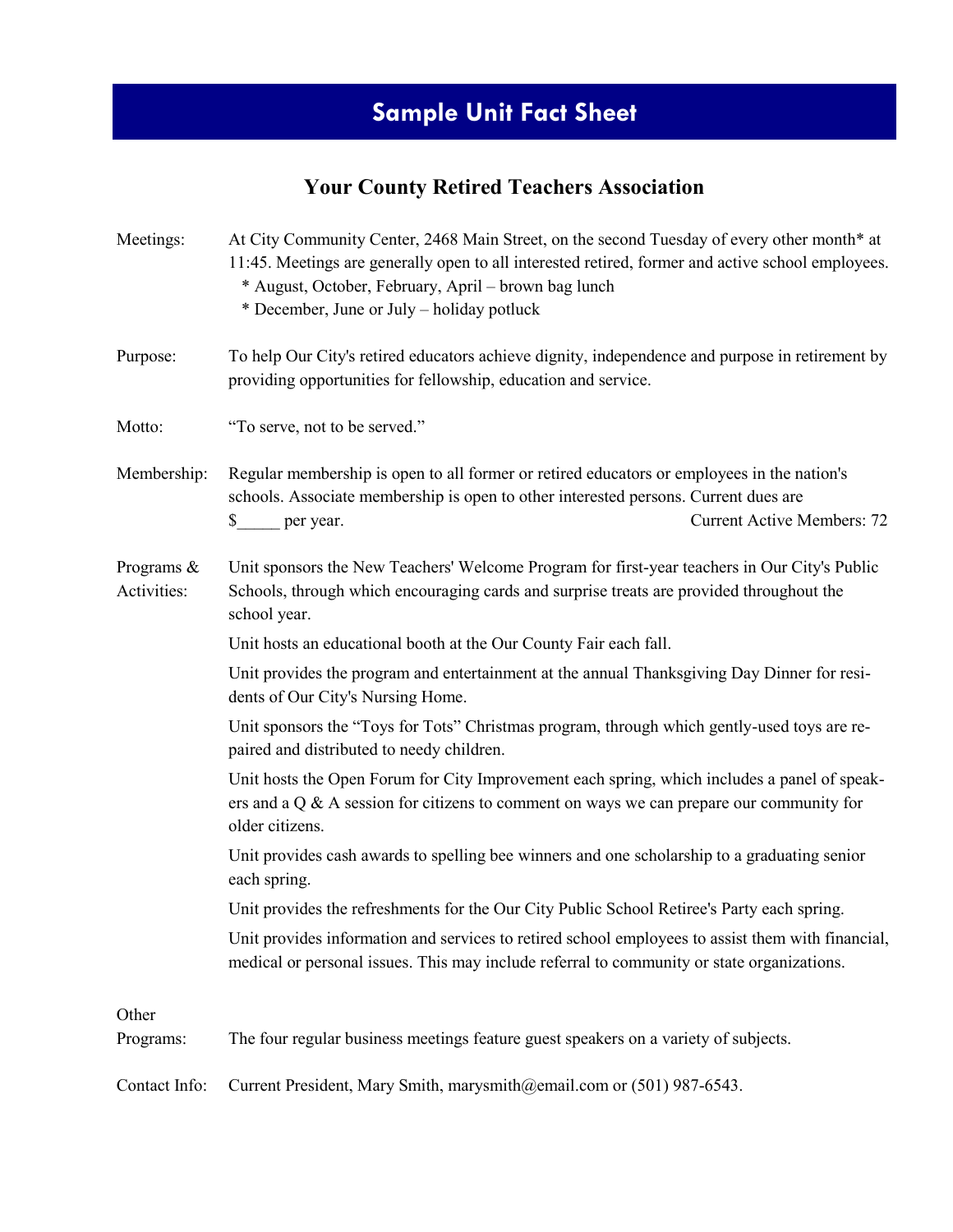# Sample Unit Fact Sheet

## Your County Retired Teachers Association

**Meetings:** At City Community Center, 2468 Main Street, on the second Tuesday of every other month* at 11:45. Meetings are generally open to all interested retired, former and active school employees.

* August, October, February, April – brown bag lunch
* December, June or July – holiday potluck

**Purpose:** To help Our City's retired educators achieve dignity, independence and purpose in retirement by providing opportunities for fellowship, education and service.

**Motto:** "To serve, not to be served."

**Membership:** Regular membership is open to all former or retired educators or employees in the nation's schools. Associate membership is open to other interested persons. Current dues are $_____ per year. Current Active Members: 72

**Programs & Activities:**

Unit sponsors the New Teachers' Welcome Program for first-year teachers in Our City's Public Schools, through which encouraging cards and surprise treats are provided throughout the school year.

Unit hosts an educational booth at the Our County Fair each fall.

Unit provides the program and entertainment at the annual Thanksgiving Day Dinner for residents of Our City's Nursing Home.

Unit sponsors the "Toys for Tots" Christmas program, through which gently-used toys are repaired and distributed to needy children.

Unit hosts the Open Forum for City Improvement each spring, which includes a panel of speakers and a Q & A session for citizens to comment on ways we can prepare our community for older citizens.

Unit provides cash awards to spelling bee winners and one scholarship to a graduating senior each spring.

Unit provides the refreshments for the Our City Public School Retiree's Party each spring.

Unit provides information and services to retired school employees to assist them with financial, medical or personal issues. This may include referral to community or state organizations.

**Other Programs:** The four regular business meetings feature guest speakers on a variety of subjects.

**Contact Info:** Current President, Mary Smith, marysmith@email.com or (501) 987-6543.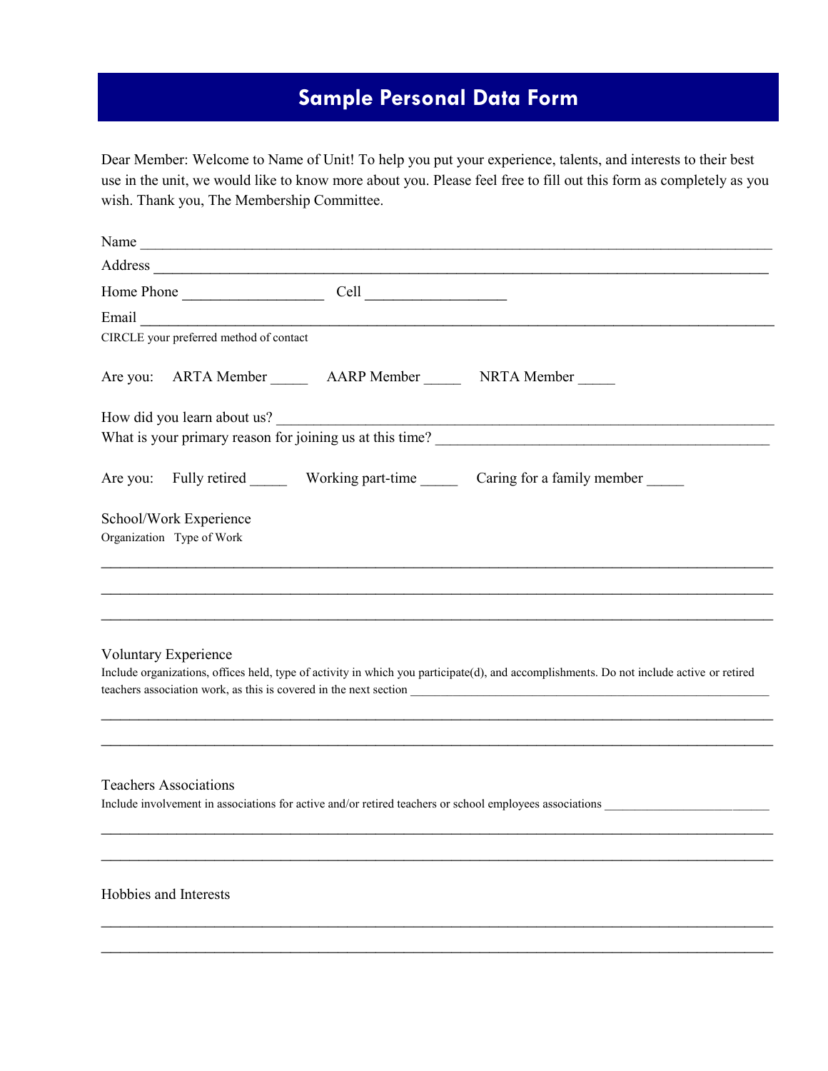# Sample Personal Data Form

Dear Member: Welcome to Name of Unit! To help you put your experience, talents, and interests to their best use in the unit, we would like to know more about you. Please feel free to fill out this form as completely as you wish. Thank you, The Membership Committee.

Name ___________________________________________________________________________

Address _________________________________________________________________________

Home Phone __________________ Cell __________________

Email ___________________________________________________________________________

CIRCLE your preferred method of contact

Are you: ARTA Member _____ AARP Member _____ NRTA Member _____

How did you learn about us? ________________________________________________________

What is your primary reason for joining us at this time? __________________________________________

Are you: Fully retired _____ Working part-time _____ Caring for a family member _____

School/Work Experience

Organization Type of Work

_________________________________________________________________________________

_________________________________________________________________________________

_________________________________________________________________________________

Voluntary Experience

Include organizations, offices held, type of activity in which you participate(d), and accomplishments. Do not include active or retired teachers association work, as this is covered in the next section ______________________________________________________________

_________________________________________________________________________________

_________________________________________________________________________________

Teachers Associations

Include involvement in associations for active and/or retired teachers or school employees associations __________________________

_________________________________________________________________________________

_________________________________________________________________________________

Hobbies and Interests

_________________________________________________________________________________

_________________________________________________________________________________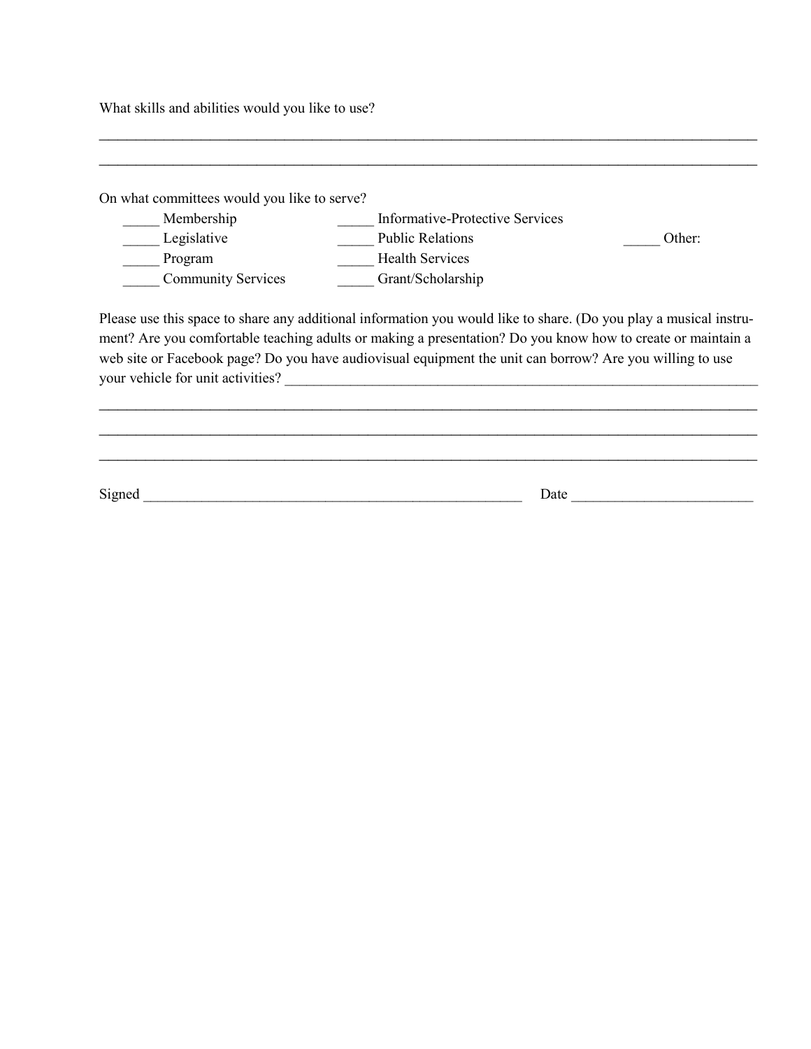What skills and abilities would you like to use?

_______________________________________________________________________________________

_______________________________________________________________________________________

On what committees would you like to serve?

_____ Membership
_____ Legislative
_____ Program
_____ Community Services
_____ Informative-Protective Services
_____ Public Relations
_____ Health Services
_____ Grant/Scholarship
_____ Other:

Please use this space to share any additional information you would like to share. (Do you play a musical instrument? Are you comfortable teaching adults or making a presentation? Do you know how to create or maintain a web site or Facebook page? Do you have audiovisual equipment the unit can borrow? Are you willing to use your vehicle for unit activities? _______________________________________________________________

_______________________________________________________________________________________

_______________________________________________________________________________________

_______________________________________________________________________________________

Signed ____________________________________________________ Date ________________________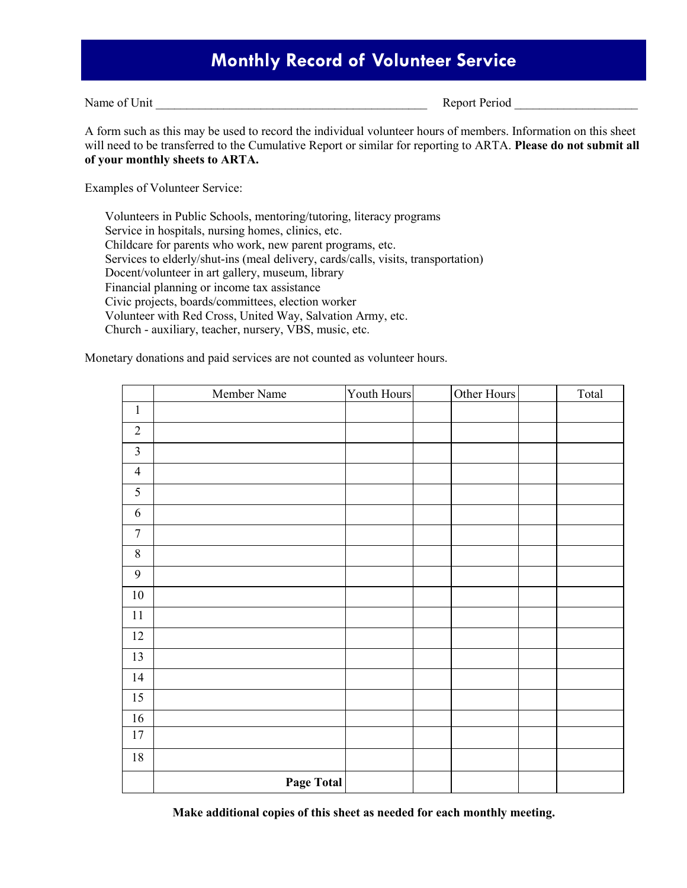# Monthly Record of Volunteer Service

Name of Unit ____________________________________________ Report Period ____________________

A form such as this may be used to record the individual volunteer hours of members. Information on this sheet will need to be transferred to the Cumulative Report or similar for reporting to ARTA. **Please do not submit all of your monthly sheets to ARTA.**

Examples of Volunteer Service:

- Volunteers in Public Schools, mentoring/tutoring, literacy programs
- Service in hospitals, nursing homes, clinics, etc.
- Childcare for parents who work, new parent programs, etc.
- Services to elderly/shut-ins (meal delivery, cards/calls, visits, transportation)
- Docent/volunteer in art gallery, museum, library
- Financial planning or income tax assistance
- Civic projects, boards/committees, election worker
- Volunteer with Red Cross, United Way, Salvation Army, etc.
- Church - auxiliary, teacher, nursery, VBS, music, etc.

Monetary donations and paid services are not counted as volunteer hours.

| | Member Name | Youth Hours | | Other Hours | | Total |
|---|---|---|---|---|---|---|
| 1 | | | | | | |
| 2 | | | | | | |
| 3 | | | | | | |
| 4 | | | | | | |
| 5 | | | | | | |
| 6 | | | | | | |
| 7 | | | | | | |
| 8 | | | | | | |
| 9 | | | | | | |
| 10 | | | | | | |
| 11 | | | | | | |
| 12 | | | | | | |
| 13 | | | | | | |
| 14 | | | | | | |
| 15 | | | | | | |
| 16 | | | | | | |
| 17 | | | | | | |
| 18 | | | | | | |
| | **Page Total** | | | | | |

**Make additional copies of this sheet as needed for each monthly meeting.**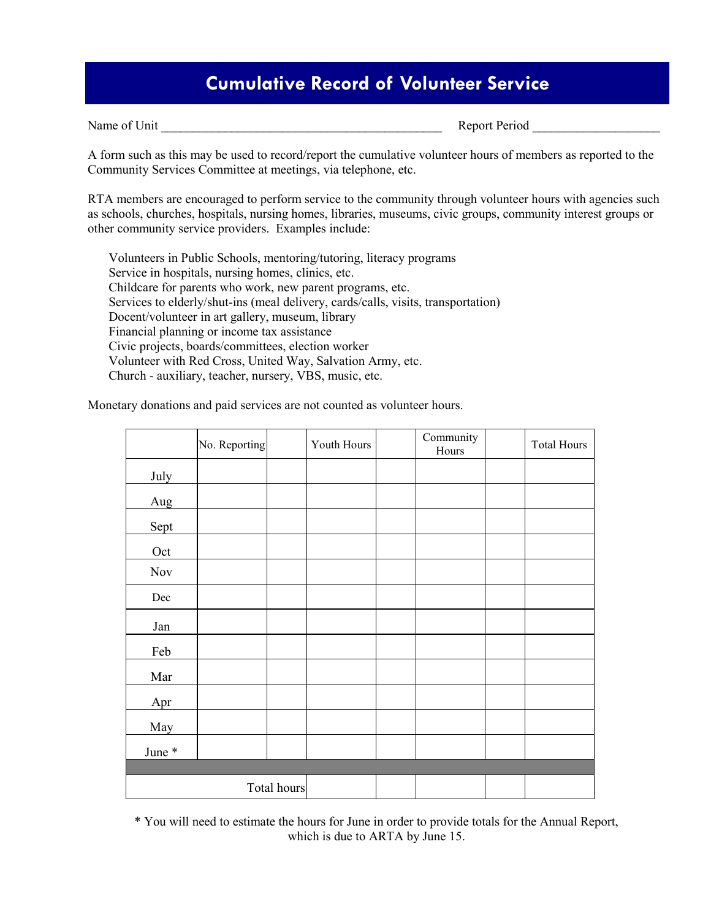# Cumulative Record of Volunteer Service

Name of Unit ____________________________________________ Report Period ____________________

A form such as this may be used to record/report the cumulative volunteer hours of members as reported to the Community Services Committee at meetings, via telephone, etc.

RTA members are encouraged to perform service to the community through volunteer hours with agencies such as schools, churches, hospitals, nursing homes, libraries, museums, civic groups, community interest groups or other community service providers. Examples include:

- Volunteers in Public Schools, mentoring/tutoring, literacy programs
- Service in hospitals, nursing homes, clinics, etc.
- Childcare for parents who work, new parent programs, etc.
- Services to elderly/shut-ins (meal delivery, cards/calls, visits, transportation)
- Docent/volunteer in art gallery, museum, library
- Financial planning or income tax assistance
- Civic projects, boards/committees, election worker
- Volunteer with Red Cross, United Way, Salvation Army, etc.
- Church - auxiliary, teacher, nursery, VBS, music, etc.

Monetary donations and paid services are not counted as volunteer hours.

| | No. Reporting | | Youth Hours | | Community Hours | | Total Hours |
|---|---|---|---|---|---|---|---|
| July | | | | | | | |
| Aug | | | | | | | |
| Sept | | | | | | | |
| Oct | | | | | | | |
| Nov | | | | | | | |
| Dec | | | | | | | |
| Jan | | | | | | | |
| Feb | | | | | | | |
| Mar | | | | | | | |
| Apr | | | | | | | |
| May | | | | | | | |
| June * | | | | | | | |
| | | | | | | | |
| | | Total hours | | | | | |

\* You will need to estimate the hours for June in order to provide totals for the Annual Report, which is due to ARTA by June 15.